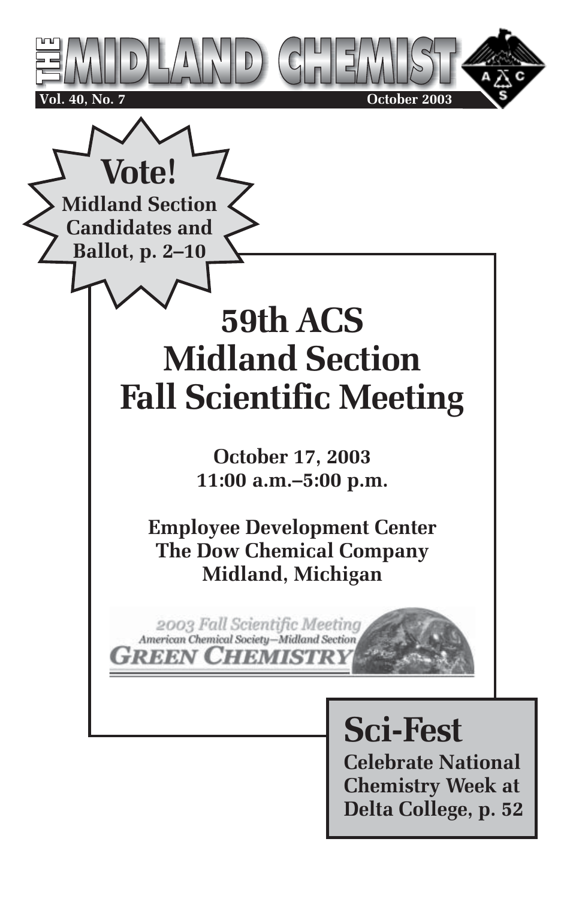# THE MIDLAND CHEMIST

**Vol. 40, No. 7** **October 2003**

**Vote!**
**Midland Section Candidates and Ballot, p. 2–10**

# 59th ACS Midland Section Fall Scientific Meeting

**October 17, 2003**
**11:00 a.m.–5:00 p.m.**

**Employee Development Center**
**The Dow Chemical Company**
**Midland, Michigan**

*2003 Fall Scientific Meeting*
*American Chemical Society—Midland Section*
**GREEN CHEMISTRY**

## Sci-Fest

**Celebrate National Chemistry Week at Delta College, p. 52**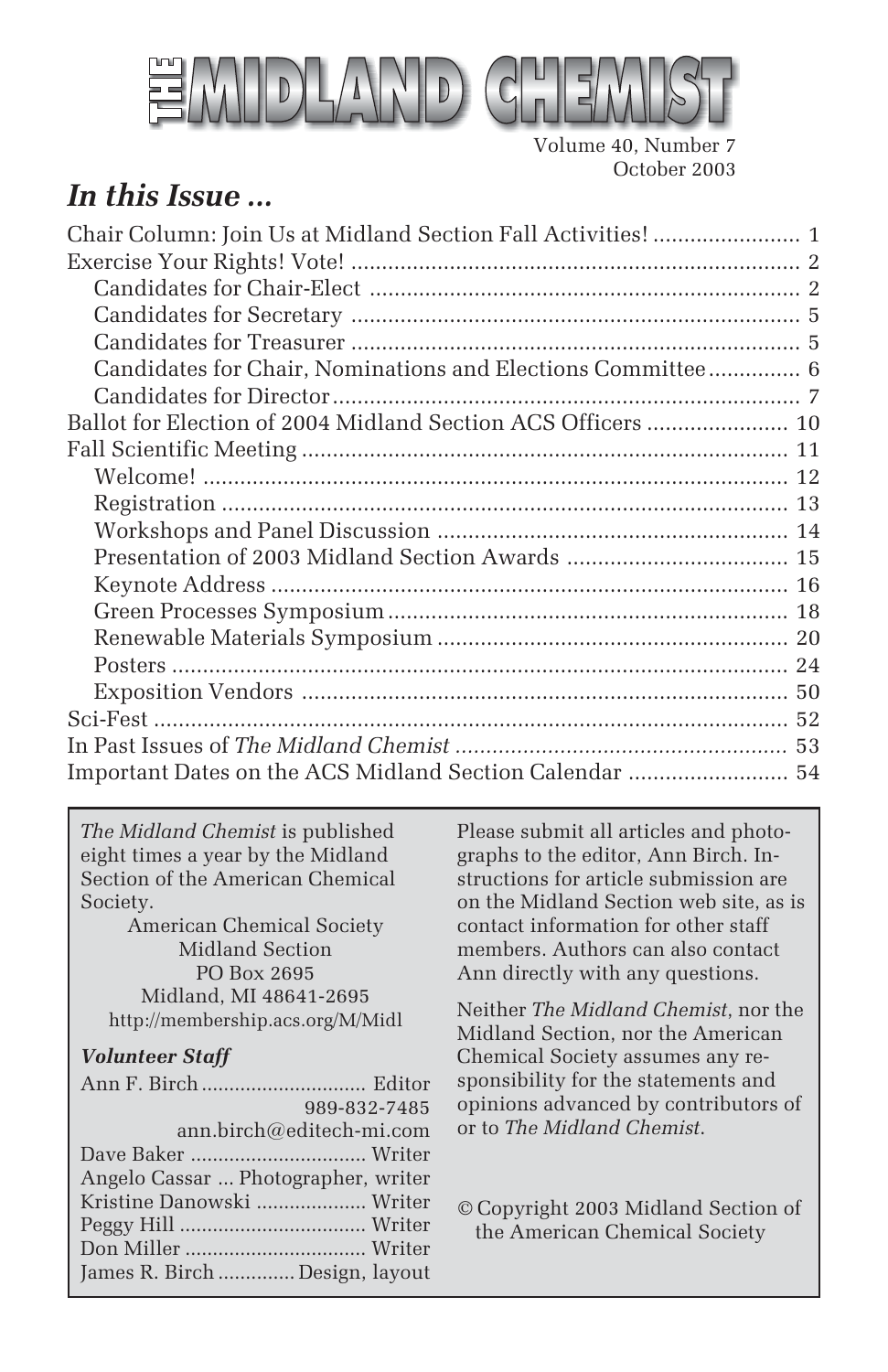# THE MIDLAND CHEMIST

Volume 40, Number 7
October 2003

## *In this Issue ...*

- Chair Column: Join Us at Midland Section Fall Activities! ........................ 1
- Exercise Your Rights! Vote! ........................................................................ 2
  - Candidates for Chair-Elect ..................................................................... 2
  - Candidates for Secretary ........................................................................ 5
  - Candidates for Treasurer ........................................................................ 5
  - Candidates for Chair, Nominations and Elections Committee .............. 6
  - Candidates for Director ........................................................................... 7
- Ballot for Election of 2004 Midland Section ACS Officers ...................... 10
- Fall Scientific Meeting ................................................................................ 11
  - Welcome! ................................................................................................ 12
  - Registration ............................................................................................ 13
  - Workshops and Panel Discussion ........................................................ 14
  - Presentation of 2003 Midland Section Awards .................................... 15
  - Keynote Address .................................................................................... 16
  - Green Processes Symposium ................................................................ 18
  - Renewable Materials Symposium ......................................................... 20
  - Posters .................................................................................................... 24
  - Exposition Vendors ............................................................................... 50
- Sci-Fest ....................................................................................................... 52
- In Past Issues of *The Midland Chemist* ...................................................... 53
- Important Dates on the ACS Midland Section Calendar .......................... 54

---

*The Midland Chemist* is published eight times a year by the Midland Section of the American Chemical Society.

American Chemical Society
Midland Section
PO Box 2695
Midland, MI 48641-2695
http://membership.acs.org/M/Midl

### *Volunteer Staff*

- Ann F. Birch .............................. Editor
  989-832-7485
  ann.birch@editech-mi.com
- Dave Baker ................................ Writer
- Angelo Cassar ... Photographer, writer
- Kristine Danowski ..................... Writer
- Peggy Hill .................................. Writer
- Don Miller ................................. Writer
- James R. Birch .............. Design, layout

Please submit all articles and photographs to the editor, Ann Birch. Instructions for article submission are on the Midland Section web site, as is contact information for other staff members. Authors can also contact Ann directly with any questions.

Neither *The Midland Chemist*, nor the Midland Section, nor the American Chemical Society assumes any responsibility for the statements and opinions advanced by contributors of or to *The Midland Chemist*.

© Copyright 2003 Midland Section of the American Chemical Society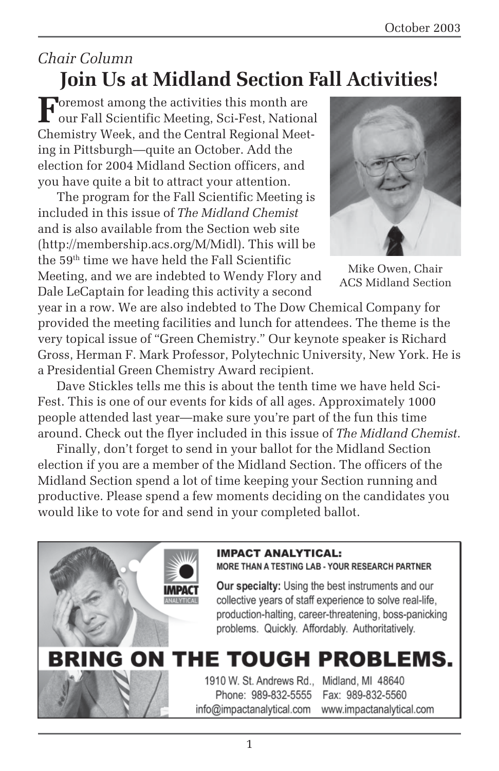*Chair Column*

# Join Us at Midland Section Fall Activities!

Foremost among the activities this month are our Fall Scientific Meeting, Sci-Fest, National Chemistry Week, and the Central Regional Meeting in Pittsburgh—quite an October. Add the election for 2004 Midland Section officers, and you have quite a bit to attract your attention.

The program for the Fall Scientific Meeting is included in this issue of *The Midland Chemist* and is also available from the Section web site (http://membership.acs.org/M/Midl). This will be the 59th time we have held the Fall Scientific Meeting, and we are indebted to Wendy Flory and Dale LeCaptain for leading this activity a second year in a row. We are also indebted to The Dow Chemical Company for provided the meeting facilities and lunch for attendees. The theme is the very topical issue of "Green Chemistry." Our keynote speaker is Richard Gross, Herman F. Mark Professor, Polytechnic University, New York. He is a Presidential Green Chemistry Award recipient.

Mike Owen, Chair
ACS Midland Section

Dave Stickles tells me this is about the tenth time we have held Sci-Fest. This is one of our events for kids of all ages. Approximately 1000 people attended last year—make sure you're part of the fun this time around. Check out the flyer included in this issue of *The Midland Chemist*.

Finally, don't forget to send in your ballot for the Midland Section election if you are a member of the Midland Section. The officers of the Midland Section spend a lot of time keeping your Section running and productive. Please spend a few moments deciding on the candidates you would like to vote for and send in your completed ballot.

**IMPACT ANALYTICAL:**
**MORE THAN A TESTING LAB - YOUR RESEARCH PARTNER**

**Our specialty:** Using the best instruments and our collective years of staff experience to solve real-life, production-halting, career-threatening, boss-panicking problems. Quickly. Affordably. Authoritatively.

**BRING ON THE TOUGH PROBLEMS.**

1910 W. St. Andrews Rd., Midland, MI 48640
Phone: 989-832-5555 Fax: 989-832-5560
info@impactanalytical.com www.impactanalytical.com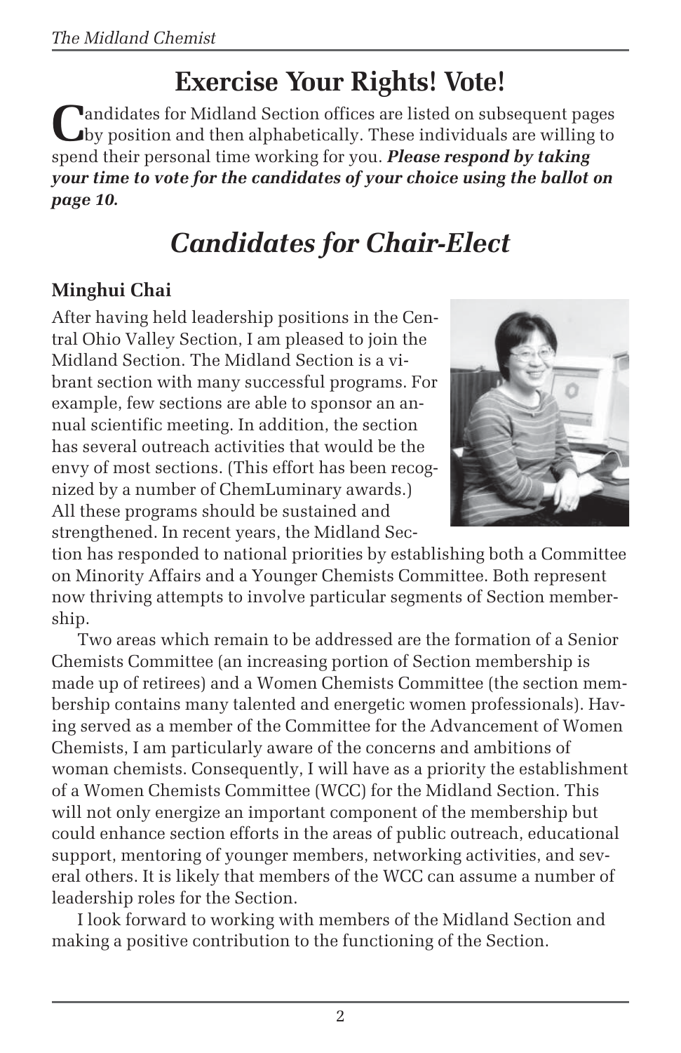# Exercise Your Rights! Vote!

Candidates for Midland Section offices are listed on subsequent pages by position and then alphabetically. These individuals are willing to spend their personal time working for you. ***Please respond by taking your time to vote for the candidates of your choice using the ballot on page 10.***

## *Candidates for Chair-Elect*

### Minghui Chai

After having held leadership positions in the Central Ohio Valley Section, I am pleased to join the Midland Section. The Midland Section is a vibrant section with many successful programs. For example, few sections are able to sponsor an annual scientific meeting. In addition, the section has several outreach activities that would be the envy of most sections. (This effort has been recognized by a number of ChemLuminary awards.) All these programs should be sustained and strengthened. In recent years, the Midland Section has responded to national priorities by establishing both a Committee on Minority Affairs and a Younger Chemists Committee. Both represent now thriving attempts to involve particular segments of Section membership.

Two areas which remain to be addressed are the formation of a Senior Chemists Committee (an increasing portion of Section membership is made up of retirees) and a Women Chemists Committee (the section membership contains many talented and energetic women professionals). Having served as a member of the Committee for the Advancement of Women Chemists, I am particularly aware of the concerns and ambitions of woman chemists. Consequently, I will have as a priority the establishment of a Women Chemists Committee (WCC) for the Midland Section. This will not only energize an important component of the membership but could enhance section efforts in the areas of public outreach, educational support, mentoring of younger members, networking activities, and several others. It is likely that members of the WCC can assume a number of leadership roles for the Section.

I look forward to working with members of the Midland Section and making a positive contribution to the functioning of the Section.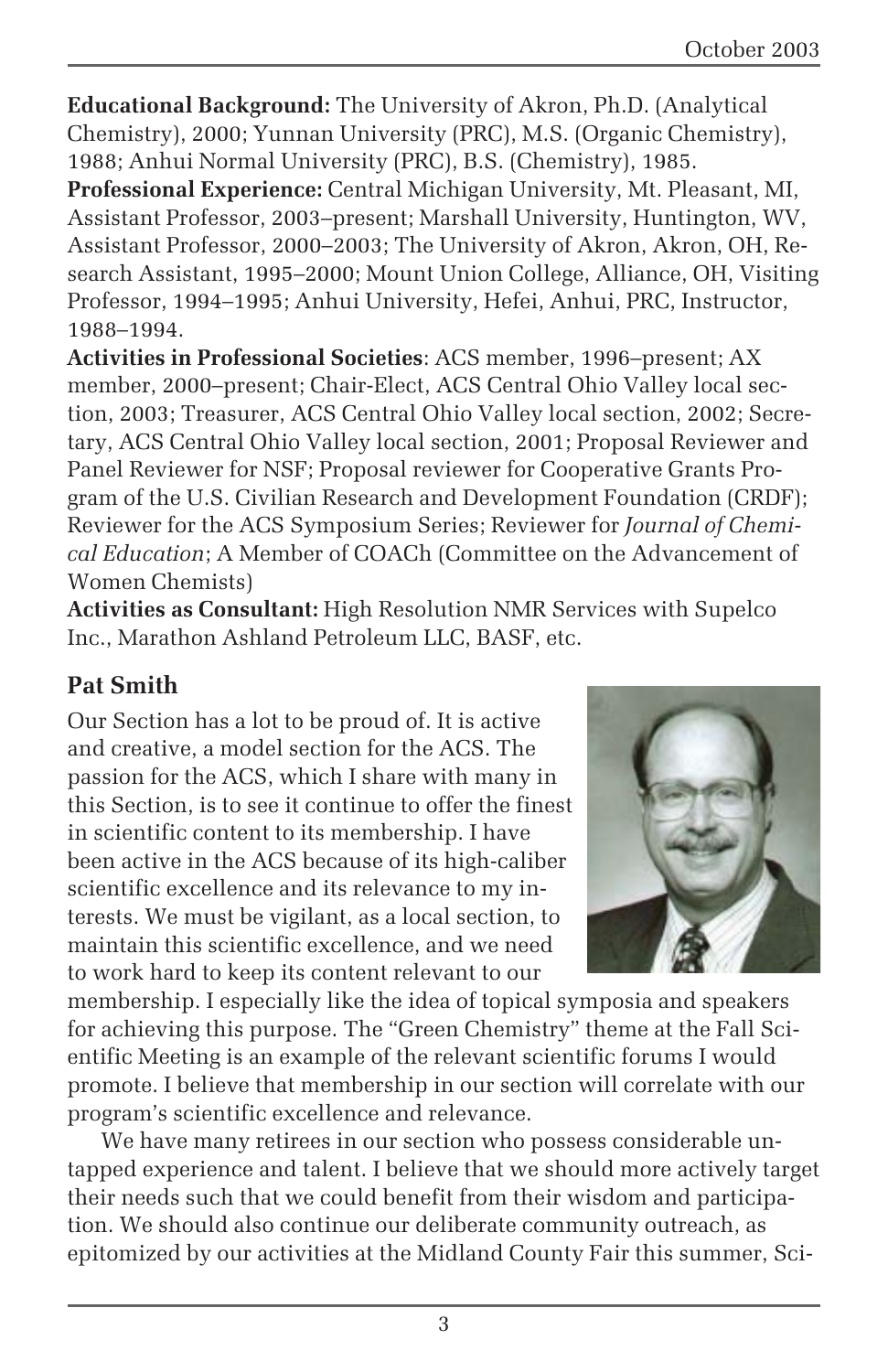**Educational Background:** The University of Akron, Ph.D. (Analytical Chemistry), 2000; Yunnan University (PRC), M.S. (Organic Chemistry), 1988; Anhui Normal University (PRC), B.S. (Chemistry), 1985.
**Professional Experience:** Central Michigan University, Mt. Pleasant, MI, Assistant Professor, 2003–present; Marshall University, Huntington, WV, Assistant Professor, 2000–2003; The University of Akron, Akron, OH, Research Assistant, 1995–2000; Mount Union College, Alliance, OH, Visiting Professor, 1994–1995; Anhui University, Hefei, Anhui, PRC, Instructor, 1988–1994.
**Activities in Professional Societies**: ACS member, 1996–present; AX member, 2000–present; Chair-Elect, ACS Central Ohio Valley local section, 2003; Treasurer, ACS Central Ohio Valley local section, 2002; Secretary, ACS Central Ohio Valley local section, 2001; Proposal Reviewer and Panel Reviewer for NSF; Proposal reviewer for Cooperative Grants Program of the U.S. Civilian Research and Development Foundation (CRDF); Reviewer for the ACS Symposium Series; Reviewer for *Journal of Chemical Education*; A Member of COACh (Committee on the Advancement of Women Chemists)
**Activities as Consultant:** High Resolution NMR Services with Supelco Inc., Marathon Ashland Petroleum LLC, BASF, etc.

## Pat Smith

Our Section has a lot to be proud of. It is active and creative, a model section for the ACS. The passion for the ACS, which I share with many in this Section, is to see it continue to offer the finest in scientific content to its membership. I have been active in the ACS because of its high-caliber scientific excellence and its relevance to my interests. We must be vigilant, as a local section, to maintain this scientific excellence, and we need to work hard to keep its content relevant to our membership. I especially like the idea of topical symposia and speakers for achieving this purpose. The "Green Chemistry" theme at the Fall Scientific Meeting is an example of the relevant scientific forums I would promote. I believe that membership in our section will correlate with our program's scientific excellence and relevance.

We have many retirees in our section who possess considerable untapped experience and talent. I believe that we should more actively target their needs such that we could benefit from their wisdom and participation. We should also continue our deliberate community outreach, as epitomized by our activities at the Midland County Fair this summer, Sci-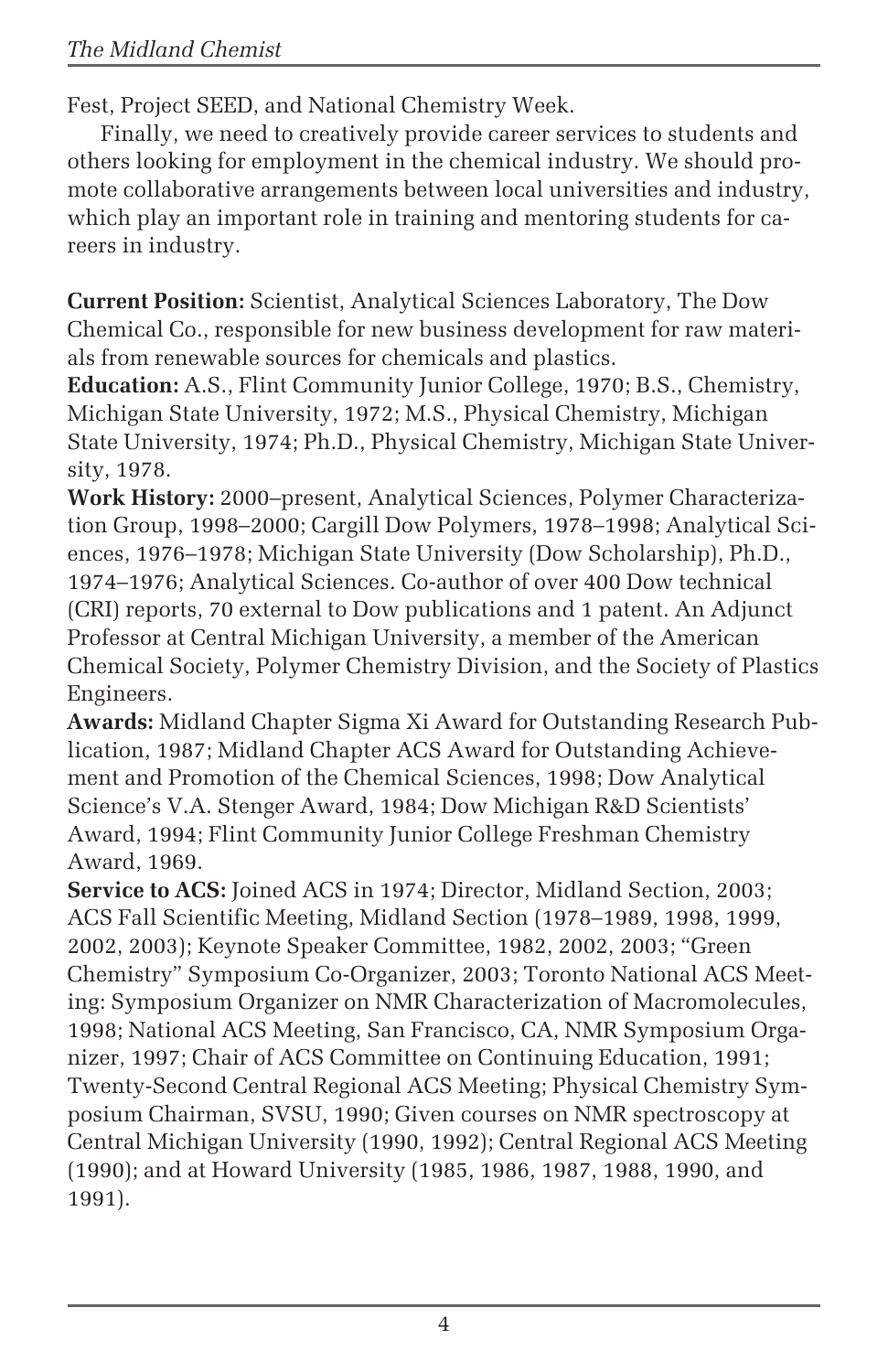Fest, Project SEED, and National Chemistry Week.

Finally, we need to creatively provide career services to students and others looking for employment in the chemical industry. We should promote collaborative arrangements between local universities and industry, which play an important role in training and mentoring students for careers in industry.

**Current Position:** Scientist, Analytical Sciences Laboratory, The Dow Chemical Co., responsible for new business development for raw materials from renewable sources for chemicals and plastics.
**Education:** A.S., Flint Community Junior College, 1970; B.S., Chemistry, Michigan State University, 1972; M.S., Physical Chemistry, Michigan State University, 1974; Ph.D., Physical Chemistry, Michigan State University, 1978.
**Work History:** 2000–present, Analytical Sciences, Polymer Characterization Group, 1998–2000; Cargill Dow Polymers, 1978–1998; Analytical Sciences, 1976–1978; Michigan State University (Dow Scholarship), Ph.D., 1974–1976; Analytical Sciences. Co-author of over 400 Dow technical (CRI) reports, 70 external to Dow publications and 1 patent. An Adjunct Professor at Central Michigan University, a member of the American Chemical Society, Polymer Chemistry Division, and the Society of Plastics Engineers.
**Awards:** Midland Chapter Sigma Xi Award for Outstanding Research Publication, 1987; Midland Chapter ACS Award for Outstanding Achievement and Promotion of the Chemical Sciences, 1998; Dow Analytical Science's V.A. Stenger Award, 1984; Dow Michigan R&D Scientists' Award, 1994; Flint Community Junior College Freshman Chemistry Award, 1969.
**Service to ACS:** Joined ACS in 1974; Director, Midland Section, 2003; ACS Fall Scientific Meeting, Midland Section (1978–1989, 1998, 1999, 2002, 2003); Keynote Speaker Committee, 1982, 2002, 2003; "Green Chemistry" Symposium Co-Organizer, 2003; Toronto National ACS Meeting: Symposium Organizer on NMR Characterization of Macromolecules, 1998; National ACS Meeting, San Francisco, CA, NMR Symposium Organizer, 1997; Chair of ACS Committee on Continuing Education, 1991; Twenty-Second Central Regional ACS Meeting; Physical Chemistry Symposium Chairman, SVSU, 1990; Given courses on NMR spectroscopy at Central Michigan University (1990, 1992); Central Regional ACS Meeting (1990); and at Howard University (1985, 1986, 1987, 1988, 1990, and 1991).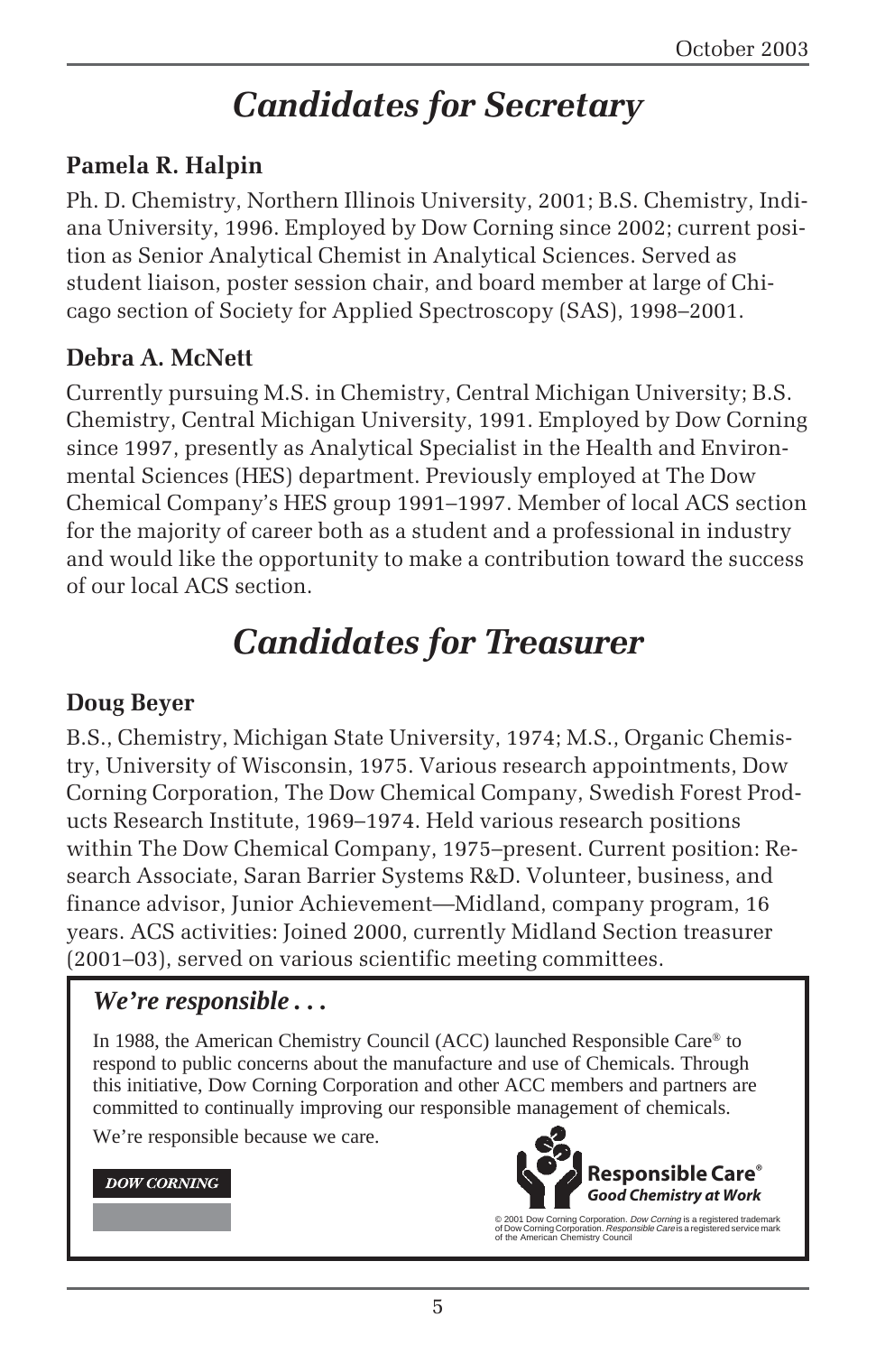# Candidates for Secretary

### Pamela R. Halpin

Ph. D. Chemistry, Northern Illinois University, 2001; B.S. Chemistry, Indiana University, 1996. Employed by Dow Corning since 2002; current position as Senior Analytical Chemist in Analytical Sciences. Served as student liaison, poster session chair, and board member at large of Chicago section of Society for Applied Spectroscopy (SAS), 1998–2001.

### Debra A. McNett

Currently pursuing M.S. in Chemistry, Central Michigan University; B.S. Chemistry, Central Michigan University, 1991. Employed by Dow Corning since 1997, presently as Analytical Specialist in the Health and Environmental Sciences (HES) department. Previously employed at The Dow Chemical Company's HES group 1991–1997. Member of local ACS section for the majority of career both as a student and a professional in industry and would like the opportunity to make a contribution toward the success of our local ACS section.

# Candidates for Treasurer

### Doug Beyer

B.S., Chemistry, Michigan State University, 1974; M.S., Organic Chemistry, University of Wisconsin, 1975. Various research appointments, Dow Corning Corporation, The Dow Chemical Company, Swedish Forest Products Research Institute, 1969–1974. Held various research positions within The Dow Chemical Company, 1975–present. Current position: Research Associate, Saran Barrier Systems R&D. Volunteer, business, and finance advisor, Junior Achievement—Midland, company program, 16 years. ACS activities: Joined 2000, currently Midland Section treasurer (2001–03), served on various scientific meeting committees.

***We're responsible . . .***

In 1988, the American Chemistry Council (ACC) launched Responsible Care® to respond to public concerns about the manufacture and use of Chemicals. Through this initiative, Dow Corning Corporation and other ACC members and partners are committed to continually improving our responsible management of chemicals.

We're responsible because we care.

DOW CORNING

**Responsible Care®**
***Good Chemistry at Work***

© 2001 Dow Corning Corporation. *Dow Corning* is a registered trademark of Dow Corning Corporation. *Responsible Care* is a registered service mark of the American Chemistry Council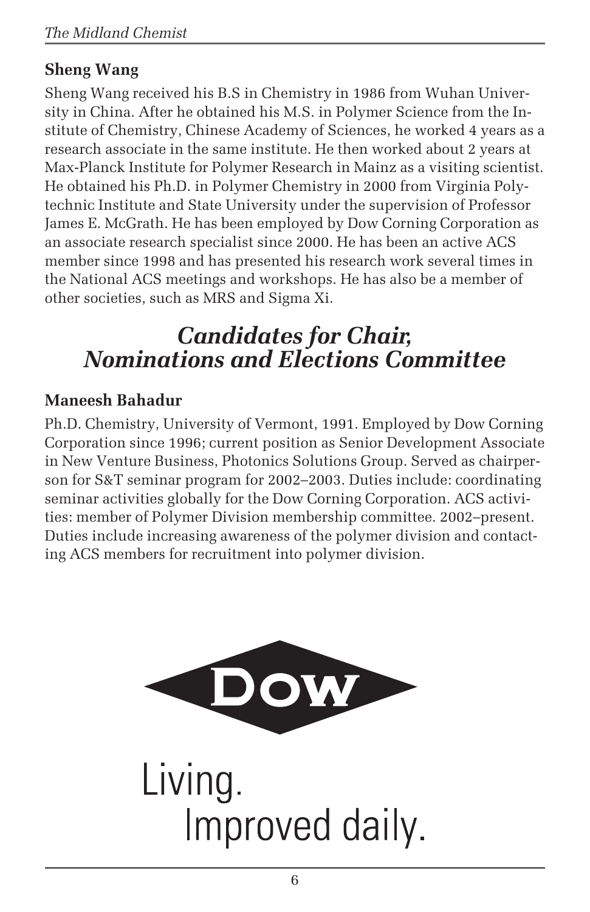### Sheng Wang

Sheng Wang received his B.S in Chemistry in 1986 from Wuhan University in China. After he obtained his M.S. in Polymer Science from the Institute of Chemistry, Chinese Academy of Sciences, he worked 4 years as a research associate in the same institute. He then worked about 2 years at Max-Planck Institute for Polymer Research in Mainz as a visiting scientist. He obtained his Ph.D. in Polymer Chemistry in 2000 from Virginia Polytechnic Institute and State University under the supervision of Professor James E. McGrath. He has been employed by Dow Corning Corporation as an associate research specialist since 2000. He has been an active ACS member since 1998 and has presented his research work several times in the National ACS meetings and workshops. He has also be a member of other societies, such as MRS and Sigma Xi.

## *Candidates for Chair, Nominations and Elections Committee*

### Maneesh Bahadur

Ph.D. Chemistry, University of Vermont, 1991. Employed by Dow Corning Corporation since 1996; current position as Senior Development Associate in New Venture Business, Photonics Solutions Group. Served as chairperson for S&T seminar program for 2002–2003. Duties include: coordinating seminar activities globally for the Dow Corning Corporation. ACS activities: member of Polymer Division membership committee. 2002–present. Duties include increasing awareness of the polymer division and contacting ACS members for recruitment into polymer division.

DOW

Living.
Improved daily.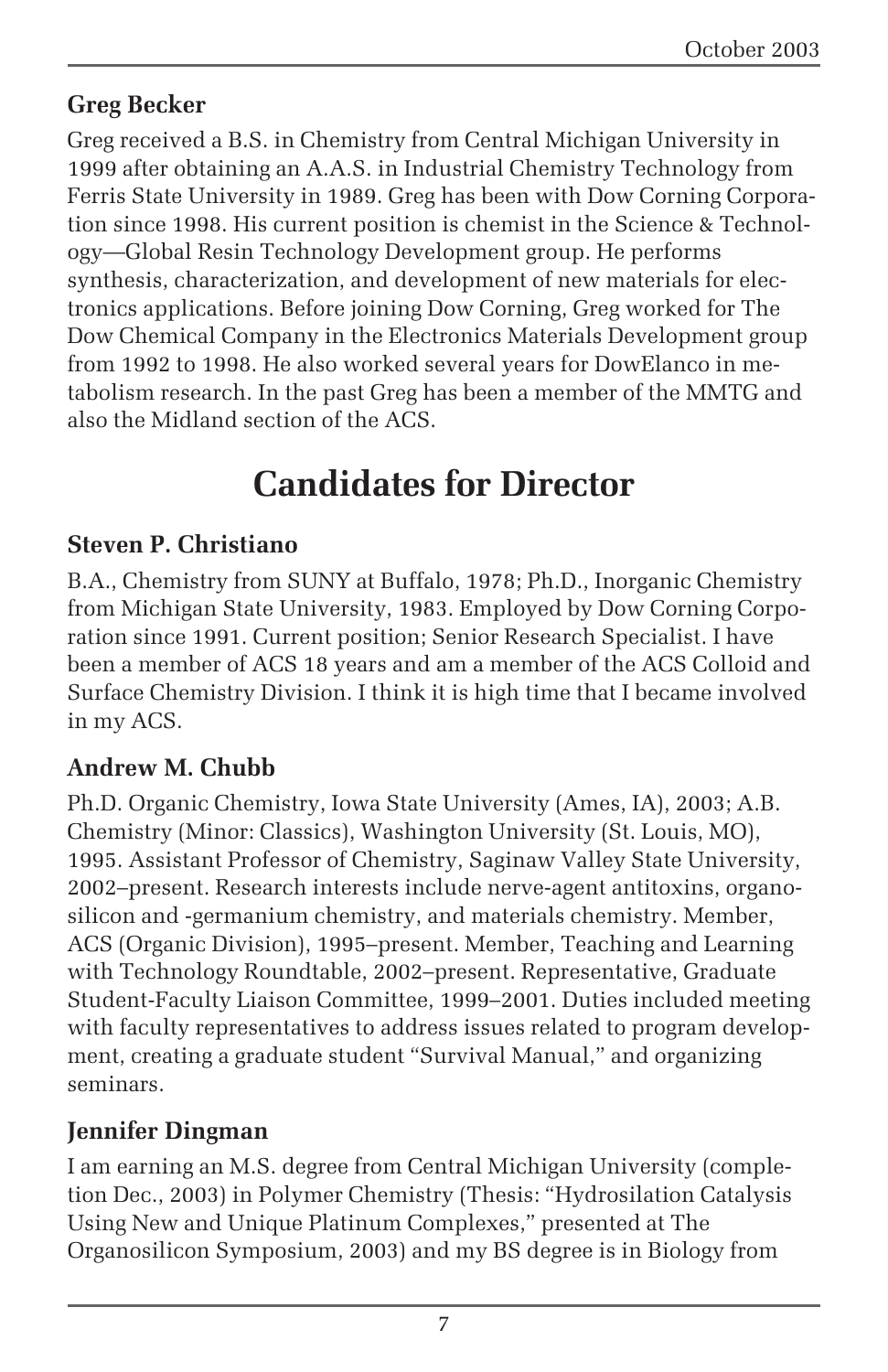### Greg Becker

Greg received a B.S. in Chemistry from Central Michigan University in 1999 after obtaining an A.A.S. in Industrial Chemistry Technology from Ferris State University in 1989. Greg has been with Dow Corning Corporation since 1998. His current position is chemist in the Science & Technology—Global Resin Technology Development group. He performs synthesis, characterization, and development of new materials for electronics applications. Before joining Dow Corning, Greg worked for The Dow Chemical Company in the Electronics Materials Development group from 1992 to 1998. He also worked several years for DowElanco in metabolism research. In the past Greg has been a member of the MMTG and also the Midland section of the ACS.

## Candidates for Director

### Steven P. Christiano

B.A., Chemistry from SUNY at Buffalo, 1978; Ph.D., Inorganic Chemistry from Michigan State University, 1983. Employed by Dow Corning Corporation since 1991. Current position; Senior Research Specialist. I have been a member of ACS 18 years and am a member of the ACS Colloid and Surface Chemistry Division. I think it is high time that I became involved in my ACS.

### Andrew M. Chubb

Ph.D. Organic Chemistry, Iowa State University (Ames, IA), 2003; A.B. Chemistry (Minor: Classics), Washington University (St. Louis, MO), 1995. Assistant Professor of Chemistry, Saginaw Valley State University, 2002–present. Research interests include nerve-agent antitoxins, organosilicon and -germanium chemistry, and materials chemistry. Member, ACS (Organic Division), 1995–present. Member, Teaching and Learning with Technology Roundtable, 2002–present. Representative, Graduate Student-Faculty Liaison Committee, 1999–2001. Duties included meeting with faculty representatives to address issues related to program development, creating a graduate student "Survival Manual," and organizing seminars.

### Jennifer Dingman

I am earning an M.S. degree from Central Michigan University (completion Dec., 2003) in Polymer Chemistry (Thesis: "Hydrosilation Catalysis Using New and Unique Platinum Complexes," presented at The Organosilicon Symposium, 2003) and my BS degree is in Biology from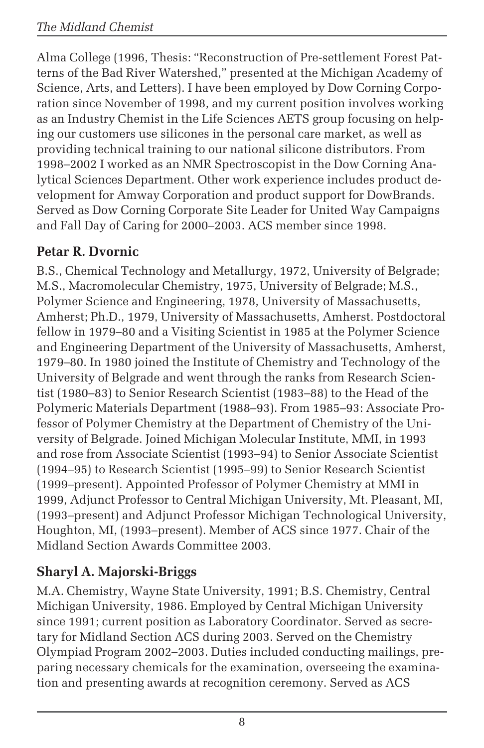Alma College (1996, Thesis: "Reconstruction of Pre-settlement Forest Patterns of the Bad River Watershed," presented at the Michigan Academy of Science, Arts, and Letters). I have been employed by Dow Corning Corporation since November of 1998, and my current position involves working as an Industry Chemist in the Life Sciences AETS group focusing on helping our customers use silicones in the personal care market, as well as providing technical training to our national silicone distributors. From 1998–2002 I worked as an NMR Spectroscopist in the Dow Corning Analytical Sciences Department. Other work experience includes product development for Amway Corporation and product support for DowBrands. Served as Dow Corning Corporate Site Leader for United Way Campaigns and Fall Day of Caring for 2000–2003. ACS member since 1998.

### Petar R. Dvornic

B.S., Chemical Technology and Metallurgy, 1972, University of Belgrade; M.S., Macromolecular Chemistry, 1975, University of Belgrade; M.S., Polymer Science and Engineering, 1978, University of Massachusetts, Amherst; Ph.D., 1979, University of Massachusetts, Amherst. Postdoctoral fellow in 1979–80 and a Visiting Scientist in 1985 at the Polymer Science and Engineering Department of the University of Massachusetts, Amherst, 1979–80. In 1980 joined the Institute of Chemistry and Technology of the University of Belgrade and went through the ranks from Research Scientist (1980–83) to Senior Research Scientist (1983–88) to the Head of the Polymeric Materials Department (1988–93). From 1985–93: Associate Professor of Polymer Chemistry at the Department of Chemistry of the University of Belgrade. Joined Michigan Molecular Institute, MMI, in 1993 and rose from Associate Scientist (1993–94) to Senior Associate Scientist (1994–95) to Research Scientist (1995–99) to Senior Research Scientist (1999–present). Appointed Professor of Polymer Chemistry at MMI in 1999, Adjunct Professor to Central Michigan University, Mt. Pleasant, MI, (1993–present) and Adjunct Professor Michigan Technological University, Houghton, MI, (1993–present). Member of ACS since 1977. Chair of the Midland Section Awards Committee 2003.

### Sharyl A. Majorski-Briggs

M.A. Chemistry, Wayne State University, 1991; B.S. Chemistry, Central Michigan University, 1986. Employed by Central Michigan University since 1991; current position as Laboratory Coordinator. Served as secretary for Midland Section ACS during 2003. Served on the Chemistry Olympiad Program 2002–2003. Duties included conducting mailings, preparing necessary chemicals for the examination, overseeing the examination and presenting awards at recognition ceremony. Served as ACS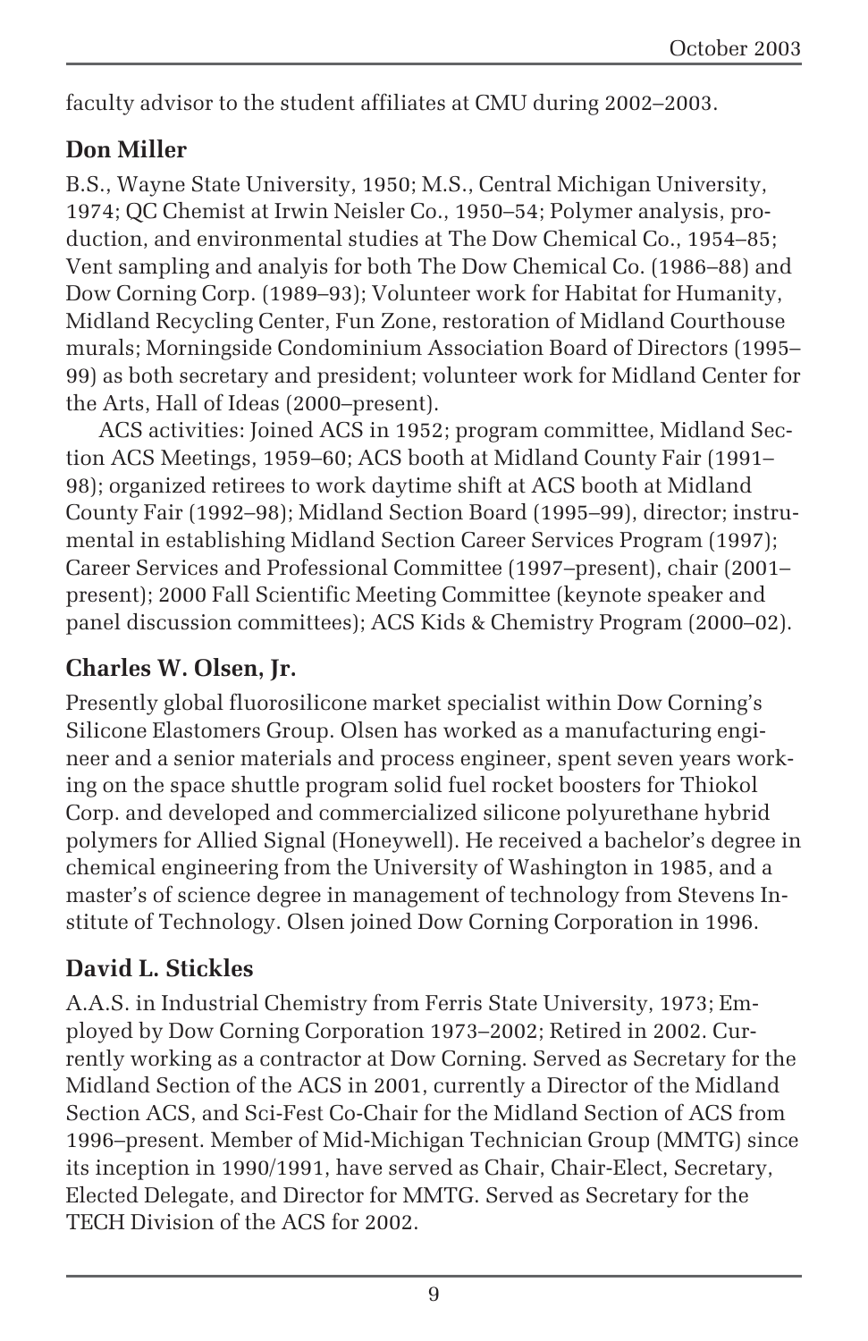faculty advisor to the student affiliates at CMU during 2002–2003.

## Don Miller

B.S., Wayne State University, 1950; M.S., Central Michigan University, 1974; QC Chemist at Irwin Neisler Co., 1950–54; Polymer analysis, production, and environmental studies at The Dow Chemical Co., 1954–85; Vent sampling and analyis for both The Dow Chemical Co. (1986–88) and Dow Corning Corp. (1989–93); Volunteer work for Habitat for Humanity, Midland Recycling Center, Fun Zone, restoration of Midland Courthouse murals; Morningside Condominium Association Board of Directors (1995–99) as both secretary and president; volunteer work for Midland Center for the Arts, Hall of Ideas (2000–present).

ACS activities: Joined ACS in 1952; program committee, Midland Section ACS Meetings, 1959–60; ACS booth at Midland County Fair (1991–98); organized retirees to work daytime shift at ACS booth at Midland County Fair (1992–98); Midland Section Board (1995–99), director; instrumental in establishing Midland Section Career Services Program (1997); Career Services and Professional Committee (1997–present), chair (2001–present); 2000 Fall Scientific Meeting Committee (keynote speaker and panel discussion committees); ACS Kids & Chemistry Program (2000–02).

## Charles W. Olsen, Jr.

Presently global fluorosilicone market specialist within Dow Corning's Silicone Elastomers Group. Olsen has worked as a manufacturing engineer and a senior materials and process engineer, spent seven years working on the space shuttle program solid fuel rocket boosters for Thiokol Corp. and developed and commercialized silicone polyurethane hybrid polymers for Allied Signal (Honeywell). He received a bachelor's degree in chemical engineering from the University of Washington in 1985, and a master's of science degree in management of technology from Stevens Institute of Technology. Olsen joined Dow Corning Corporation in 1996.

## David L. Stickles

A.A.S. in Industrial Chemistry from Ferris State University, 1973; Employed by Dow Corning Corporation 1973–2002; Retired in 2002. Currently working as a contractor at Dow Corning. Served as Secretary for the Midland Section of the ACS in 2001, currently a Director of the Midland Section ACS, and Sci-Fest Co-Chair for the Midland Section of ACS from 1996–present. Member of Mid-Michigan Technician Group (MMTG) since its inception in 1990/1991, have served as Chair, Chair-Elect, Secretary, Elected Delegate, and Director for MMTG. Served as Secretary for the TECH Division of the ACS for 2002.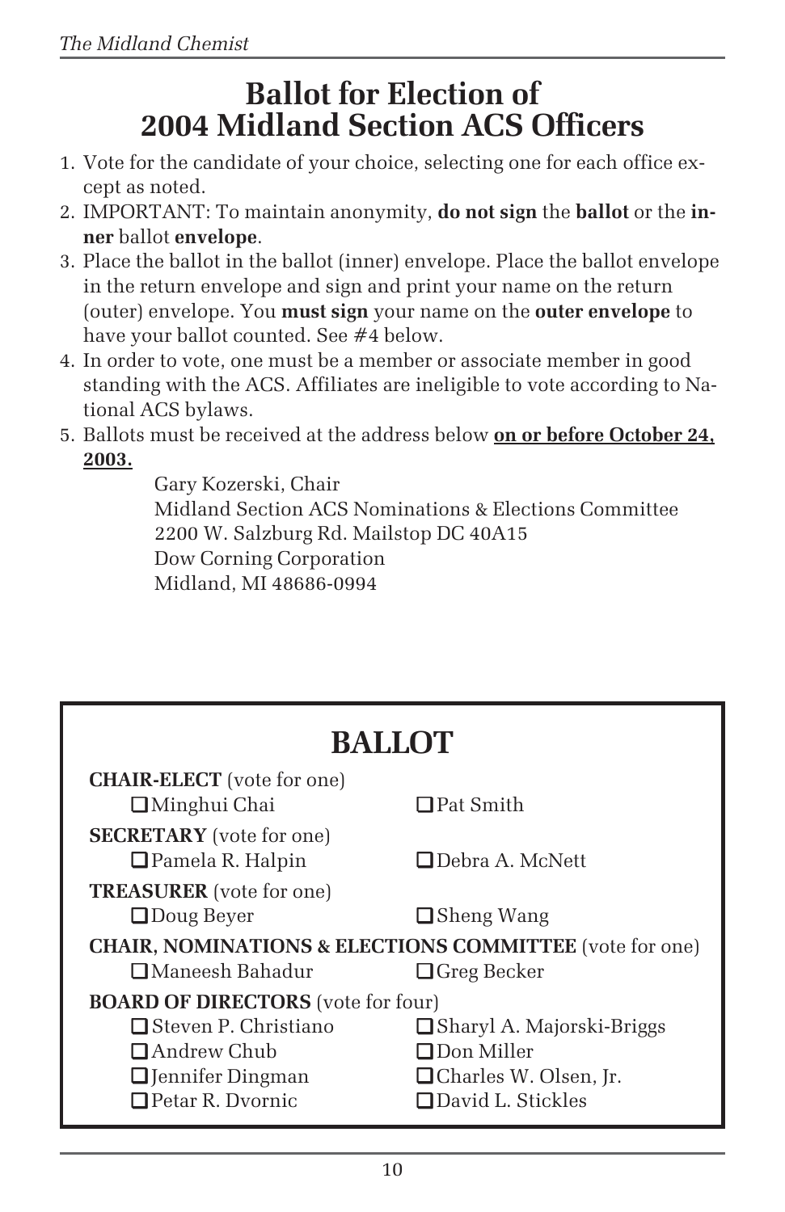# Ballot for Election of 2004 Midland Section ACS Officers

1. Vote for the candidate of your choice, selecting one for each office except as noted.
2. IMPORTANT: To maintain anonymity, **do not sign** the **ballot** or the **inner** ballot **envelope**.
3. Place the ballot in the ballot (inner) envelope. Place the ballot envelope in the return envelope and sign and print your name on the return (outer) envelope. You **must sign** your name on the **outer envelope** to have your ballot counted. See #4 below.
4. In order to vote, one must be a member or associate member in good standing with the ACS. Affiliates are ineligible to vote according to National ACS bylaws.
5. Ballots must be received at the address below **on or before October 24, 2003.**

   Gary Kozerski, Chair
   Midland Section ACS Nominations & Elections Committee
   2200 W. Salzburg Rd. Mailstop DC 40A15
   Dow Corning Corporation
   Midland, MI 48686-0994

## BALLOT

**CHAIR-ELECT** (vote for one)

- ☐ Minghui Chai
- ☐ Pat Smith

**SECRETARY** (vote for one)

- ☐ Pamela R. Halpin
- ☐ Debra A. McNett

**TREASURER** (vote for one)

- ☐ Doug Beyer
- ☐ Sheng Wang

**CHAIR, NOMINATIONS & ELECTIONS COMMITTEE** (vote for one)

- ☐ Maneesh Bahadur
- ☐ Greg Becker

**BOARD OF DIRECTORS** (vote for four)

- ☐ Steven P. Christiano
- ☐ Andrew Chub
- ☐ Jennifer Dingman
- ☐ Petar R. Dvornic
- ☐ Sharyl A. Majorski-Briggs
- ☐ Don Miller
- ☐ Charles W. Olsen, Jr.
- ☐ David L. Stickles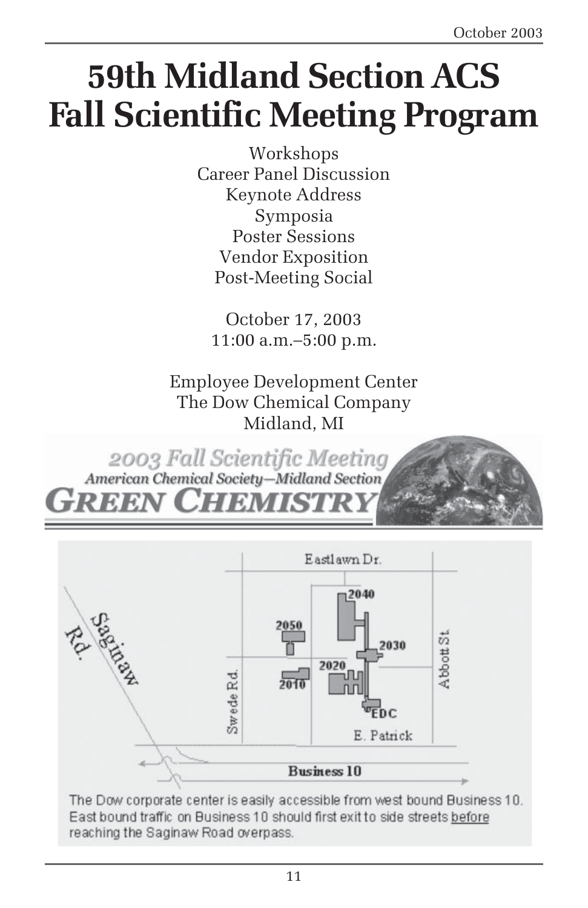# 59th Midland Section ACS Fall Scientific Meeting Program

Workshops
Career Panel Discussion
Keynote Address
Symposia
Poster Sessions
Vendor Exposition
Post-Meeting Social

October 17, 2003
11:00 a.m.–5:00 p.m.

Employee Development Center
The Dow Chemical Company
Midland, MI

2003 Fall Scientific Meeting
American Chemical Society—Midland Section
GREEN CHEMISTRY

The Dow corporate center is easily accessible from west bound Business 10. East bound traffic on Business 10 should first exit to side streets before reaching the Saginaw Road overpass.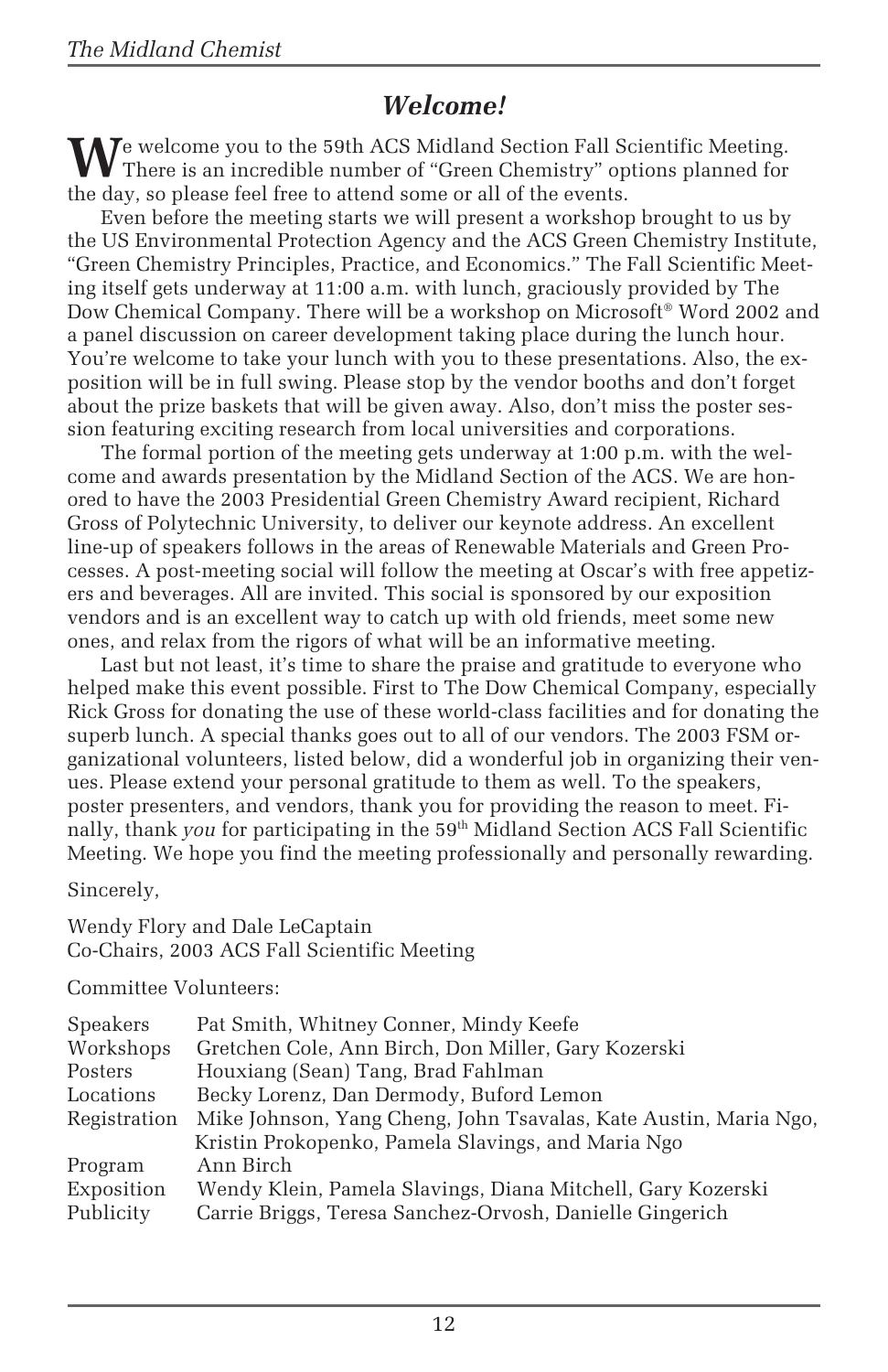## *Welcome!*

We welcome you to the 59th ACS Midland Section Fall Scientific Meeting. There is an incredible number of "Green Chemistry" options planned for the day, so please feel free to attend some or all of the events.

Even before the meeting starts we will present a workshop brought to us by the US Environmental Protection Agency and the ACS Green Chemistry Institute, "Green Chemistry Principles, Practice, and Economics." The Fall Scientific Meeting itself gets underway at 11:00 a.m. with lunch, graciously provided by The Dow Chemical Company. There will be a workshop on Microsoft® Word 2002 and a panel discussion on career development taking place during the lunch hour. You're welcome to take your lunch with you to these presentations. Also, the exposition will be in full swing. Please stop by the vendor booths and don't forget about the prize baskets that will be given away. Also, don't miss the poster session featuring exciting research from local universities and corporations.

The formal portion of the meeting gets underway at 1:00 p.m. with the welcome and awards presentation by the Midland Section of the ACS. We are honored to have the 2003 Presidential Green Chemistry Award recipient, Richard Gross of Polytechnic University, to deliver our keynote address. An excellent line-up of speakers follows in the areas of Renewable Materials and Green Processes. A post-meeting social will follow the meeting at Oscar's with free appetizers and beverages. All are invited. This social is sponsored by our exposition vendors and is an excellent way to catch up with old friends, meet some new ones, and relax from the rigors of what will be an informative meeting.

Last but not least, it's time to share the praise and gratitude to everyone who helped make this event possible. First to The Dow Chemical Company, especially Rick Gross for donating the use of these world-class facilities and for donating the superb lunch. A special thanks goes out to all of our vendors. The 2003 FSM organizational volunteers, listed below, did a wonderful job in organizing their venues. Please extend your personal gratitude to them as well. To the speakers, poster presenters, and vendors, thank you for providing the reason to meet. Finally, thank *you* for participating in the 59th Midland Section ACS Fall Scientific Meeting. We hope you find the meeting professionally and personally rewarding.

Sincerely,

Wendy Flory and Dale LeCaptain
Co-Chairs, 2003 ACS Fall Scientific Meeting

Committee Volunteers:

| | |
|---|---|
| Speakers | Pat Smith, Whitney Conner, Mindy Keefe |
| Workshops | Gretchen Cole, Ann Birch, Don Miller, Gary Kozerski |
| Posters | Houxiang (Sean) Tang, Brad Fahlman |
| Locations | Becky Lorenz, Dan Dermody, Buford Lemon |
| Registration | Mike Johnson, Yang Cheng, John Tsavalas, Kate Austin, Maria Ngo, Kristin Prokopenko, Pamela Slavings, and Maria Ngo |
| Program | Ann Birch |
| Exposition | Wendy Klein, Pamela Slavings, Diana Mitchell, Gary Kozerski |
| Publicity | Carrie Briggs, Teresa Sanchez-Orvosh, Danielle Gingerich |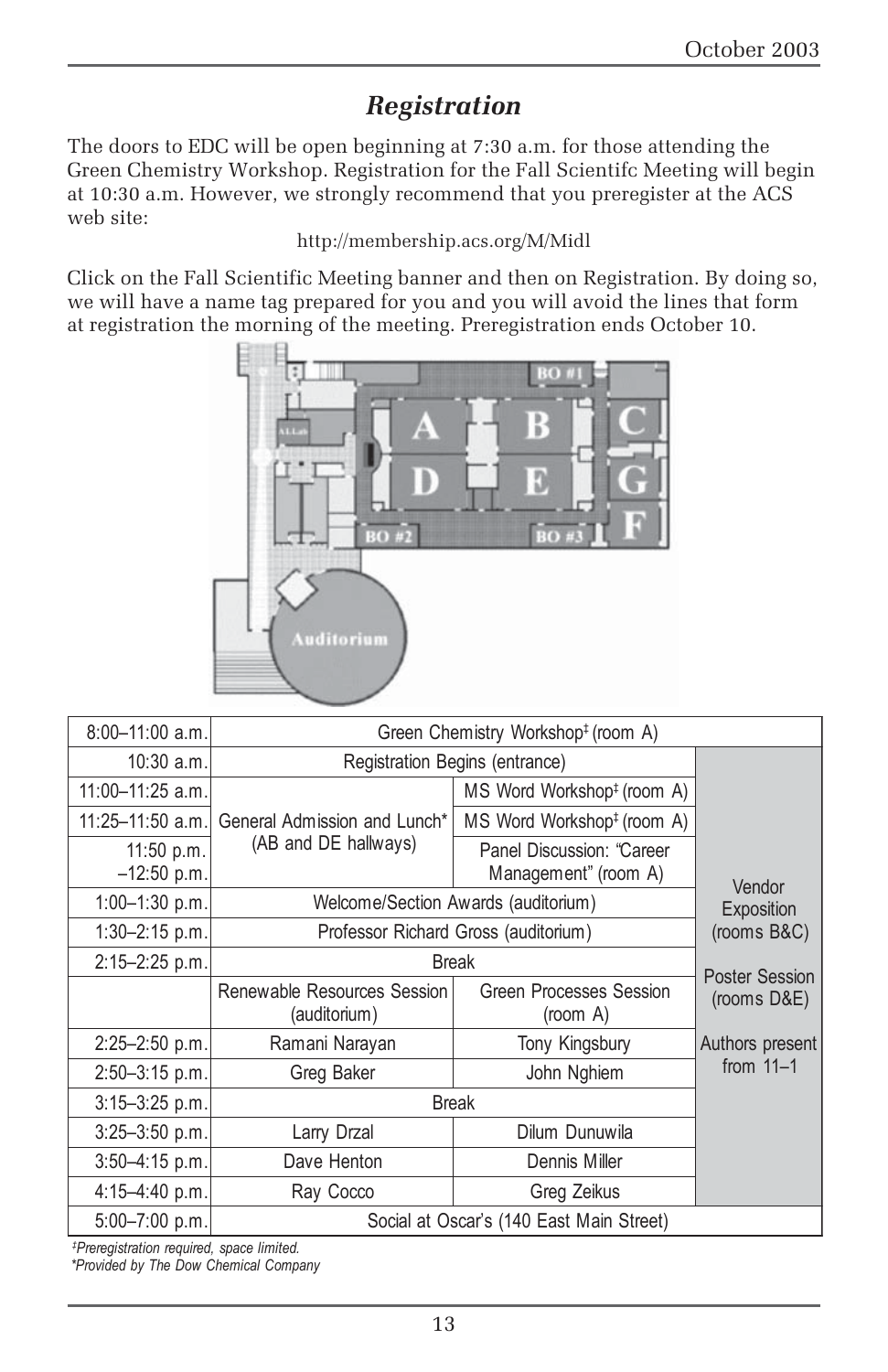## *Registration*

The doors to EDC will be open beginning at 7:30 a.m. for those attending the Green Chemistry Workshop. Registration for the Fall Scientifc Meeting will begin at 10:30 a.m. However, we strongly recommend that you preregister at the ACS web site:

http://membership.acs.org/M/Midl

Click on the Fall Scientific Meeting banner and then on Registration. By doing so, we will have a name tag prepared for you and you will avoid the lines that form at registration the morning of the meeting. Preregistration ends October 10.

| Time | | | |
|---|---|---|---|
| 8:00–11:00 a.m. | Green Chemistry Workshop‡ (room A) | | |
| 10:30 a.m. | Registration Begins (entrance) | | Vendor Exposition (rooms B&C) Poster Session (rooms D&E) Authors present from 11–1 |
| 11:00–11:25 a.m. | General Admission and Lunch* (AB and DE hallways) | MS Word Workshop‡ (room A) | |
| 11:25–11:50 a.m. | | MS Word Workshop‡ (room A) | |
| 11:50 p.m. –12:50 p.m. | | Panel Discussion: "Career Management" (room A) | |
| 1:00–1:30 p.m. | Welcome/Section Awards (auditorium) | | |
| 1:30–2:15 p.m. | Professor Richard Gross (auditorium) | | |
| 2:15–2:25 p.m. | Break | | |
| | Renewable Resources Session (auditorium) | Green Processes Session (room A) | |
| 2:25–2:50 p.m. | Ramani Narayan | Tony Kingsbury | |
| 2:50–3:15 p.m. | Greg Baker | John Nghiem | |
| 3:15–3:25 p.m. | Break | | |
| 3:25–3:50 p.m. | Larry Drzal | Dilum Dunuwila | |
| 3:50–4:15 p.m. | Dave Henton | Dennis Miller | |
| 4:15–4:40 p.m. | Ray Cocco | Greg Zeikus | |
| 5:00–7:00 p.m. | Social at Oscar's (140 East Main Street) | | |

*‡Preregistration required, space limited.*
**Provided by The Dow Chemical Company*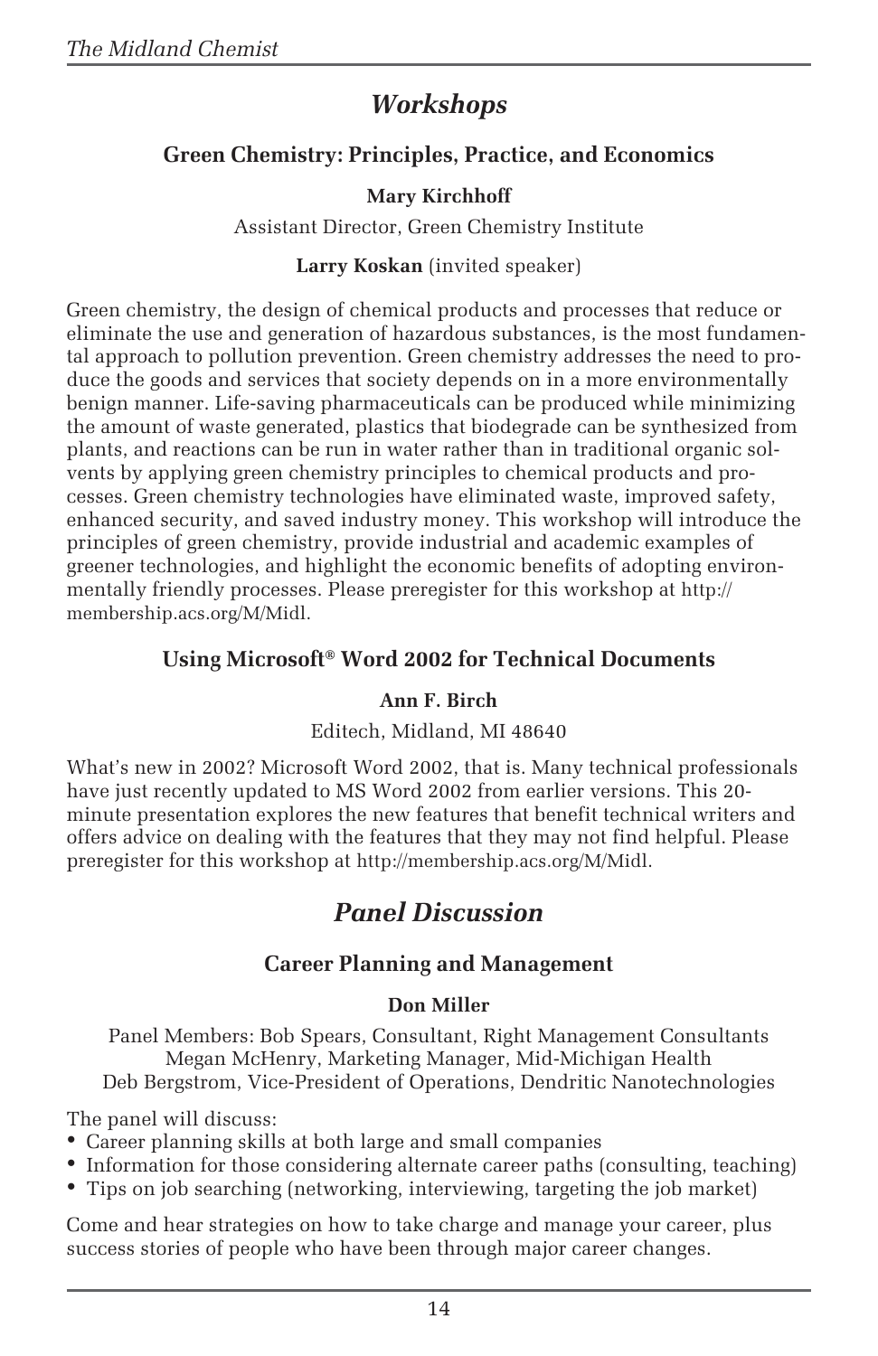## Workshops

### Green Chemistry: Principles, Practice, and Economics

**Mary Kirchhoff**

Assistant Director, Green Chemistry Institute

**Larry Koskan** (invited speaker)

Green chemistry, the design of chemical products and processes that reduce or eliminate the use and generation of hazardous substances, is the most fundamental approach to pollution prevention. Green chemistry addresses the need to produce the goods and services that society depends on in a more environmentally benign manner. Life-saving pharmaceuticals can be produced while minimizing the amount of waste generated, plastics that biodegrade can be synthesized from plants, and reactions can be run in water rather than in traditional organic solvents by applying green chemistry principles to chemical products and processes. Green chemistry technologies have eliminated waste, improved safety, enhanced security, and saved industry money. This workshop will introduce the principles of green chemistry, provide industrial and academic examples of greener technologies, and highlight the economic benefits of adopting environmentally friendly processes. Please preregister for this workshop at http://membership.acs.org/M/Midl.

### Using Microsoft® Word 2002 for Technical Documents

**Ann F. Birch**

Editech, Midland, MI 48640

What's new in 2002? Microsoft Word 2002, that is. Many technical professionals have just recently updated to MS Word 2002 from earlier versions. This 20-minute presentation explores the new features that benefit technical writers and offers advice on dealing with the features that they may not find helpful. Please preregister for this workshop at http://membership.acs.org/M/Midl.

## Panel Discussion

### Career Planning and Management

**Don Miller**

Panel Members: Bob Spears, Consultant, Right Management Consultants
Megan McHenry, Marketing Manager, Mid-Michigan Health
Deb Bergstrom, Vice-President of Operations, Dendritic Nanotechnologies

The panel will discuss:

- Career planning skills at both large and small companies
- Information for those considering alternate career paths (consulting, teaching)
- Tips on job searching (networking, interviewing, targeting the job market)

Come and hear strategies on how to take charge and manage your career, plus success stories of people who have been through major career changes.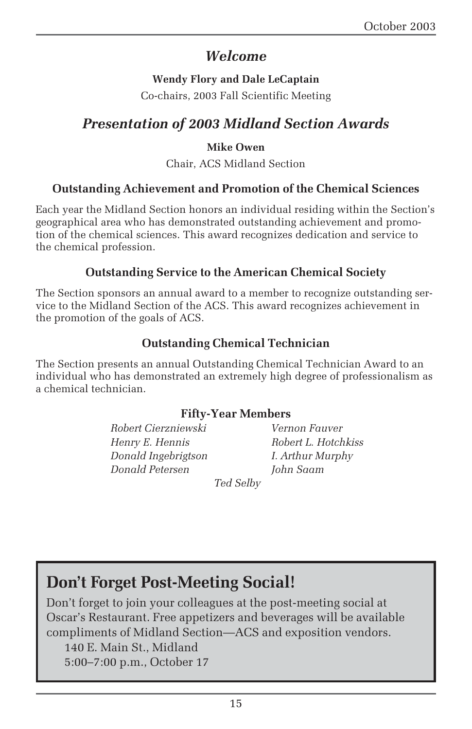## *Welcome*

**Wendy Flory and Dale LeCaptain**

Co-chairs, 2003 Fall Scientific Meeting

## *Presentation of 2003 Midland Section Awards*

**Mike Owen**

Chair, ACS Midland Section

### Outstanding Achievement and Promotion of the Chemical Sciences

Each year the Midland Section honors an individual residing within the Section's geographical area who has demonstrated outstanding achievement and promotion of the chemical sciences. This award recognizes dedication and service to the chemical profession.

### Outstanding Service to the American Chemical Society

The Section sponsors an annual award to a member to recognize outstanding service to the Midland Section of the ACS. This award recognizes achievement in the promotion of the goals of ACS.

### Outstanding Chemical Technician

The Section presents an annual Outstanding Chemical Technician Award to an individual who has demonstrated an extremely high degree of professionalism as a chemical technician.

### Fifty-Year Members

*Robert Cierzniewski*
*Vernon Fauver*
*Henry E. Hennis*
*Robert L. Hotchkiss*
*Donald Ingebrigtson*
*I. Arthur Murphy*
*Donald Petersen*
*John Saam*
*Ted Selby*

## Don't Forget Post-Meeting Social!

Don't forget to join your colleagues at the post-meeting social at Oscar's Restaurant. Free appetizers and beverages will be available compliments of Midland Section—ACS and exposition vendors.

140 E. Main St., Midland
5:00–7:00 p.m., October 17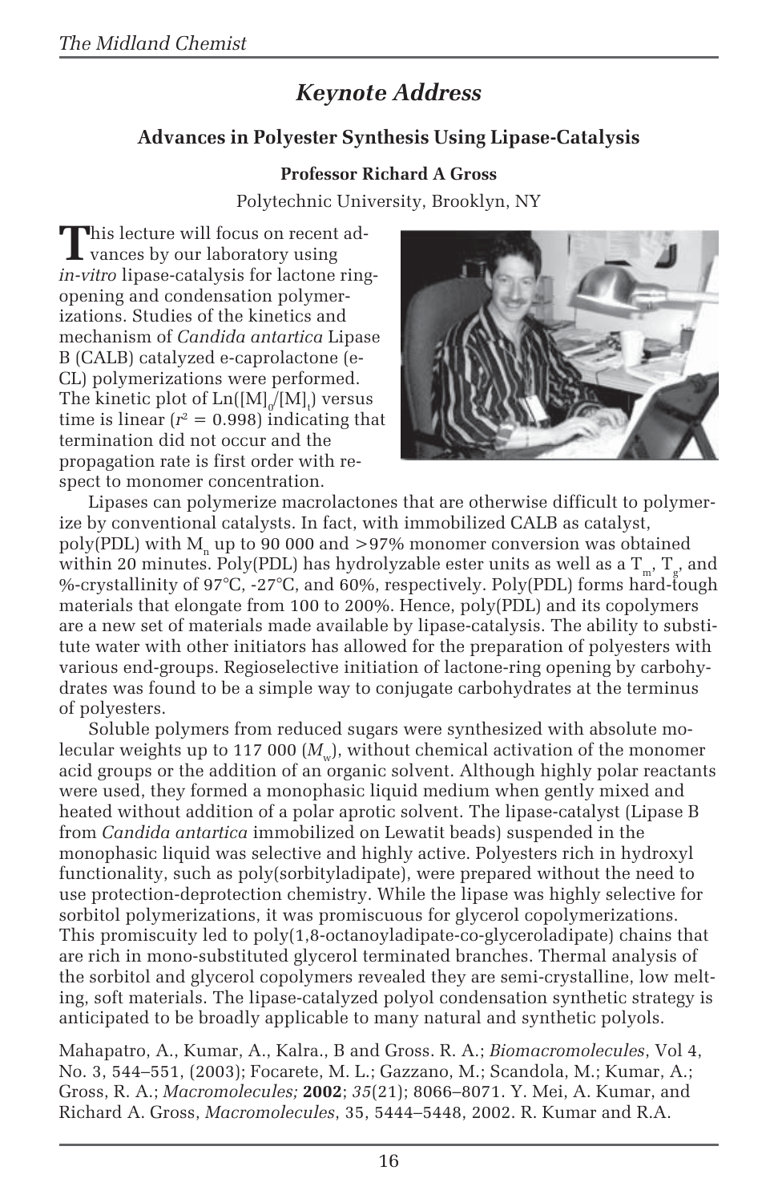## *Keynote Address*

### Advances in Polyester Synthesis Using Lipase-Catalysis

**Professor Richard A Gross**

Polytechnic University, Brooklyn, NY

This lecture will focus on recent advances by our laboratory using *in-vitro* lipase-catalysis for lactone ring-opening and condensation polymerizations. Studies of the kinetics and mechanism of *Candida antartica* Lipase B (CALB) catalyzed e-caprolactone (e-CL) polymerizations were performed. The kinetic plot of $\mathrm{Ln}([M]_0/[M]_t)$ versus time is linear ($r^2 = 0.998$) indicating that termination did not occur and the propagation rate is first order with respect to monomer concentration.

Lipases can polymerize macrolactones that are otherwise difficult to polymerize by conventional catalysts. In fact, with immobilized CALB as catalyst, poly(PDL) with $M_n$ up to 90 000 and >97% monomer conversion was obtained within 20 minutes. Poly(PDL) has hydrolyzable ester units as well as a $T_m$, $T_g$, and %-crystallinity of 97°C, -27°C, and 60%, respectively. Poly(PDL) forms hard-tough materials that elongate from 100 to 200%. Hence, poly(PDL) and its copolymers are a new set of materials made available by lipase-catalysis. The ability to substitute water with other initiators has allowed for the preparation of polyesters with various end-groups. Regioselective initiation of lactone-ring opening by carbohydrates was found to be a simple way to conjugate carbohydrates at the terminus of polyesters.

Soluble polymers from reduced sugars were synthesized with absolute molecular weights up to 117 000 ($M_w$), without chemical activation of the monomer acid groups or the addition of an organic solvent. Although highly polar reactants were used, they formed a monophasic liquid medium when gently mixed and heated without addition of a polar aprotic solvent. The lipase-catalyst (Lipase B from *Candida antartica* immobilized on Lewatit beads) suspended in the monophasic liquid was selective and highly active. Polyesters rich in hydroxyl functionality, such as poly(sorbityladipate), were prepared without the need to use protection-deprotection chemistry. While the lipase was highly selective for sorbitol polymerizations, it was promiscuous for glycerol copolymerizations. This promiscuity led to poly(1,8-octanoyladipate-co-glyceroladipate) chains that are rich in mono-substituted glycerol terminated branches. Thermal analysis of the sorbitol and glycerol copolymers revealed they are semi-crystalline, low melting, soft materials. The lipase-catalyzed polyol condensation synthetic strategy is anticipated to be broadly applicable to many natural and synthetic polyols.

Mahapatro, A., Kumar, A., Kalra., B and Gross. R. A.; *Biomacromolecules*, Vol 4, No. 3, 544–551, (2003); Focarete, M. L.; Gazzano, M.; Scandola, M.; Kumar, A.; Gross, R. A.; *Macromolecules;* **2002**; *35*(21); 8066–8071. Y. Mei, A. Kumar, and Richard A. Gross, *Macromolecules*, 35, 5444–5448, 2002. R. Kumar and R.A.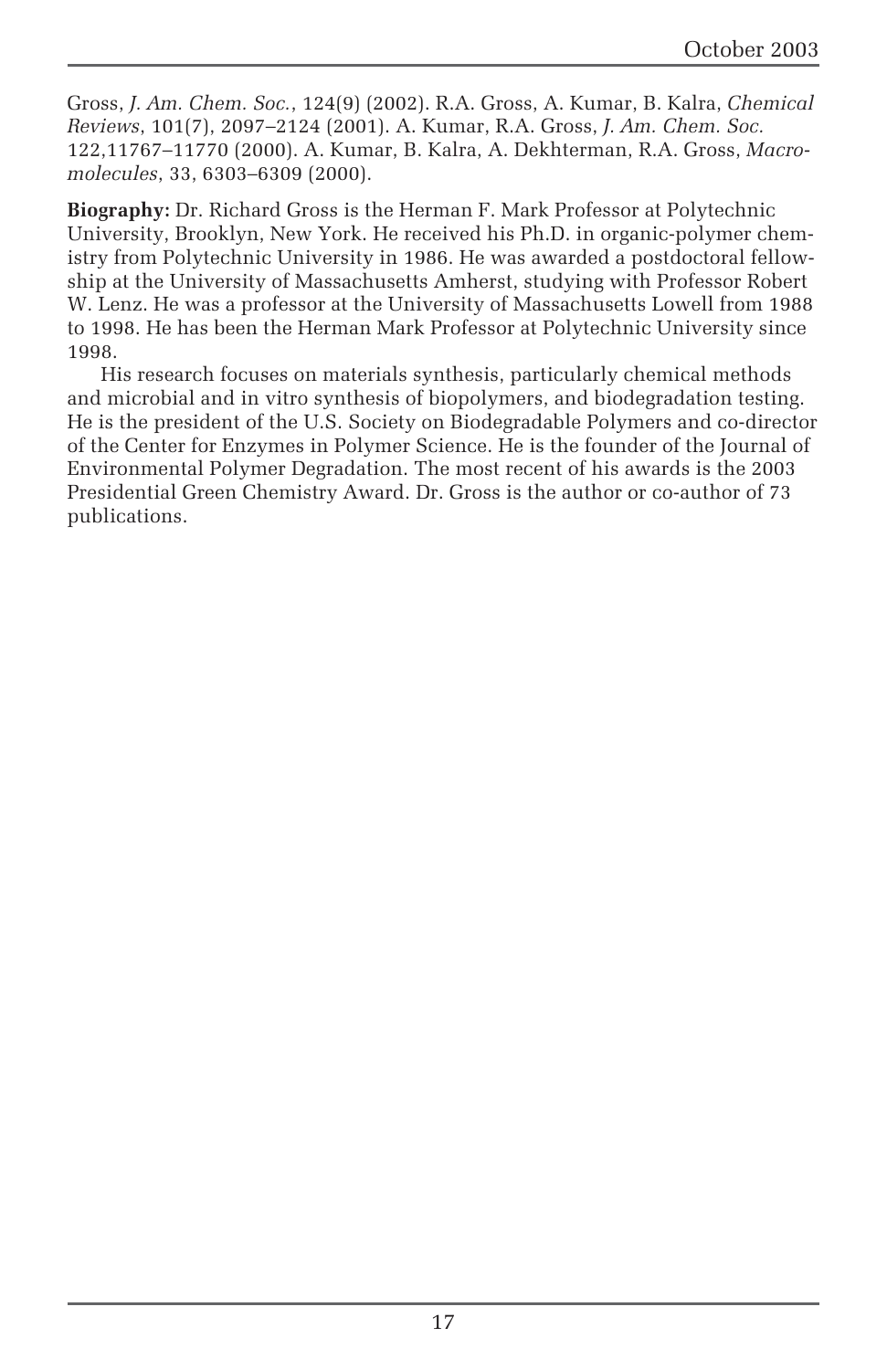Gross, *J. Am. Chem. Soc.*, 124(9) (2002). R.A. Gross, A. Kumar, B. Kalra, *Chemical Reviews*, 101(7), 2097–2124 (2001). A. Kumar, R.A. Gross, *J. Am. Chem. Soc.* 122,11767–11770 (2000). A. Kumar, B. Kalra, A. Dekhterman, R.A. Gross, *Macromolecules*, 33, 6303–6309 (2000).

**Biography:** Dr. Richard Gross is the Herman F. Mark Professor at Polytechnic University, Brooklyn, New York. He received his Ph.D. in organic-polymer chemistry from Polytechnic University in 1986. He was awarded a postdoctoral fellowship at the University of Massachusetts Amherst, studying with Professor Robert W. Lenz. He was a professor at the University of Massachusetts Lowell from 1988 to 1998. He has been the Herman Mark Professor at Polytechnic University since 1998.

His research focuses on materials synthesis, particularly chemical methods and microbial and in vitro synthesis of biopolymers, and biodegradation testing. He is the president of the U.S. Society on Biodegradable Polymers and co-director of the Center for Enzymes in Polymer Science. He is the founder of the Journal of Environmental Polymer Degradation. The most recent of his awards is the 2003 Presidential Green Chemistry Award. Dr. Gross is the author or co-author of 73 publications.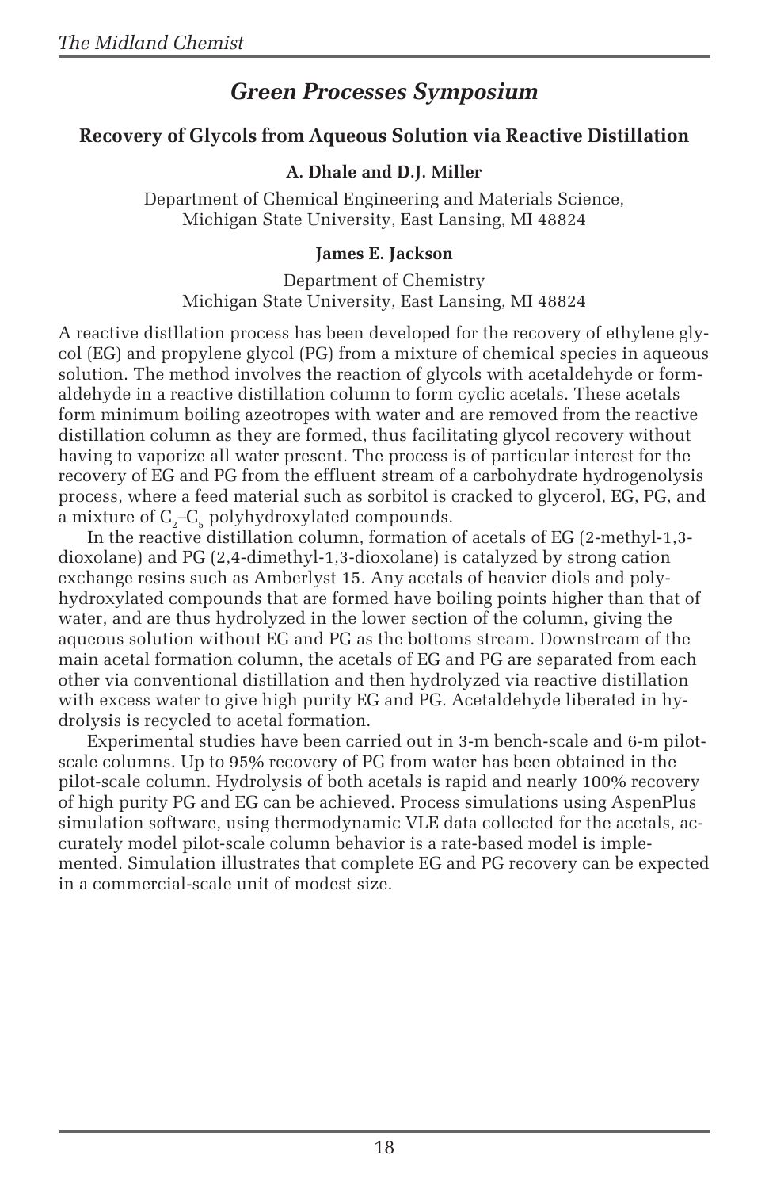## Green Processes Symposium

### Recovery of Glycols from Aqueous Solution via Reactive Distillation

**A. Dhale and D.J. Miller**

Department of Chemical Engineering and Materials Science,
Michigan State University, East Lansing, MI 48824

**James E. Jackson**

Department of Chemistry
Michigan State University, East Lansing, MI 48824

A reactive distllation process has been developed for the recovery of ethylene glycol (EG) and propylene glycol (PG) from a mixture of chemical species in aqueous solution. The method involves the reaction of glycols with acetaldehyde or formaldehyde in a reactive distillation column to form cyclic acetals. These acetals form minimum boiling azeotropes with water and are removed from the reactive distillation column as they are formed, thus facilitating glycol recovery without having to vaporize all water present. The process is of particular interest for the recovery of EG and PG from the effluent stream of a carbohydrate hydrogenolysis process, where a feed material such as sorbitol is cracked to glycerol, EG, PG, and a mixture of $C_2$–$C_5$ polyhydroxylated compounds.

In the reactive distillation column, formation of acetals of EG (2-methyl-1,3-dioxolane) and PG (2,4-dimethyl-1,3-dioxolane) is catalyzed by strong cation exchange resins such as Amberlyst 15. Any acetals of heavier diols and polyhydroxylated compounds that are formed have boiling points higher than that of water, and are thus hydrolyzed in the lower section of the column, giving the aqueous solution without EG and PG as the bottoms stream. Downstream of the main acetal formation column, the acetals of EG and PG are separated from each other via conventional distillation and then hydrolyzed via reactive distillation with excess water to give high purity EG and PG. Acetaldehyde liberated in hydrolysis is recycled to acetal formation.

Experimental studies have been carried out in 3-m bench-scale and 6-m pilot-scale columns. Up to 95% recovery of PG from water has been obtained in the pilot-scale column. Hydrolysis of both acetals is rapid and nearly 100% recovery of high purity PG and EG can be achieved. Process simulations using AspenPlus simulation software, using thermodynamic VLE data collected for the acetals, accurately model pilot-scale column behavior is a rate-based model is implemented. Simulation illustrates that complete EG and PG recovery can be expected in a commercial-scale unit of modest size.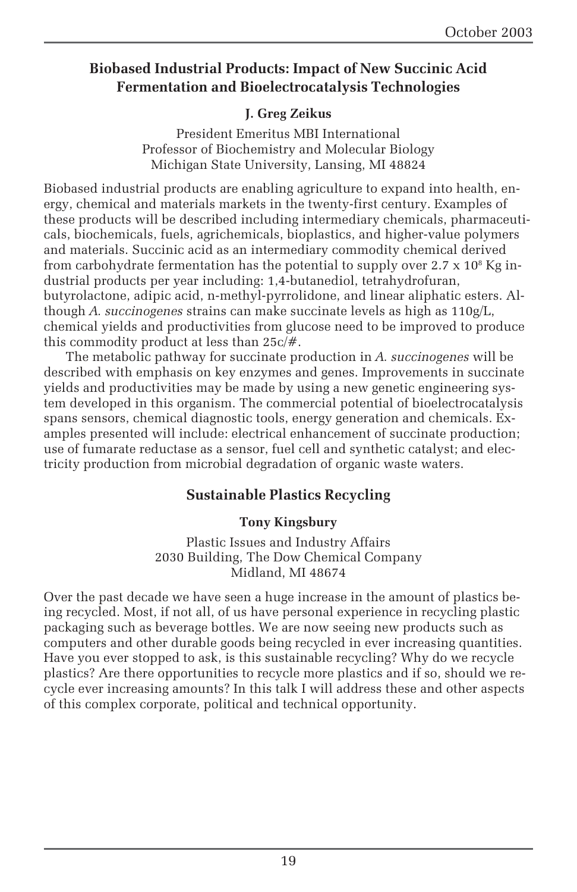## Biobased Industrial Products: Impact of New Succinic Acid Fermentation and Bioelectrocatalysis Technologies

**J. Greg Zeikus**

President Emeritus MBI International
Professor of Biochemistry and Molecular Biology
Michigan State University, Lansing, MI 48824

Biobased industrial products are enabling agriculture to expand into health, energy, chemical and materials markets in the twenty-first century. Examples of these products will be described including intermediary chemicals, pharmaceuticals, biochemicals, fuels, agrichemicals, bioplastics, and higher-value polymers and materials. Succinic acid as an intermediary commodity chemical derived from carbohydrate fermentation has the potential to supply over $2.7 \times 10^8$ Kg industrial products per year including: 1,4-butanediol, tetrahydrofuran, butyrolactone, adipic acid, n-methyl-pyrrolidone, and linear aliphatic esters. Although *A. succinogenes* strains can make succinate levels as high as 110g/L, chemical yields and productivities from glucose need to be improved to produce this commodity product at less than 25c/#.

The metabolic pathway for succinate production in *A. succinogenes* will be described with emphasis on key enzymes and genes. Improvements in succinate yields and productivities may be made by using a new genetic engineering system developed in this organism. The commercial potential of bioelectrocatalysis spans sensors, chemical diagnostic tools, energy generation and chemicals. Examples presented will include: electrical enhancement of succinate production; use of fumarate reductase as a sensor, fuel cell and synthetic catalyst; and electricity production from microbial degradation of organic waste waters.

## Sustainable Plastics Recycling

**Tony Kingsbury**

Plastic Issues and Industry Affairs
2030 Building, The Dow Chemical Company
Midland, MI 48674

Over the past decade we have seen a huge increase in the amount of plastics being recycled. Most, if not all, of us have personal experience in recycling plastic packaging such as beverage bottles. We are now seeing new products such as computers and other durable goods being recycled in ever increasing quantities. Have you ever stopped to ask, is this sustainable recycling? Why do we recycle plastics? Are there opportunities to recycle more plastics and if so, should we recycle ever increasing amounts? In this talk I will address these and other aspects of this complex corporate, political and technical opportunity.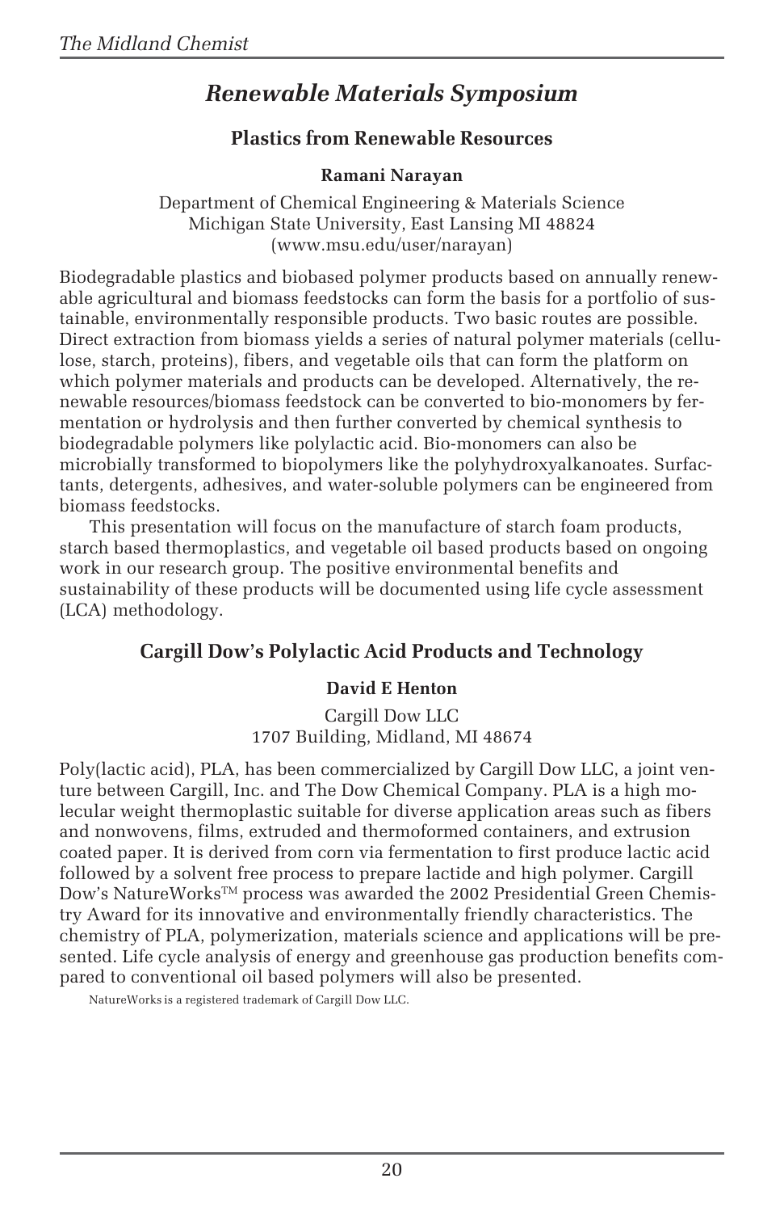## *Renewable Materials Symposium*

### Plastics from Renewable Resources

**Ramani Narayan**

Department of Chemical Engineering & Materials Science
Michigan State University, East Lansing MI 48824
(www.msu.edu/user/narayan)

Biodegradable plastics and biobased polymer products based on annually renewable agricultural and biomass feedstocks can form the basis for a portfolio of sustainable, environmentally responsible products. Two basic routes are possible. Direct extraction from biomass yields a series of natural polymer materials (cellulose, starch, proteins), fibers, and vegetable oils that can form the platform on which polymer materials and products can be developed. Alternatively, the renewable resources/biomass feedstock can be converted to bio-monomers by fermentation or hydrolysis and then further converted by chemical synthesis to biodegradable polymers like polylactic acid. Bio-monomers can also be microbially transformed to biopolymers like the polyhydroxyalkanoates. Surfactants, detergents, adhesives, and water-soluble polymers can be engineered from biomass feedstocks.

This presentation will focus on the manufacture of starch foam products, starch based thermoplastics, and vegetable oil based products based on ongoing work in our research group. The positive environmental benefits and sustainability of these products will be documented using life cycle assessment (LCA) methodology.

### Cargill Dow's Polylactic Acid Products and Technology

**David E Henton**

Cargill Dow LLC
1707 Building, Midland, MI 48674

Poly(lactic acid), PLA, has been commercialized by Cargill Dow LLC, a joint venture between Cargill, Inc. and The Dow Chemical Company. PLA is a high molecular weight thermoplastic suitable for diverse application areas such as fibers and nonwovens, films, extruded and thermoformed containers, and extrusion coated paper. It is derived from corn via fermentation to first produce lactic acid followed by a solvent free process to prepare lactide and high polymer. Cargill Dow's NatureWorks™ process was awarded the 2002 Presidential Green Chemistry Award for its innovative and environmentally friendly characteristics. The chemistry of PLA, polymerization, materials science and applications will be presented. Life cycle analysis of energy and greenhouse gas production benefits compared to conventional oil based polymers will also be presented.

NatureWorks is a registered trademark of Cargill Dow LLC.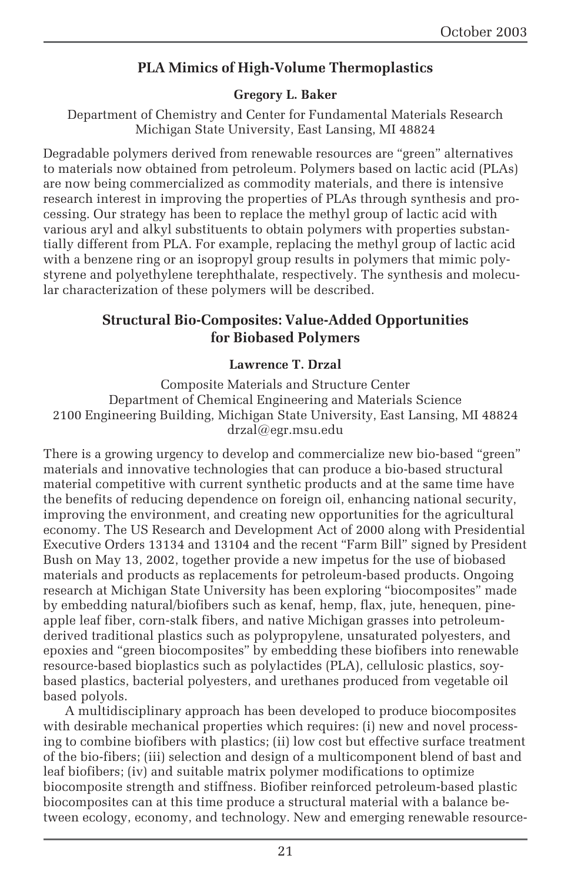## PLA Mimics of High-Volume Thermoplastics

**Gregory L. Baker**

Department of Chemistry and Center for Fundamental Materials Research
Michigan State University, East Lansing, MI 48824

Degradable polymers derived from renewable resources are "green" alternatives to materials now obtained from petroleum. Polymers based on lactic acid (PLAs) are now being commercialized as commodity materials, and there is intensive research interest in improving the properties of PLAs through synthesis and processing. Our strategy has been to replace the methyl group of lactic acid with various aryl and alkyl substituents to obtain polymers with properties substantially different from PLA. For example, replacing the methyl group of lactic acid with a benzene ring or an isopropyl group results in polymers that mimic polystyrene and polyethylene terephthalate, respectively. The synthesis and molecular characterization of these polymers will be described.

## Structural Bio-Composites: Value-Added Opportunities for Biobased Polymers

**Lawrence T. Drzal**

Composite Materials and Structure Center
Department of Chemical Engineering and Materials Science
2100 Engineering Building, Michigan State University, East Lansing, MI 48824
drzal@egr.msu.edu

There is a growing urgency to develop and commercialize new bio-based "green" materials and innovative technologies that can produce a bio-based structural material competitive with current synthetic products and at the same time have the benefits of reducing dependence on foreign oil, enhancing national security, improving the environment, and creating new opportunities for the agricultural economy. The US Research and Development Act of 2000 along with Presidential Executive Orders 13134 and 13104 and the recent "Farm Bill" signed by President Bush on May 13, 2002, together provide a new impetus for the use of biobased materials and products as replacements for petroleum-based products. Ongoing research at Michigan State University has been exploring "biocomposites" made by embedding natural/biofibers such as kenaf, hemp, flax, jute, henequen, pineapple leaf fiber, corn-stalk fibers, and native Michigan grasses into petroleum-derived traditional plastics such as polypropylene, unsaturated polyesters, and epoxies and "green biocomposites" by embedding these biofibers into renewable resource-based bioplastics such as polylactides (PLA), cellulosic plastics, soy-based plastics, bacterial polyesters, and urethanes produced from vegetable oil based polyols.

A multidisciplinary approach has been developed to produce biocomposites with desirable mechanical properties which requires: (i) new and novel processing to combine biofibers with plastics; (ii) low cost but effective surface treatment of the bio-fibers; (iii) selection and design of a multicomponent blend of bast and leaf biofibers; (iv) and suitable matrix polymer modifications to optimize biocomposite strength and stiffness. Biofiber reinforced petroleum-based plastic biocomposites can at this time produce a structural material with a balance between ecology, economy, and technology. New and emerging renewable resource-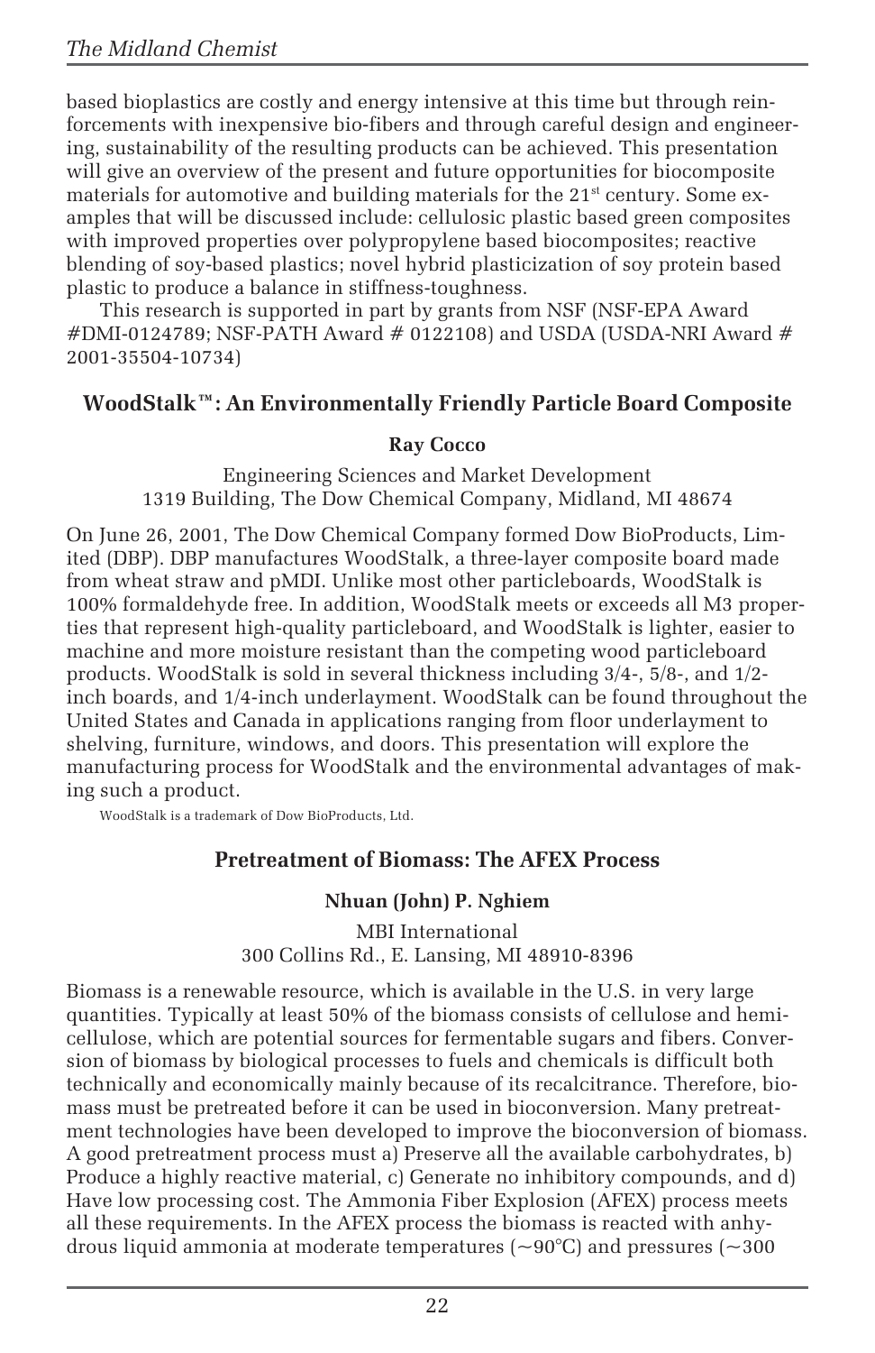based bioplastics are costly and energy intensive at this time but through reinforcements with inexpensive bio-fibers and through careful design and engineering, sustainability of the resulting products can be achieved. This presentation will give an overview of the present and future opportunities for biocomposite materials for automotive and building materials for the 21st century. Some examples that will be discussed include: cellulosic plastic based green composites with improved properties over polypropylene based biocomposites; reactive blending of soy-based plastics; novel hybrid plasticization of soy protein based plastic to produce a balance in stiffness-toughness.

This research is supported in part by grants from NSF (NSF-EPA Award #DMI-0124789; NSF-PATH Award # 0122108) and USDA (USDA-NRI Award # 2001-35504-10734)

## WoodStalk™: An Environmentally Friendly Particle Board Composite

**Ray Cocco**

Engineering Sciences and Market Development
1319 Building, The Dow Chemical Company, Midland, MI 48674

On June 26, 2001, The Dow Chemical Company formed Dow BioProducts, Limited (DBP). DBP manufactures WoodStalk, a three-layer composite board made from wheat straw and pMDI. Unlike most other particleboards, WoodStalk is 100% formaldehyde free. In addition, WoodStalk meets or exceeds all M3 properties that represent high-quality particleboard, and WoodStalk is lighter, easier to machine and more moisture resistant than the competing wood particleboard products. WoodStalk is sold in several thickness including 3/4-, 5/8-, and 1/2-inch boards, and 1/4-inch underlayment. WoodStalk can be found throughout the United States and Canada in applications ranging from floor underlayment to shelving, furniture, windows, and doors. This presentation will explore the manufacturing process for WoodStalk and the environmental advantages of making such a product.

WoodStalk is a trademark of Dow BioProducts, Ltd.

## Pretreatment of Biomass: The AFEX Process

**Nhuan (John) P. Nghiem**

MBI International
300 Collins Rd., E. Lansing, MI 48910-8396

Biomass is a renewable resource, which is available in the U.S. in very large quantities. Typically at least 50% of the biomass consists of cellulose and hemicellulose, which are potential sources for fermentable sugars and fibers. Conversion of biomass by biological processes to fuels and chemicals is difficult both technically and economically mainly because of its recalcitrance. Therefore, biomass must be pretreated before it can be used in bioconversion. Many pretreatment technologies have been developed to improve the bioconversion of biomass. A good pretreatment process must a) Preserve all the available carbohydrates, b) Produce a highly reactive material, c) Generate no inhibitory compounds, and d) Have low processing cost. The Ammonia Fiber Explosion (AFEX) process meets all these requirements. In the AFEX process the biomass is reacted with anhydrous liquid ammonia at moderate temperatures (~90°C) and pressures (~300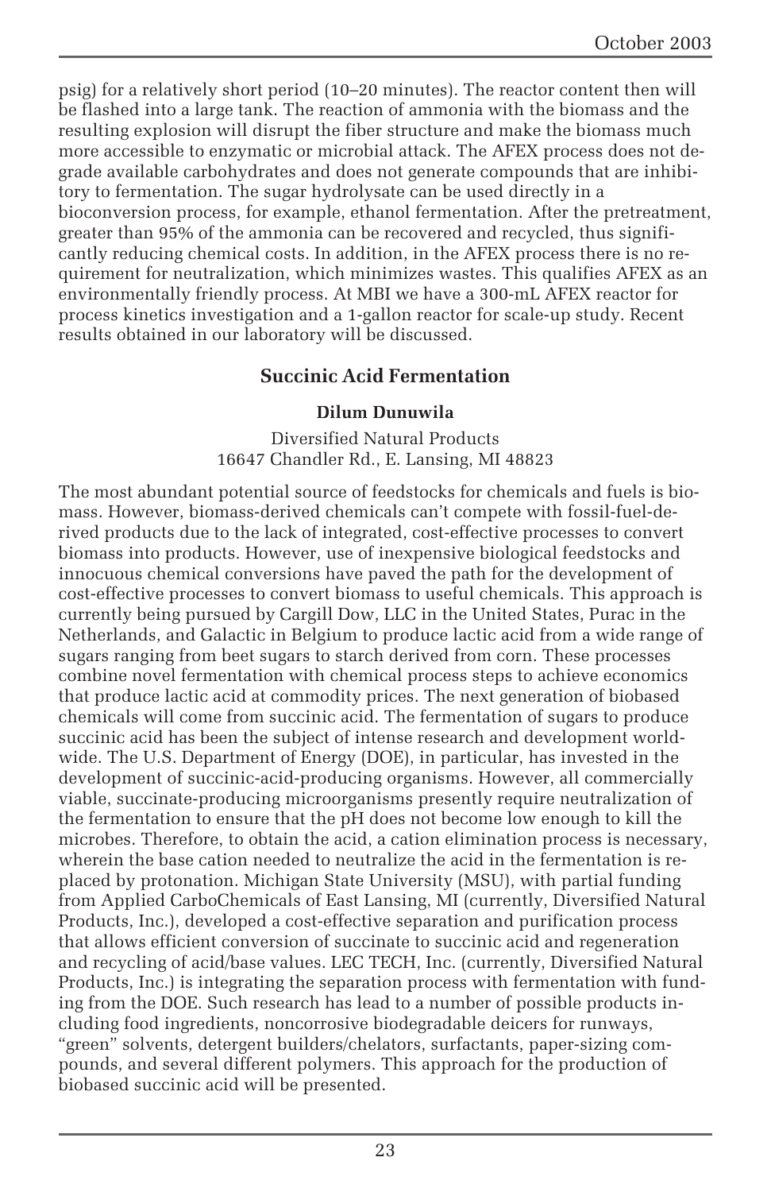psig) for a relatively short period (10–20 minutes). The reactor content then will be flashed into a large tank. The reaction of ammonia with the biomass and the resulting explosion will disrupt the fiber structure and make the biomass much more accessible to enzymatic or microbial attack. The AFEX process does not degrade available carbohydrates and does not generate compounds that are inhibitory to fermentation. The sugar hydrolysate can be used directly in a bioconversion process, for example, ethanol fermentation. After the pretreatment, greater than 95% of the ammonia can be recovered and recycled, thus significantly reducing chemical costs. In addition, in the AFEX process there is no requirement for neutralization, which minimizes wastes. This qualifies AFEX as an environmentally friendly process. At MBI we have a 300-mL AFEX reactor for process kinetics investigation and a 1-gallon reactor for scale-up study. Recent results obtained in our laboratory will be discussed.

## Succinic Acid Fermentation

**Dilum Dunuwila**

Diversified Natural Products
16647 Chandler Rd., E. Lansing, MI 48823

The most abundant potential source of feedstocks for chemicals and fuels is biomass. However, biomass-derived chemicals can't compete with fossil-fuel-derived products due to the lack of integrated, cost-effective processes to convert biomass into products. However, use of inexpensive biological feedstocks and innocuous chemical conversions have paved the path for the development of cost-effective processes to convert biomass to useful chemicals. This approach is currently being pursued by Cargill Dow, LLC in the United States, Purac in the Netherlands, and Galactic in Belgium to produce lactic acid from a wide range of sugars ranging from beet sugars to starch derived from corn. These processes combine novel fermentation with chemical process steps to achieve economics that produce lactic acid at commodity prices. The next generation of biobased chemicals will come from succinic acid. The fermentation of sugars to produce succinic acid has been the subject of intense research and development worldwide. The U.S. Department of Energy (DOE), in particular, has invested in the development of succinic-acid-producing organisms. However, all commercially viable, succinate-producing microorganisms presently require neutralization of the fermentation to ensure that the pH does not become low enough to kill the microbes. Therefore, to obtain the acid, a cation elimination process is necessary, wherein the base cation needed to neutralize the acid in the fermentation is replaced by protonation. Michigan State University (MSU), with partial funding from Applied CarboChemicals of East Lansing, MI (currently, Diversified Natural Products, Inc.), developed a cost-effective separation and purification process that allows efficient conversion of succinate to succinic acid and regeneration and recycling of acid/base values. LEC TECH, Inc. (currently, Diversified Natural Products, Inc.) is integrating the separation process with fermentation with funding from the DOE. Such research has lead to a number of possible products including food ingredients, noncorrosive biodegradable deicers for runways, "green" solvents, detergent builders/chelators, surfactants, paper-sizing compounds, and several different polymers. This approach for the production of biobased succinic acid will be presented.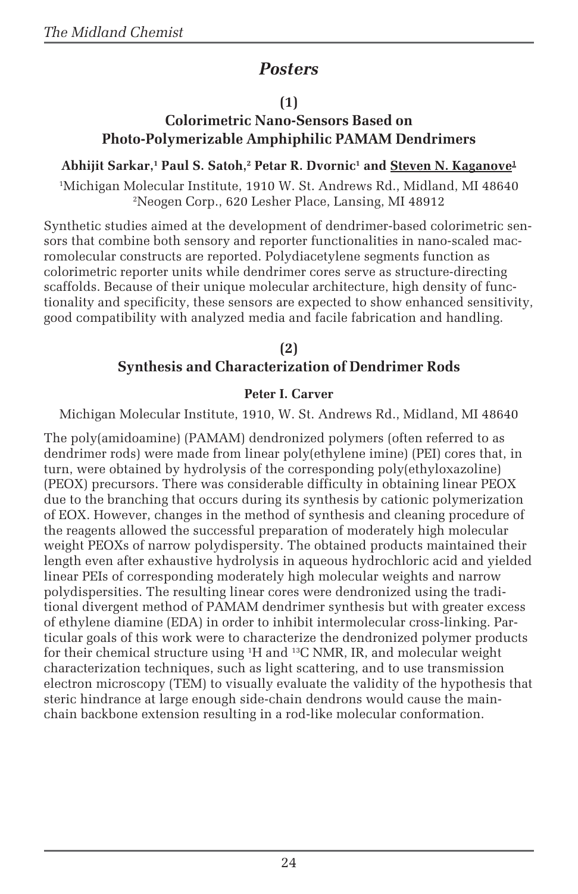# Posters

## (1)

## Colorimetric Nano-Sensors Based on Photo-Polymerizable Amphiphilic PAMAM Dendrimers

**Abhijit Sarkar,[1] Paul S. Satoh,[2] Petar R. Dvornic[1] and Steven N. Kaganove[1]**

[1]Michigan Molecular Institute, 1910 W. St. Andrews Rd., Midland, MI 48640
[2]Neogen Corp., 620 Lesher Place, Lansing, MI 48912

Synthetic studies aimed at the development of dendrimer-based colorimetric sensors that combine both sensory and reporter functionalities in nano-scaled macromolecular constructs are reported. Polydiacetylene segments function as colorimetric reporter units while dendrimer cores serve as structure-directing scaffolds. Because of their unique molecular architecture, high density of functionality and specificity, these sensors are expected to show enhanced sensitivity, good compatibility with analyzed media and facile fabrication and handling.

## (2)

## Synthesis and Characterization of Dendrimer Rods

**Peter I. Carver**

Michigan Molecular Institute, 1910, W. St. Andrews Rd., Midland, MI 48640

The poly(amidoamine) (PAMAM) dendronized polymers (often referred to as dendrimer rods) were made from linear poly(ethylene imine) (PEI) cores that, in turn, were obtained by hydrolysis of the corresponding poly(ethyloxazoline) (PEOX) precursors. There was considerable difficulty in obtaining linear PEOX due to the branching that occurs during its synthesis by cationic polymerization of EOX. However, changes in the method of synthesis and cleaning procedure of the reagents allowed the successful preparation of moderately high molecular weight PEOXs of narrow polydispersity. The obtained products maintained their length even after exhaustive hydrolysis in aqueous hydrochloric acid and yielded linear PEIs of corresponding moderately high molecular weights and narrow polydispersities. The resulting linear cores were dendronized using the traditional divergent method of PAMAM dendrimer synthesis but with greater excess of ethylene diamine (EDA) in order to inhibit intermolecular cross-linking. Particular goals of this work were to characterize the dendronized polymer products for their chemical structure using $^{1}H$ and $^{13}C$ NMR, IR, and molecular weight characterization techniques, such as light scattering, and to use transmission electron microscopy (TEM) to visually evaluate the validity of the hypothesis that steric hindrance at large enough side-chain dendrons would cause the main-chain backbone extension resulting in a rod-like molecular conformation.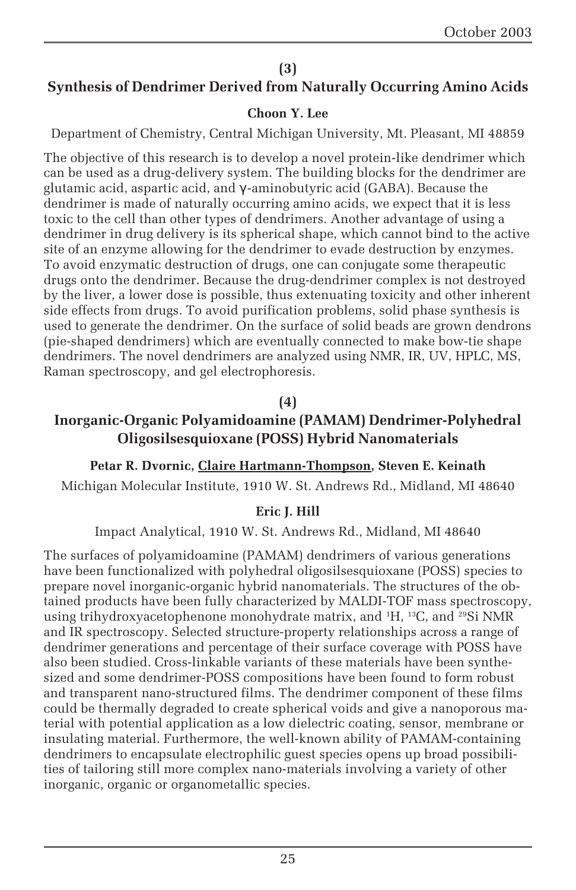**(3)**

## Synthesis of Dendrimer Derived from Naturally Occurring Amino Acids

**Choon Y. Lee**

Department of Chemistry, Central Michigan University, Mt. Pleasant, MI 48859

The objective of this research is to develop a novel protein-like dendrimer which can be used as a drug-delivery system. The building blocks for the dendrimer are glutamic acid, aspartic acid, and γ-aminobutyric acid (GABA). Because the dendrimer is made of naturally occurring amino acids, we expect that it is less toxic to the cell than other types of dendrimers. Another advantage of using a dendrimer in drug delivery is its spherical shape, which cannot bind to the active site of an enzyme allowing for the dendrimer to evade destruction by enzymes. To avoid enzymatic destruction of drugs, one can conjugate some therapeutic drugs onto the dendrimer. Because the drug-dendrimer complex is not destroyed by the liver, a lower dose is possible, thus extenuating toxicity and other inherent side effects from drugs. To avoid purification problems, solid phase synthesis is used to generate the dendrimer. On the surface of solid beads are grown dendrons (pie-shaped dendrimers) which are eventually connected to make bow-tie shape dendrimers. The novel dendrimers are analyzed using NMR, IR, UV, HPLC, MS, Raman spectroscopy, and gel electrophoresis.

**(4)**

## Inorganic-Organic Polyamidoamine (PAMAM) Dendrimer-Polyhedral Oligosilsesquioxane (POSS) Hybrid Nanomaterials

**Petar R. Dvornic, Claire Hartmann-Thompson, Steven E. Keinath**

Michigan Molecular Institute, 1910 W. St. Andrews Rd., Midland, MI 48640

**Eric J. Hill**

Impact Analytical, 1910 W. St. Andrews Rd., Midland, MI 48640

The surfaces of polyamidoamine (PAMAM) dendrimers of various generations have been functionalized with polyhedral oligosilsesquioxane (POSS) species to prepare novel inorganic-organic hybrid nanomaterials. The structures of the obtained products have been fully characterized by MALDI-TOF mass spectroscopy, using trihydroxyacetophenone monohydrate matrix, and $^{1}H$, $^{13}C$, and $^{29}Si$ NMR and IR spectroscopy. Selected structure-property relationships across a range of dendrimer generations and percentage of their surface coverage with POSS have also been studied. Cross-linkable variants of these materials have been synthesized and some dendrimer-POSS compositions have been found to form robust and transparent nano-structured films. The dendrimer component of these films could be thermally degraded to create spherical voids and give a nanoporous material with potential application as a low dielectric coating, sensor, membrane or insulating material. Furthermore, the well-known ability of PAMAM-containing dendrimers to encapsulate electrophilic guest species opens up broad possibilities of tailoring still more complex nano-materials involving a variety of other inorganic, organic or organometallic species.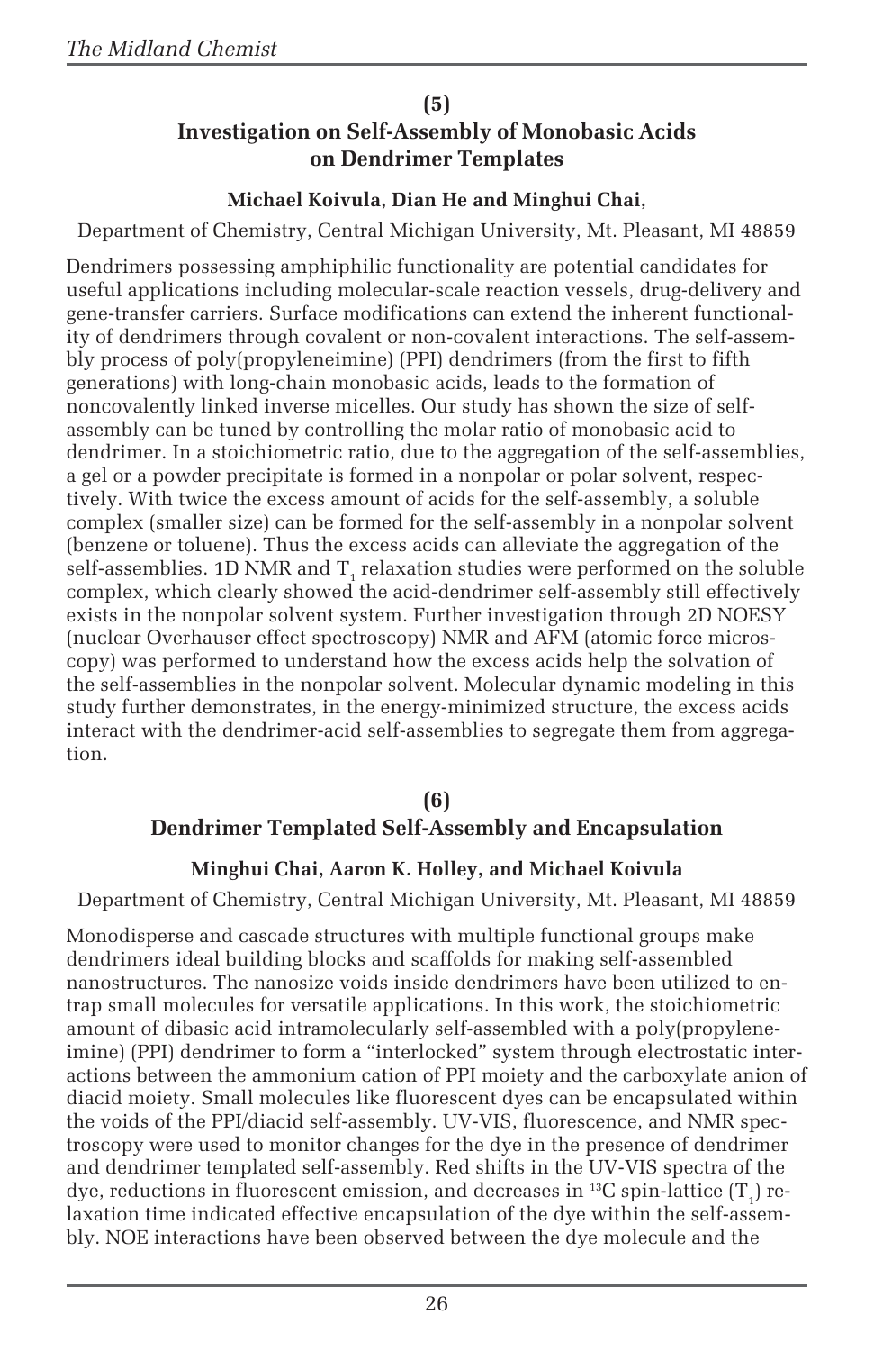**(5)**

## Investigation on Self-Assembly of Monobasic Acids on Dendrimer Templates

**Michael Koivula, Dian He and Minghui Chai,**

Department of Chemistry, Central Michigan University, Mt. Pleasant, MI 48859

Dendrimers possessing amphiphilic functionality are potential candidates for useful applications including molecular-scale reaction vessels, drug-delivery and gene-transfer carriers. Surface modifications can extend the inherent functionality of dendrimers through covalent or non-covalent interactions. The self-assembly process of poly(propyleneimine) (PPI) dendrimers (from the first to fifth generations) with long-chain monobasic acids, leads to the formation of noncovalently linked inverse micelles. Our study has shown the size of self-assembly can be tuned by controlling the molar ratio of monobasic acid to dendrimer. In a stoichiometric ratio, due to the aggregation of the self-assemblies, a gel or a powder precipitate is formed in a nonpolar or polar solvent, respectively. With twice the excess amount of acids for the self-assembly, a soluble complex (smaller size) can be formed for the self-assembly in a nonpolar solvent (benzene or toluene). Thus the excess acids can alleviate the aggregation of the self-assemblies. 1D NMR and $T_1$ relaxation studies were performed on the soluble complex, which clearly showed the acid-dendrimer self-assembly still effectively exists in the nonpolar solvent system. Further investigation through 2D NOESY (nuclear Overhauser effect spectroscopy) NMR and AFM (atomic force microscopy) was performed to understand how the excess acids help the solvation of the self-assemblies in the nonpolar solvent. Molecular dynamic modeling in this study further demonstrates, in the energy-minimized structure, the excess acids interact with the dendrimer-acid self-assemblies to segregate them from aggregation.

**(6)**

## Dendrimer Templated Self-Assembly and Encapsulation

**Minghui Chai, Aaron K. Holley, and Michael Koivula**

Department of Chemistry, Central Michigan University, Mt. Pleasant, MI 48859

Monodisperse and cascade structures with multiple functional groups make dendrimers ideal building blocks and scaffolds for making self-assembled nanostructures. The nanosize voids inside dendrimers have been utilized to entrap small molecules for versatile applications. In this work, the stoichiometric amount of dibasic acid intramolecularly self-assembled with a poly(propyleneimine) (PPI) dendrimer to form a "interlocked" system through electrostatic interactions between the ammonium cation of PPI moiety and the carboxylate anion of diacid moiety. Small molecules like fluorescent dyes can be encapsulated within the voids of the PPI/diacid self-assembly. UV-VIS, fluorescence, and NMR spectroscopy were used to monitor changes for the dye in the presence of dendrimer and dendrimer templated self-assembly. Red shifts in the UV-VIS spectra of the dye, reductions in fluorescent emission, and decreases in $^{13}C$ spin-lattice ($T_1$) relaxation time indicated effective encapsulation of the dye within the self-assembly. NOE interactions have been observed between the dye molecule and the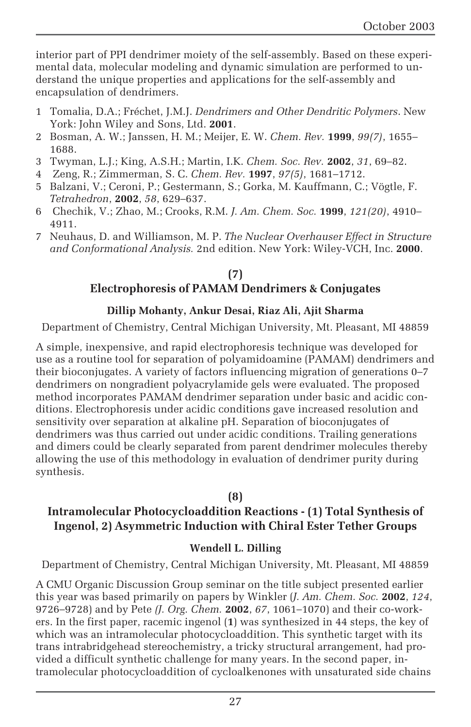interior part of PPI dendrimer moiety of the self-assembly. Based on these experimental data, molecular modeling and dynamic simulation are performed to understand the unique properties and applications for the self-assembly and encapsulation of dendrimers.

1. Tomalia, D.A.; Fréchet, J.M.J. *Dendrimers and Other Dendritic Polymers*. New York: John Wiley and Sons, Ltd. **2001**.
2. Bosman, A. W.; Janssen, H. M.; Meijer, E. W. *Chem. Rev.* **1999**, *99(7)*, 1655–1688.
3. Twyman, L.J.; King, A.S.H.; Martin, I.K. *Chem. Soc. Rev.* **2002**, *31*, 69–82.
4. Zeng, R.; Zimmerman, S. C. *Chem. Rev.* **1997**, *97(5)*, 1681–1712.
5. Balzani, V.; Ceroni, P.; Gestermann, S.; Gorka, M. Kauffmann, C.; Vögtle, F. *Tetrahedron*, **2002**, *58*, 629–637.
6. Chechik, V.; Zhao, M.; Crooks, R.M. *J. Am. Chem. Soc.* **1999**, *121(20)*, 4910–4911.
7. Neuhaus, D. and Williamson, M. P. *The Nuclear Overhauser Effect in Structure and Conformational Analysis.* 2nd edition. New York: Wiley-VCH, Inc. **2000**.

## (7)
## Electrophoresis of PAMAM Dendrimers & Conjugates

**Dillip Mohanty, Ankur Desai, Riaz Ali, Ajit Sharma**

Department of Chemistry, Central Michigan University, Mt. Pleasant, MI 48859

A simple, inexpensive, and rapid electrophoresis technique was developed for use as a routine tool for separation of polyamidoamine (PAMAM) dendrimers and their bioconjugates. A variety of factors influencing migration of generations 0–7 dendrimers on nongradient polyacrylamide gels were evaluated. The proposed method incorporates PAMAM dendrimer separation under basic and acidic conditions. Electrophoresis under acidic conditions gave increased resolution and sensitivity over separation at alkaline pH. Separation of bioconjugates of dendrimers was thus carried out under acidic conditions. Trailing generations and dimers could be clearly separated from parent dendrimer molecules thereby allowing the use of this methodology in evaluation of dendrimer purity during synthesis.

## (8)
## Intramolecular Photocycloaddition Reactions - (1) Total Synthesis of Ingenol, 2) Asymmetric Induction with Chiral Ester Tether Groups

**Wendell L. Dilling**

Department of Chemistry, Central Michigan University, Mt. Pleasant, MI 48859

A CMU Organic Discussion Group seminar on the title subject presented earlier this year was based primarily on papers by Winkler (*J. Am. Chem. Soc.* **2002**, *124*, 9726–9728) and by Pete *(J. Org. Chem.* **2002**, *67*, 1061–1070) and their co-workers. In the first paper, racemic ingenol (**1**) was synthesized in 44 steps, the key of which was an intramolecular photocycloaddition. This synthetic target with its trans intrabridgehead stereochemistry, a tricky structural arrangement, had provided a difficult synthetic challenge for many years. In the second paper, intramolecular photocycloaddition of cycloalkenones with unsaturated side chains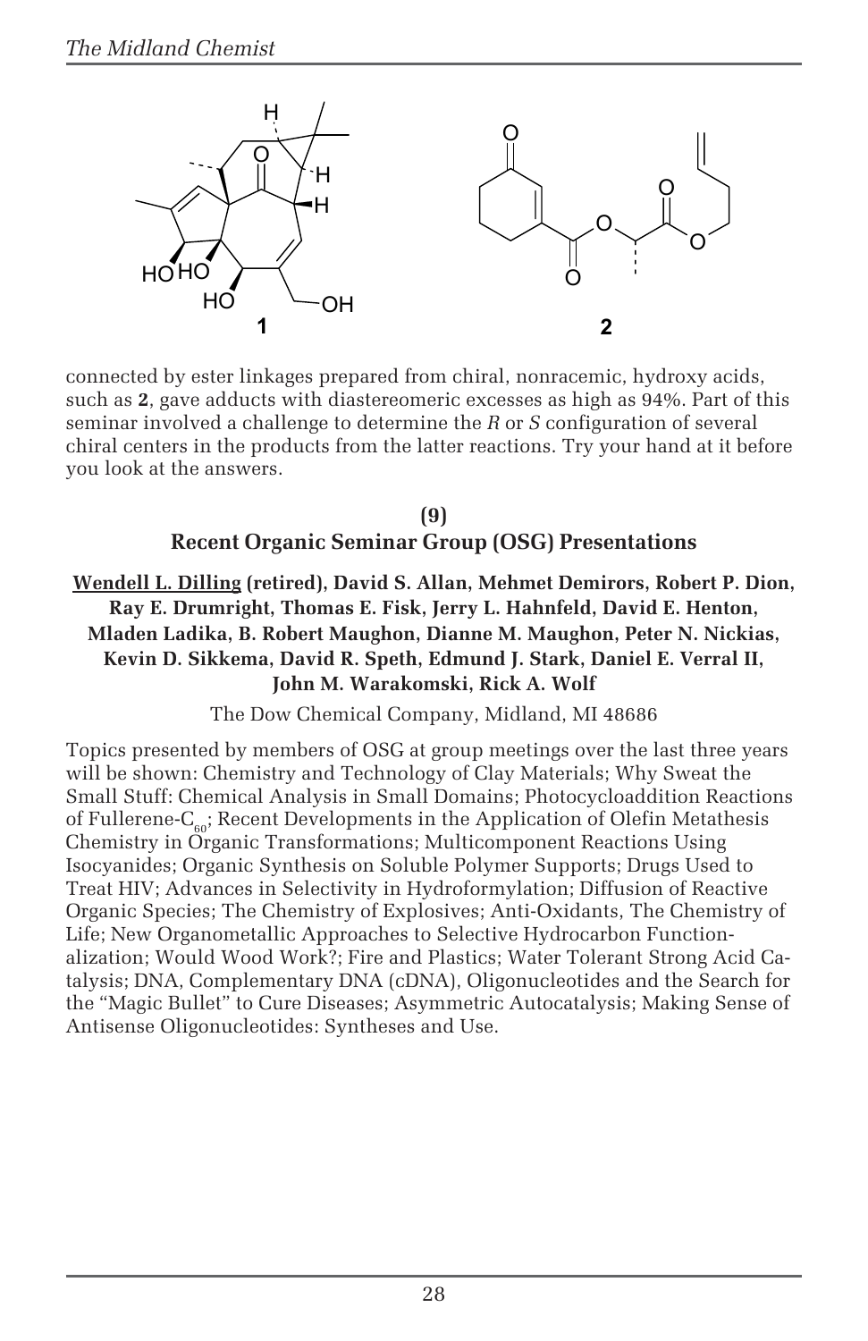connected by ester linkages prepared from chiral, nonracemic, hydroxy acids, such as **2**, gave adducts with diastereomeric excesses as high as 94%. Part of this seminar involved a challenge to determine the *R* or *S* configuration of several chiral centers in the products from the latter reactions. Try your hand at it before you look at the answers.

## (9)
## Recent Organic Seminar Group (OSG) Presentations

**Wendell L. Dilling (retired), David S. Allan, Mehmet Demirors, Robert P. Dion, Ray E. Drumright, Thomas E. Fisk, Jerry L. Hahnfeld, David E. Henton, Mladen Ladika, B. Robert Maughon, Dianne M. Maughon, Peter N. Nickias, Kevin D. Sikkema, David R. Speth, Edmund J. Stark, Daniel E. Verral II, John M. Warakomski, Rick A. Wolf**

The Dow Chemical Company, Midland, MI 48686

Topics presented by members of OSG at group meetings over the last three years will be shown: Chemistry and Technology of Clay Materials; Why Sweat the Small Stuff: Chemical Analysis in Small Domains; Photocycloaddition Reactions of Fullerene-$C_{60}$; Recent Developments in the Application of Olefin Metathesis Chemistry in Organic Transformations; Multicomponent Reactions Using Isocyanides; Organic Synthesis on Soluble Polymer Supports; Drugs Used to Treat HIV; Advances in Selectivity in Hydroformylation; Diffusion of Reactive Organic Species; The Chemistry of Explosives; Anti-Oxidants, The Chemistry of Life; New Organometallic Approaches to Selective Hydrocarbon Functionalization; Would Wood Work?; Fire and Plastics; Water Tolerant Strong Acid Catalysis; DNA, Complementary DNA (cDNA), Oligonucleotides and the Search for the "Magic Bullet" to Cure Diseases; Asymmetric Autocatalysis; Making Sense of Antisense Oligonucleotides: Syntheses and Use.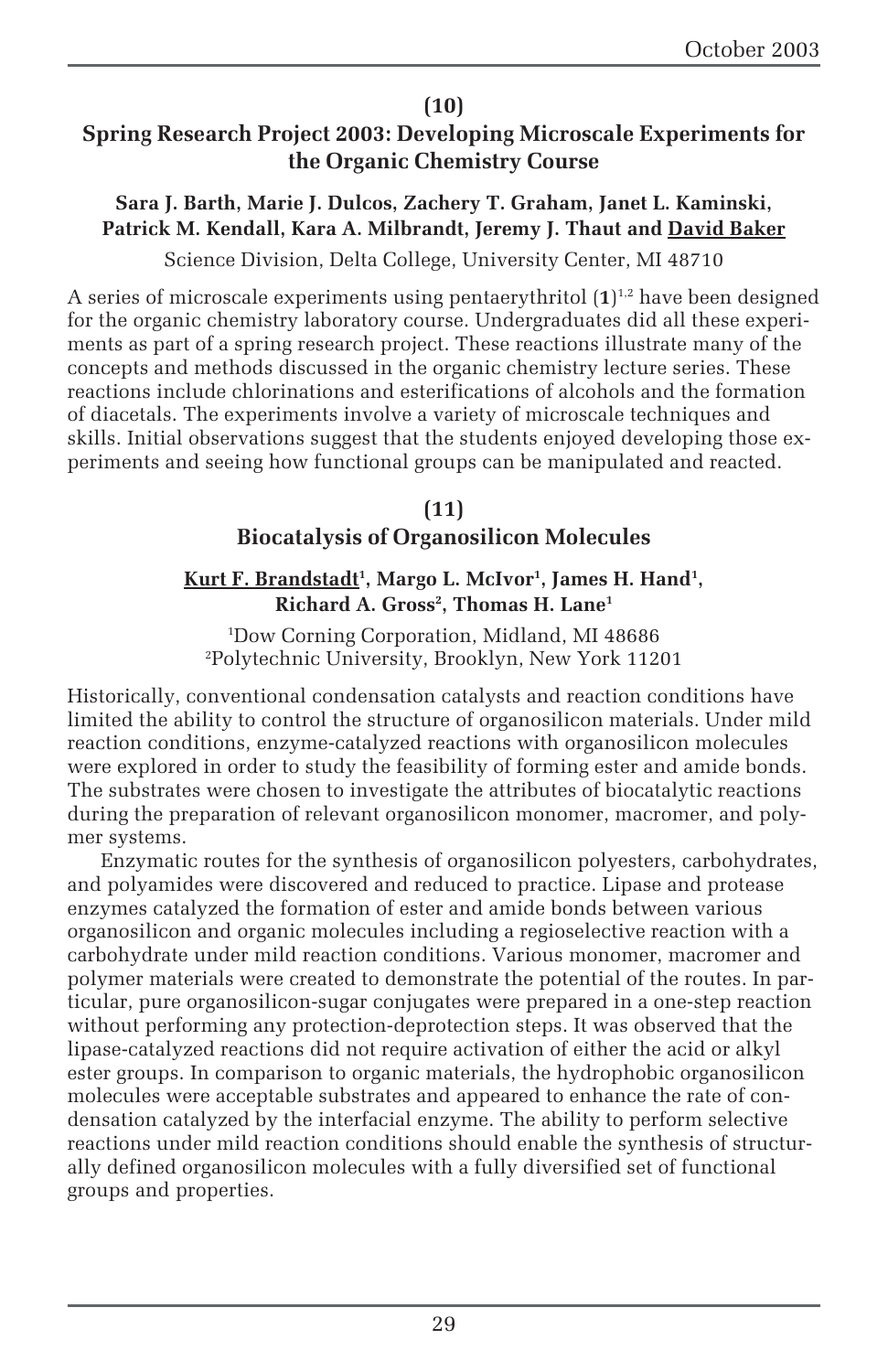**(10)**

## Spring Research Project 2003: Developing Microscale Experiments for the Organic Chemistry Course

**Sara J. Barth, Marie J. Dulcos, Zachery T. Graham, Janet L. Kaminski, Patrick M. Kendall, Kara A. Milbrandt, Jeremy J. Thaut and David Baker**

Science Division, Delta College, University Center, MI 48710

A series of microscale experiments using pentaerythritol (**1**)[1,2] have been designed for the organic chemistry laboratory course. Undergraduates did all these experiments as part of a spring research project. These reactions illustrate many of the concepts and methods discussed in the organic chemistry lecture series. These reactions include chlorinations and esterifications of alcohols and the formation of diacetals. The experiments involve a variety of microscale techniques and skills. Initial observations suggest that the students enjoyed developing those experiments and seeing how functional groups can be manipulated and reacted.

**(11)**

## Biocatalysis of Organosilicon Molecules

**Kurt F. Brandstadt[1], Margo L. McIvor[1], James H. Hand[1], Richard A. Gross[2], Thomas H. Lane[1]**

[1]Dow Corning Corporation, Midland, MI 48686
[2]Polytechnic University, Brooklyn, New York 11201

Historically, conventional condensation catalysts and reaction conditions have limited the ability to control the structure of organosilicon materials. Under mild reaction conditions, enzyme-catalyzed reactions with organosilicon molecules were explored in order to study the feasibility of forming ester and amide bonds. The substrates were chosen to investigate the attributes of biocatalytic reactions during the preparation of relevant organosilicon monomer, macromer, and polymer systems.

Enzymatic routes for the synthesis of organosilicon polyesters, carbohydrates, and polyamides were discovered and reduced to practice. Lipase and protease enzymes catalyzed the formation of ester and amide bonds between various organosilicon and organic molecules including a regioselective reaction with a carbohydrate under mild reaction conditions. Various monomer, macromer and polymer materials were created to demonstrate the potential of the routes. In particular, pure organosilicon-sugar conjugates were prepared in a one-step reaction without performing any protection-deprotection steps. It was observed that the lipase-catalyzed reactions did not require activation of either the acid or alkyl ester groups. In comparison to organic materials, the hydrophobic organosilicon molecules were acceptable substrates and appeared to enhance the rate of condensation catalyzed by the interfacial enzyme. The ability to perform selective reactions under mild reaction conditions should enable the synthesis of structurally defined organosilicon molecules with a fully diversified set of functional groups and properties.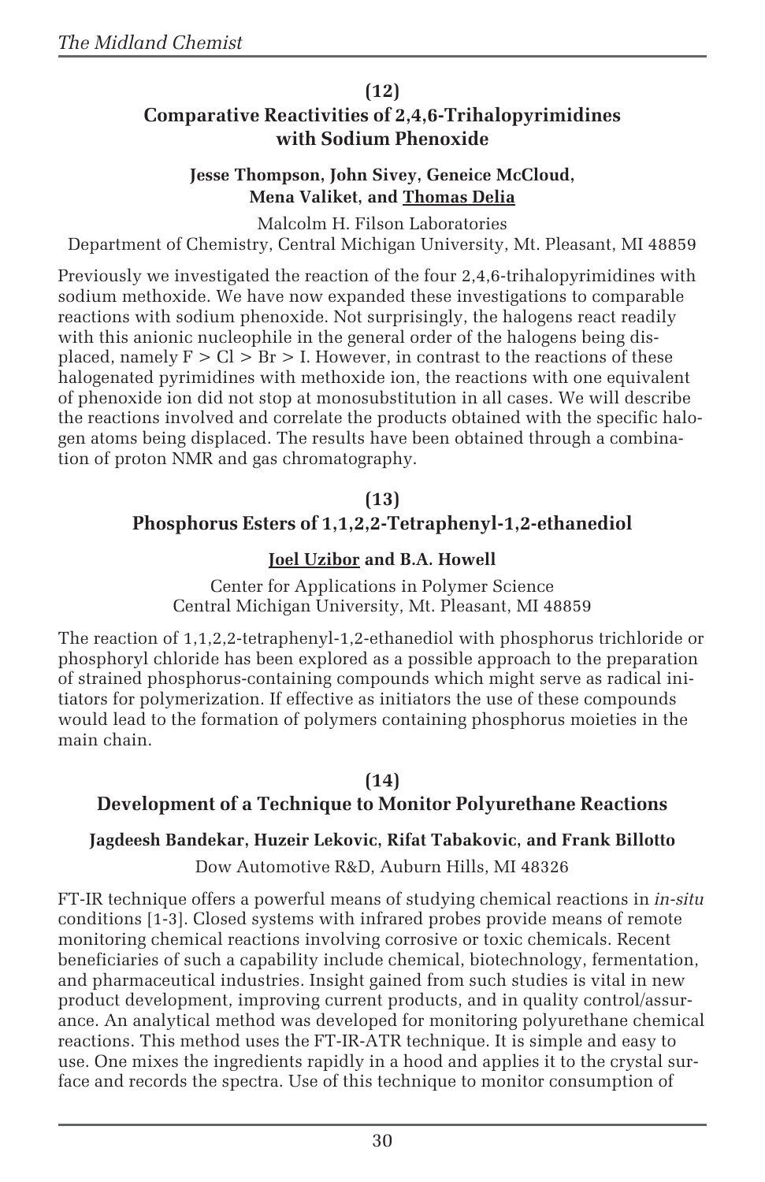**(12)**

## Comparative Reactivities of 2,4,6-Trihalopyrimidines with Sodium Phenoxide

**Jesse Thompson, John Sivey, Geneice McCloud, Mena Valiket, and Thomas Delia**

Malcolm H. Filson Laboratories
Department of Chemistry, Central Michigan University, Mt. Pleasant, MI 48859

Previously we investigated the reaction of the four 2,4,6-trihalopyrimidines with sodium methoxide. We have now expanded these investigations to comparable reactions with sodium phenoxide. Not surprisingly, the halogens react readily with this anionic nucleophile in the general order of the halogens being displaced, namely F > Cl > Br > I. However, in contrast to the reactions of these halogenated pyrimidines with methoxide ion, the reactions with one equivalent of phenoxide ion did not stop at monosubstitution in all cases. We will describe the reactions involved and correlate the products obtained with the specific halogen atoms being displaced. The results have been obtained through a combination of proton NMR and gas chromatography.

**(13)**

## Phosphorus Esters of 1,1,2,2-Tetraphenyl-1,2-ethanediol

**Joel Uzibor and B.A. Howell**

Center for Applications in Polymer Science
Central Michigan University, Mt. Pleasant, MI 48859

The reaction of 1,1,2,2-tetraphenyl-1,2-ethanediol with phosphorus trichloride or phosphoryl chloride has been explored as a possible approach to the preparation of strained phosphorus-containing compounds which might serve as radical initiators for polymerization. If effective as initiators the use of these compounds would lead to the formation of polymers containing phosphorus moieties in the main chain.

**(14)**

## Development of a Technique to Monitor Polyurethane Reactions

**Jagdeesh Bandekar, Huzeir Lekovic, Rifat Tabakovic, and Frank Billotto**

Dow Automotive R&D, Auburn Hills, MI 48326

FT-IR technique offers a powerful means of studying chemical reactions in *in-situ* conditions [1-3]. Closed systems with infrared probes provide means of remote monitoring chemical reactions involving corrosive or toxic chemicals. Recent beneficiaries of such a capability include chemical, biotechnology, fermentation, and pharmaceutical industries. Insight gained from such studies is vital in new product development, improving current products, and in quality control/assurance. An analytical method was developed for monitoring polyurethane chemical reactions. This method uses the FT-IR-ATR technique. It is simple and easy to use. One mixes the ingredients rapidly in a hood and applies it to the crystal surface and records the spectra. Use of this technique to monitor consumption of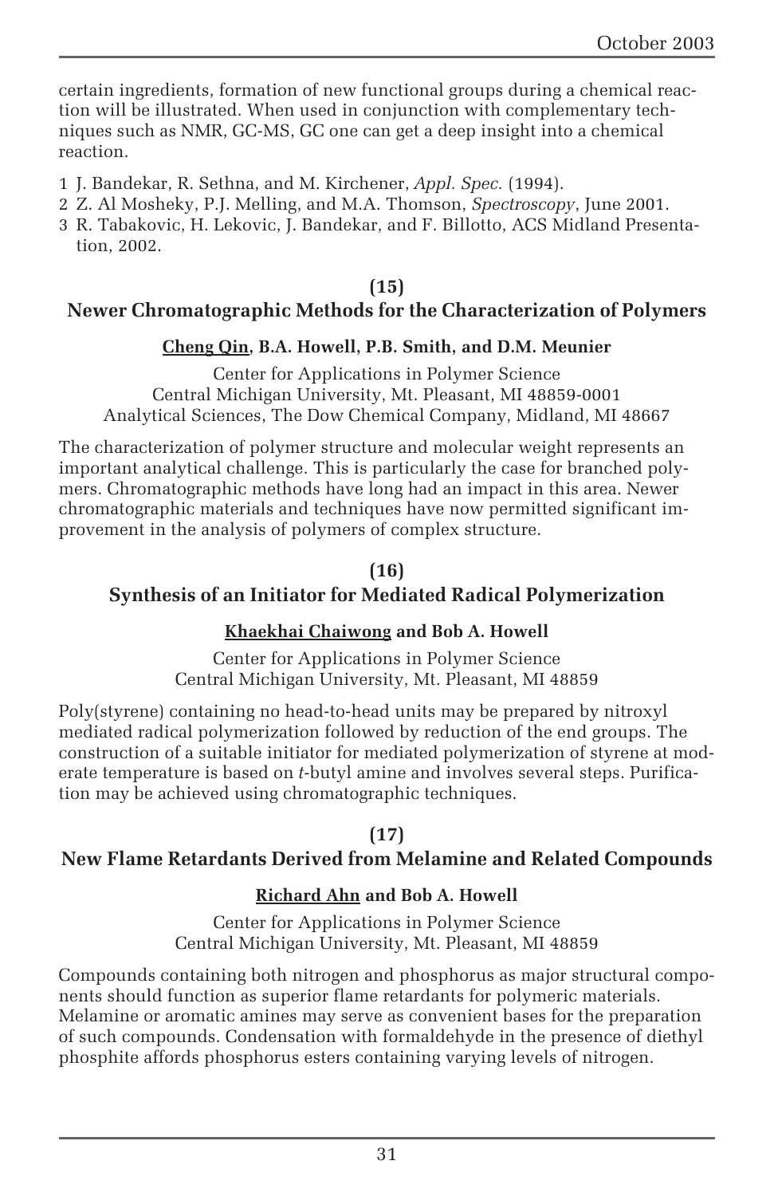certain ingredients, formation of new functional groups during a chemical reaction will be illustrated. When used in conjunction with complementary techniques such as NMR, GC-MS, GC one can get a deep insight into a chemical reaction.

1 J. Bandekar, R. Sethna, and M. Kirchener, *Appl. Spec.* (1994).
2 Z. Al Mosheky, P.J. Melling, and M.A. Thomson, *Spectroscopy*, June 2001.
3 R. Tabakovic, H. Lekovic, J. Bandekar, and F. Billotto, ACS Midland Presentation, 2002.

**(15)**

## Newer Chromatographic Methods for the Characterization of Polymers

**Cheng Qin, B.A. Howell, P.B. Smith, and D.M. Meunier**

Center for Applications in Polymer Science
Central Michigan University, Mt. Pleasant, MI 48859-0001
Analytical Sciences, The Dow Chemical Company, Midland, MI 48667

The characterization of polymer structure and molecular weight represents an important analytical challenge. This is particularly the case for branched polymers. Chromatographic methods have long had an impact in this area. Newer chromatographic materials and techniques have now permitted significant improvement in the analysis of polymers of complex structure.

**(16)**

## Synthesis of an Initiator for Mediated Radical Polymerization

**Khaekhai Chaiwong and Bob A. Howell**

Center for Applications in Polymer Science
Central Michigan University, Mt. Pleasant, MI 48859

Poly(styrene) containing no head-to-head units may be prepared by nitroxyl mediated radical polymerization followed by reduction of the end groups. The construction of a suitable initiator for mediated polymerization of styrene at moderate temperature is based on *t*-butyl amine and involves several steps. Purification may be achieved using chromatographic techniques.

**(17)**

## New Flame Retardants Derived from Melamine and Related Compounds

**Richard Ahn and Bob A. Howell**

Center for Applications in Polymer Science
Central Michigan University, Mt. Pleasant, MI 48859

Compounds containing both nitrogen and phosphorus as major structural components should function as superior flame retardants for polymeric materials. Melamine or aromatic amines may serve as convenient bases for the preparation of such compounds. Condensation with formaldehyde in the presence of diethyl phosphite affords phosphorus esters containing varying levels of nitrogen.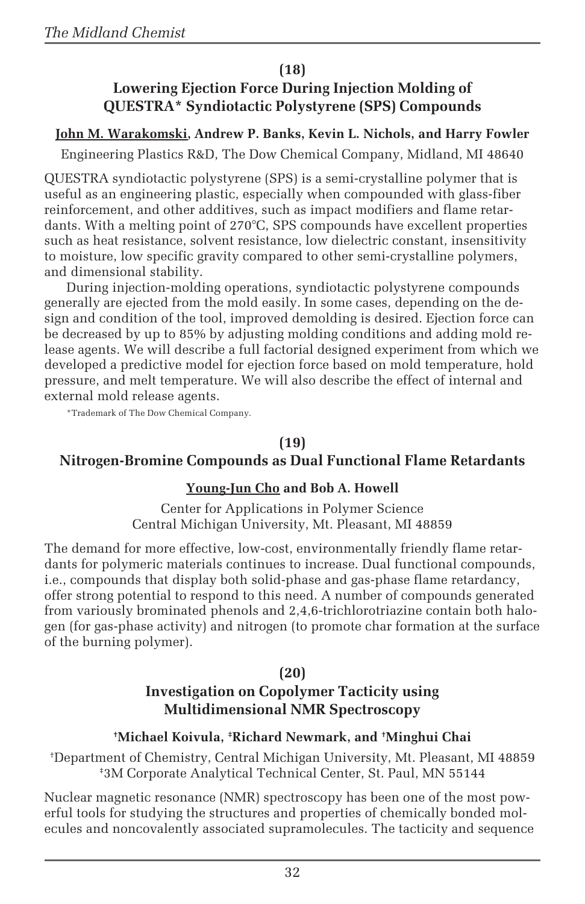**(18)**

## Lowering Ejection Force During Injection Molding of QUESTRA* Syndiotactic Polystyrene (SPS) Compounds

**John M. Warakomski, Andrew P. Banks, Kevin L. Nichols, and Harry Fowler**

Engineering Plastics R&D, The Dow Chemical Company, Midland, MI 48640

QUESTRA syndiotactic polystyrene (SPS) is a semi-crystalline polymer that is useful as an engineering plastic, especially when compounded with glass-fiber reinforcement, and other additives, such as impact modifiers and flame retardants. With a melting point of 270°C, SPS compounds have excellent properties such as heat resistance, solvent resistance, low dielectric constant, insensitivity to moisture, low specific gravity compared to other semi-crystalline polymers, and dimensional stability.

During injection-molding operations, syndiotactic polystyrene compounds generally are ejected from the mold easily. In some cases, depending on the design and condition of the tool, improved demolding is desired. Ejection force can be decreased by up to 85% by adjusting molding conditions and adding mold release agents. We will describe a full factorial designed experiment from which we developed a predictive model for ejection force based on mold temperature, hold pressure, and melt temperature. We will also describe the effect of internal and external mold release agents.

*Trademark of The Dow Chemical Company.

**(19)**

## Nitrogen-Bromine Compounds as Dual Functional Flame Retardants

**Young-Jun Cho and Bob A. Howell**

Center for Applications in Polymer Science
Central Michigan University, Mt. Pleasant, MI 48859

The demand for more effective, low-cost, environmentally friendly flame retardants for polymeric materials continues to increase. Dual functional compounds, i.e., compounds that display both solid-phase and gas-phase flame retardancy, offer strong potential to respond to this need. A number of compounds generated from variously brominated phenols and 2,4,6-trichlorotriazine contain both halogen (for gas-phase activity) and nitrogen (to promote char formation at the surface of the burning polymer).

**(20)**

## Investigation on Copolymer Tacticity using Multidimensional NMR Spectroscopy

**[†]Michael Koivula, [‡]Richard Newmark, and [†]Minghui Chai**

[†]Department of Chemistry, Central Michigan University, Mt. Pleasant, MI 48859
[‡]3M Corporate Analytical Technical Center, St. Paul, MN 55144

Nuclear magnetic resonance (NMR) spectroscopy has been one of the most powerful tools for studying the structures and properties of chemically bonded molecules and noncovalently associated supramolecules. The tacticity and sequence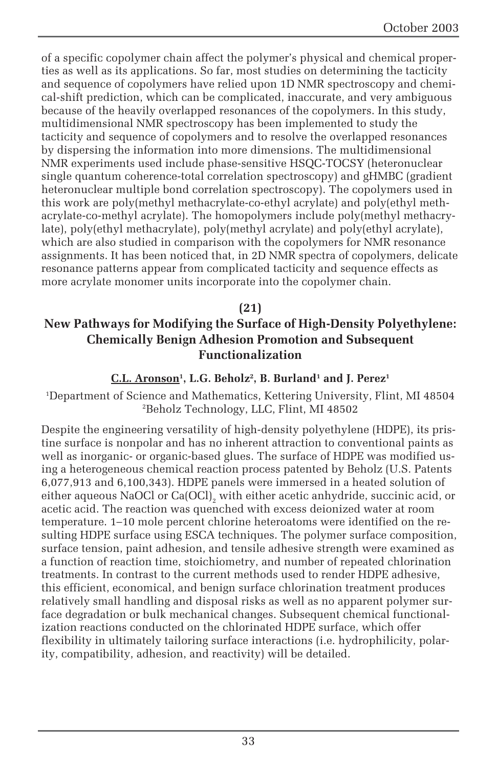of a specific copolymer chain affect the polymer's physical and chemical properties as well as its applications. So far, most studies on determining the tacticity and sequence of copolymers have relied upon 1D NMR spectroscopy and chemical-shift prediction, which can be complicated, inaccurate, and very ambiguous because of the heavily overlapped resonances of the copolymers. In this study, multidimensional NMR spectroscopy has been implemented to study the tacticity and sequence of copolymers and to resolve the overlapped resonances by dispersing the information into more dimensions. The multidimensional NMR experiments used include phase-sensitive HSQC-TOCSY (heteronuclear single quantum coherence-total correlation spectroscopy) and gHMBC (gradient heteronuclear multiple bond correlation spectroscopy). The copolymers used in this work are poly(methyl methacrylate-co-ethyl acrylate) and poly(ethyl methacrylate-co-methyl acrylate). The homopolymers include poly(methyl methacrylate), poly(ethyl methacrylate), poly(methyl acrylate) and poly(ethyl acrylate), which are also studied in comparison with the copolymers for NMR resonance assignments. It has been noticed that, in 2D NMR spectra of copolymers, delicate resonance patterns appear from complicated tacticity and sequence effects as more acrylate monomer units incorporate into the copolymer chain.

**(21)**

## New Pathways for Modifying the Surface of High-Density Polyethylene: Chemically Benign Adhesion Promotion and Subsequent Functionalization

**C.L. Aronson[1], L.G. Beholz[2], B. Burland[1] and J. Perez[1]**

[1]Department of Science and Mathematics, Kettering University, Flint, MI 48504
[2]Beholz Technology, LLC, Flint, MI 48502

Despite the engineering versatility of high-density polyethylene (HDPE), its pristine surface is nonpolar and has no inherent attraction to conventional paints as well as inorganic- or organic-based glues. The surface of HDPE was modified using a heterogeneous chemical reaction process patented by Beholz (U.S. Patents 6,077,913 and 6,100,343). HDPE panels were immersed in a heated solution of either aqueous NaOCl or $Ca(OCl)_2$ with either acetic anhydride, succinic acid, or acetic acid. The reaction was quenched with excess deionized water at room temperature. 1–10 mole percent chlorine heteroatoms were identified on the resulting HDPE surface using ESCA techniques. The polymer surface composition, surface tension, paint adhesion, and tensile adhesive strength were examined as a function of reaction time, stoichiometry, and number of repeated chlorination treatments. In contrast to the current methods used to render HDPE adhesive, this efficient, economical, and benign surface chlorination treatment produces relatively small handling and disposal risks as well as no apparent polymer surface degradation or bulk mechanical changes. Subsequent chemical functionalization reactions conducted on the chlorinated HDPE surface, which offer flexibility in ultimately tailoring surface interactions (i.e. hydrophilicity, polarity, compatibility, adhesion, and reactivity) will be detailed.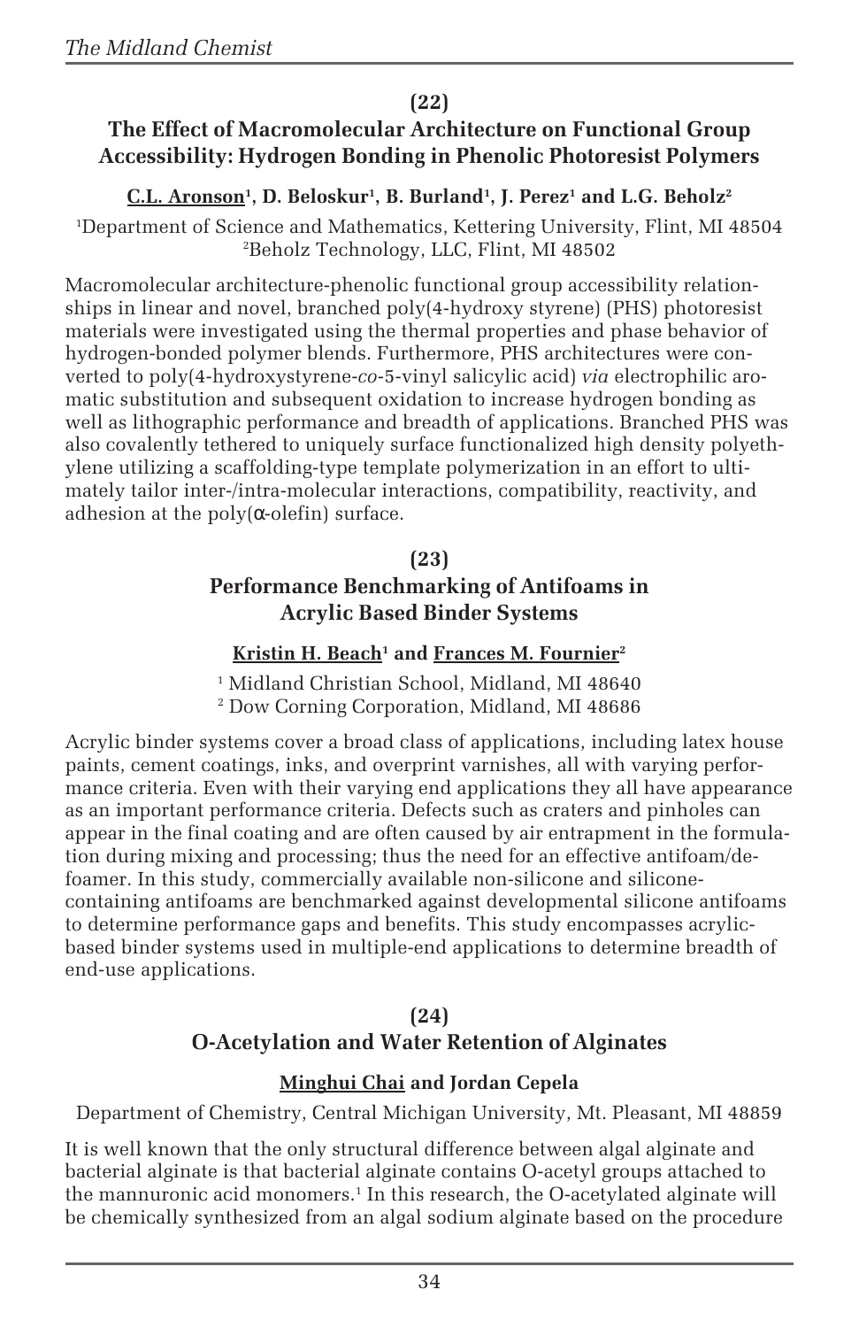**(22)**

## The Effect of Macromolecular Architecture on Functional Group Accessibility: Hydrogen Bonding in Phenolic Photoresist Polymers

**C.L. Aronson[1], D. Beloskur[1], B. Burland[1], J. Perez[1] and L.G. Beholz[2]**

[1]Department of Science and Mathematics, Kettering University, Flint, MI 48504
[2]Beholz Technology, LLC, Flint, MI 48502

Macromolecular architecture-phenolic functional group accessibility relationships in linear and novel, branched poly(4-hydroxy styrene) (PHS) photoresist materials were investigated using the thermal properties and phase behavior of hydrogen-bonded polymer blends. Furthermore, PHS architectures were converted to poly(4-hydroxystyrene-*co*-5-vinyl salicylic acid) *via* electrophilic aromatic substitution and subsequent oxidation to increase hydrogen bonding as well as lithographic performance and breadth of applications. Branched PHS was also covalently tethered to uniquely surface functionalized high density polyethylene utilizing a scaffolding-type template polymerization in an effort to ultimately tailor inter-/intra-molecular interactions, compatibility, reactivity, and adhesion at the poly($\alpha$-olefin) surface.

**(23)**

## Performance Benchmarking of Antifoams in Acrylic Based Binder Systems

**Kristin H. Beach[1] and Frances M. Fournier[2]**

[1] Midland Christian School, Midland, MI 48640
[2] Dow Corning Corporation, Midland, MI 48686

Acrylic binder systems cover a broad class of applications, including latex house paints, cement coatings, inks, and overprint varnishes, all with varying performance criteria. Even with their varying end applications they all have appearance as an important performance criteria. Defects such as craters and pinholes can appear in the final coating and are often caused by air entrapment in the formulation during mixing and processing; thus the need for an effective antifoam/defoamer. In this study, commercially available non-silicone and silicone-containing antifoams are benchmarked against developmental silicone antifoams to determine performance gaps and benefits. This study encompasses acrylic-based binder systems used in multiple-end applications to determine breadth of end-use applications.

**(24)**

## O-Acetylation and Water Retention of Alginates

**Minghui Chai and Jordan Cepela**

Department of Chemistry, Central Michigan University, Mt. Pleasant, MI 48859

It is well known that the only structural difference between algal alginate and bacterial alginate is that bacterial alginate contains O-acetyl groups attached to the mannuronic acid monomers.[1] In this research, the O-acetylated alginate will be chemically synthesized from an algal sodium alginate based on the procedure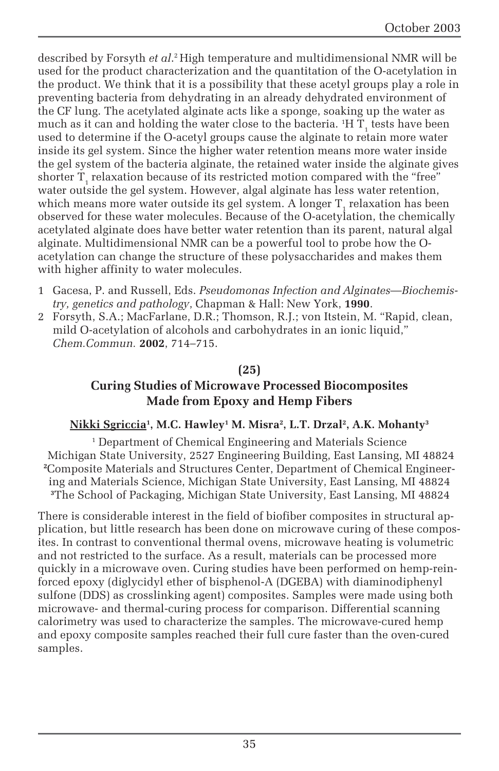described by Forsyth *et al*.[2] High temperature and multidimensional NMR will be used for the product characterization and the quantitation of the O-acetylation in the product. We think that it is a possibility that these acetyl groups play a role in preventing bacteria from dehydrating in an already dehydrated environment of the CF lung. The acetylated alginate acts like a sponge, soaking up the water as much as it can and holding the water close to the bacteria. $^1H$ $T_1$ tests have been used to determine if the O-acetyl groups cause the alginate to retain more water inside its gel system. Since the higher water retention means more water inside the gel system of the bacteria alginate, the retained water inside the alginate gives shorter $T_1$ relaxation because of its restricted motion compared with the "free" water outside the gel system. However, algal alginate has less water retention, which means more water outside its gel system. A longer $T_1$ relaxation has been observed for these water molecules. Because of the O-acetylation, the chemically acetylated alginate does have better water retention than its parent, natural algal alginate. Multidimensional NMR can be a powerful tool to probe how the O-acetylation can change the structure of these polysaccharides and makes them with higher affinity to water molecules.

1. Gacesa, P. and Russell, Eds. *Pseudomonas Infection and Alginates—Biochemistry, genetics and pathology*, Chapman & Hall: New York, **1990**.
2. Forsyth, S.A.; MacFarlane, D.R.; Thomson, R.J.; von Itstein, M. "Rapid, clean, mild O-acetylation of alcohols and carbohydrates in an ionic liquid," *Chem.Commun.* **2002**, 714–715.

**(25)**

## Curing Studies of Microwave Processed Biocomposites Made from Epoxy and Hemp Fibers

**<u>Nikki Sgriccia</u>[1], M.C. Hawley[1] M. Misra[2], L.T. Drzal[2], A.K. Mohanty[3]**

[1] Department of Chemical Engineering and Materials Science
Michigan State University, 2527 Engineering Building, East Lansing, MI 48824
[2] Composite Materials and Structures Center, Department of Chemical Engineering and Materials Science, Michigan State University, East Lansing, MI 48824
[3] The School of Packaging, Michigan State University, East Lansing, MI 48824

There is considerable interest in the field of biofiber composites in structural application, but little research has been done on microwave curing of these composites. In contrast to conventional thermal ovens, microwave heating is volumetric and not restricted to the surface. As a result, materials can be processed more quickly in a microwave oven. Curing studies have been performed on hemp-reinforced epoxy (diglycidyl ether of bisphenol-A (DGEBA) with diaminodiphenyl sulfone (DDS) as crosslinking agent) composites. Samples were made using both microwave- and thermal-curing process for comparison. Differential scanning calorimetry was used to characterize the samples. The microwave-cured hemp and epoxy composite samples reached their full cure faster than the oven-cured samples.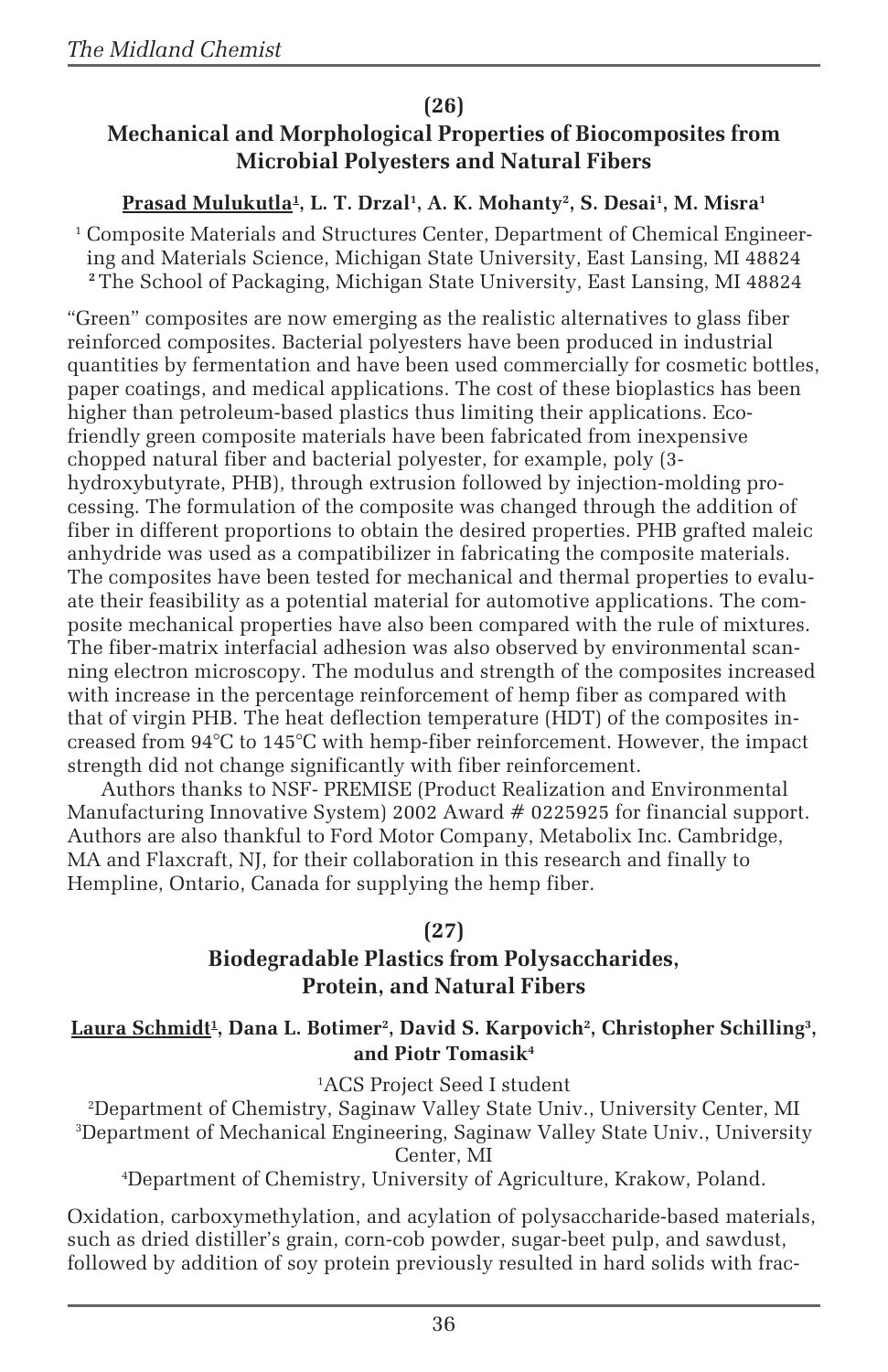**(26)**

## Mechanical and Morphological Properties of Biocomposites from Microbial Polyesters and Natural Fibers

**Prasad Mulukutla[1], L. T. Drzal[1], A. K. Mohanty[2], S. Desai[1], M. Misra[1]**

[1] Composite Materials and Structures Center, Department of Chemical Engineering and Materials Science, Michigan State University, East Lansing, MI 48824
[2] The School of Packaging, Michigan State University, East Lansing, MI 48824

"Green" composites are now emerging as the realistic alternatives to glass fiber reinforced composites. Bacterial polyesters have been produced in industrial quantities by fermentation and have been used commercially for cosmetic bottles, paper coatings, and medical applications. The cost of these bioplastics has been higher than petroleum-based plastics thus limiting their applications. Eco-friendly green composite materials have been fabricated from inexpensive chopped natural fiber and bacterial polyester, for example, poly (3-hydroxybutyrate, PHB), through extrusion followed by injection-molding processing. The formulation of the composite was changed through the addition of fiber in different proportions to obtain the desired properties. PHB grafted maleic anhydride was used as a compatibilizer in fabricating the composite materials. The composites have been tested for mechanical and thermal properties to evaluate their feasibility as a potential material for automotive applications. The composite mechanical properties have also been compared with the rule of mixtures. The fiber-matrix interfacial adhesion was also observed by environmental scanning electron microscopy. The modulus and strength of the composites increased with increase in the percentage reinforcement of hemp fiber as compared with that of virgin PHB. The heat deflection temperature (HDT) of the composites increased from 94°C to 145°C with hemp-fiber reinforcement. However, the impact strength did not change significantly with fiber reinforcement.

Authors thanks to NSF- PREMISE (Product Realization and Environmental Manufacturing Innovative System) 2002 Award # 0225925 for financial support. Authors are also thankful to Ford Motor Company, Metabolix Inc. Cambridge, MA and Flaxcraft, NJ, for their collaboration in this research and finally to Hempline, Ontario, Canada for supplying the hemp fiber.

**(27)**

## Biodegradable Plastics from Polysaccharides, Protein, and Natural Fibers

**Laura Schmidt[1], Dana L. Botimer[2], David S. Karpovich[2], Christopher Schilling[3], and Piotr Tomasik[4]**

[1]ACS Project Seed I student
[2]Department of Chemistry, Saginaw Valley State Univ., University Center, MI
[3]Department of Mechanical Engineering, Saginaw Valley State Univ., University Center, MI
[4]Department of Chemistry, University of Agriculture, Krakow, Poland.

Oxidation, carboxymethylation, and acylation of polysaccharide-based materials, such as dried distiller's grain, corn-cob powder, sugar-beet pulp, and sawdust, followed by addition of soy protein previously resulted in hard solids with frac-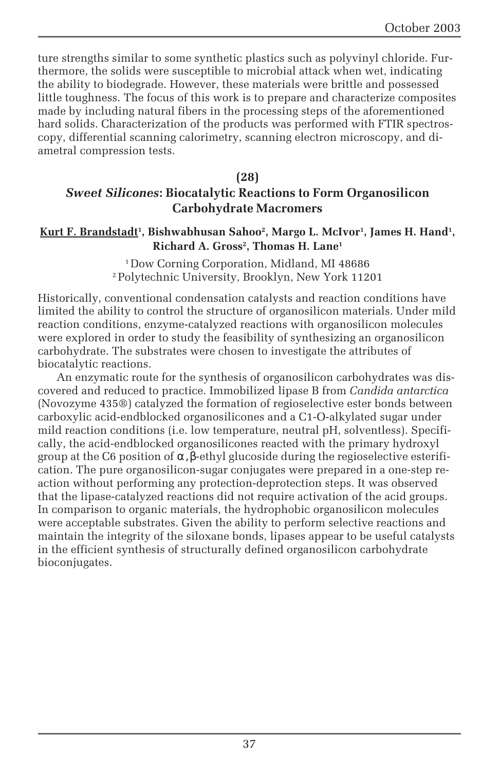ture strengths similar to some synthetic plastics such as polyvinyl chloride. Furthermore, the solids were susceptible to microbial attack when wet, indicating the ability to biodegrade. However, these materials were brittle and possessed little toughness. The focus of this work is to prepare and characterize composites made by including natural fibers in the processing steps of the aforementioned hard solids. Characterization of the products was performed with FTIR spectroscopy, differential scanning calorimetry, scanning electron microscopy, and diametral compression tests.

**(28)**

## *Sweet Silicones*: Biocatalytic Reactions to Form Organosilicon Carbohydrate Macromers

**Kurt F. Brandstadt[1], Bishwabhusan Sahoo[2], Margo L. McIvor[1], James H. Hand[1], Richard A. Gross[2], Thomas H. Lane[1]**

[1] Dow Corning Corporation, Midland, MI 48686
[2] Polytechnic University, Brooklyn, New York 11201

Historically, conventional condensation catalysts and reaction conditions have limited the ability to control the structure of organosilicon materials. Under mild reaction conditions, enzyme-catalyzed reactions with organosilicon molecules were explored in order to study the feasibility of synthesizing an organosilicon carbohydrate. The substrates were chosen to investigate the attributes of biocatalytic reactions.

An enzymatic route for the synthesis of organosilicon carbohydrates was discovered and reduced to practice. Immobilized lipase B from *Candida antarctica* (Novozyme 435®) catalyzed the formation of regioselective ester bonds between carboxylic acid-endblocked organosilicones and a C1-O-alkylated sugar under mild reaction conditions (i.e. low temperature, neutral pH, solventless). Specifically, the acid-endblocked organosilicones reacted with the primary hydroxyl group at the C6 position of α,β-ethyl glucoside during the regioselective esterification. The pure organosilicon-sugar conjugates were prepared in a one-step reaction without performing any protection-deprotection steps. It was observed that the lipase-catalyzed reactions did not require activation of the acid groups. In comparison to organic materials, the hydrophobic organosilicon molecules were acceptable substrates. Given the ability to perform selective reactions and maintain the integrity of the siloxane bonds, lipases appear to be useful catalysts in the efficient synthesis of structurally defined organosilicon carbohydrate bioconjugates.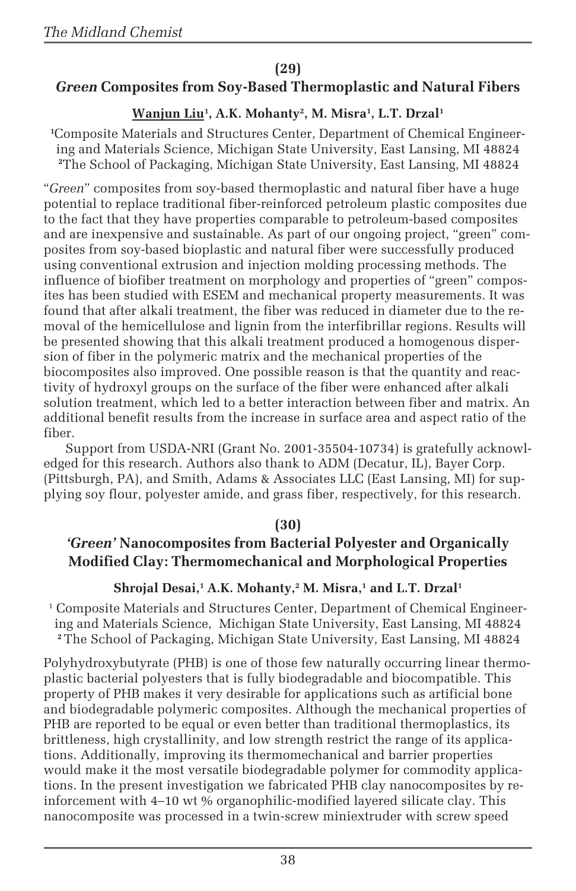**(29)**

## *Green* Composites from Soy-Based Thermoplastic and Natural Fibers

**Wanjun Liu[1], A.K. Mohanty[2], M. Misra[1], L.T. Drzal[1]**

[1]Composite Materials and Structures Center, Department of Chemical Engineering and Materials Science, Michigan State University, East Lansing, MI 48824
[2]The School of Packaging, Michigan State University, East Lansing, MI 48824

"*Green*" composites from soy-based thermoplastic and natural fiber have a huge potential to replace traditional fiber-reinforced petroleum plastic composites due to the fact that they have properties comparable to petroleum-based composites and are inexpensive and sustainable. As part of our ongoing project, "green" composites from soy-based bioplastic and natural fiber were successfully produced using conventional extrusion and injection molding processing methods. The influence of biofiber treatment on morphology and properties of "green" composites has been studied with ESEM and mechanical property measurements. It was found that after alkali treatment, the fiber was reduced in diameter due to the removal of the hemicellulose and lignin from the interfibrillar regions. Results will be presented showing that this alkali treatment produced a homogenous dispersion of fiber in the polymeric matrix and the mechanical properties of the biocomposites also improved. One possible reason is that the quantity and reactivity of hydroxyl groups on the surface of the fiber were enhanced after alkali solution treatment, which led to a better interaction between fiber and matrix. An additional benefit results from the increase in surface area and aspect ratio of the fiber.

Support from USDA-NRI (Grant No. 2001-35504-10734) is gratefully acknowledged for this research. Authors also thank to ADM (Decatur, IL), Bayer Corp. (Pittsburgh, PA), and Smith, Adams & Associates LLC (East Lansing, MI) for supplying soy flour, polyester amide, and grass fiber, respectively, for this research.

**(30)**

## *'Green'* Nanocomposites from Bacterial Polyester and Organically Modified Clay: Thermomechanical and Morphological Properties

**Shrojal Desai,[1] A.K. Mohanty,[2] M. Misra,[1] and L.T. Drzal[1]**

[1] Composite Materials and Structures Center, Department of Chemical Engineering and Materials Science, Michigan State University, East Lansing, MI 48824
[2] The School of Packaging, Michigan State University, East Lansing, MI 48824

Polyhydroxybutyrate (PHB) is one of those few naturally occurring linear thermoplastic bacterial polyesters that is fully biodegradable and biocompatible. This property of PHB makes it very desirable for applications such as artificial bone and biodegradable polymeric composites. Although the mechanical properties of PHB are reported to be equal or even better than traditional thermoplastics, its brittleness, high crystallinity, and low strength restrict the range of its applications. Additionally, improving its thermomechanical and barrier properties would make it the most versatile biodegradable polymer for commodity applications. In the present investigation we fabricated PHB clay nanocomposites by reinforcement with 4–10 wt % organophilic-modified layered silicate clay. This nanocomposite was processed in a twin-screw miniextruder with screw speed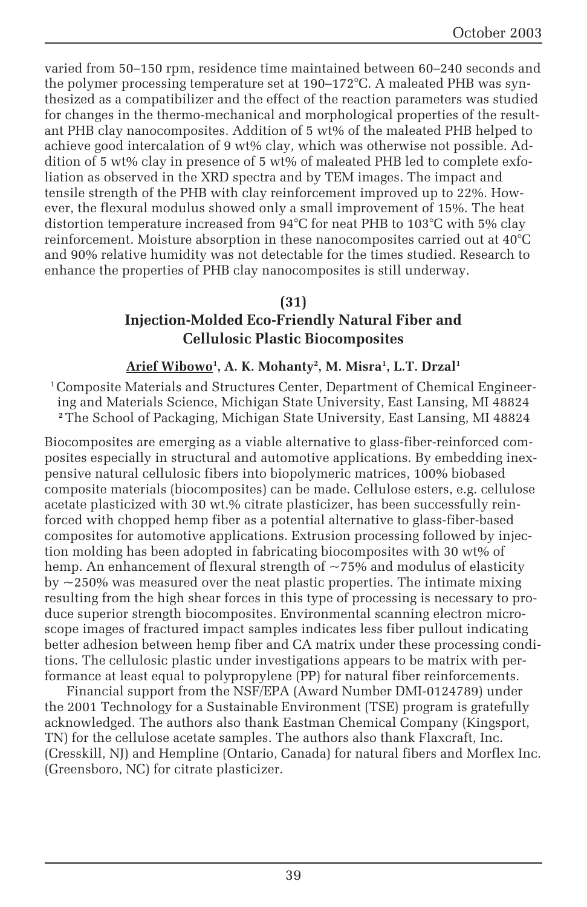varied from 50–150 rpm, residence time maintained between 60–240 seconds and the polymer processing temperature set at 190–172°C. A maleated PHB was synthesized as a compatibilizer and the effect of the reaction parameters was studied for changes in the thermo-mechanical and morphological properties of the resultant PHB clay nanocomposites. Addition of 5 wt% of the maleated PHB helped to achieve good intercalation of 9 wt% clay, which was otherwise not possible. Addition of 5 wt% clay in presence of 5 wt% of maleated PHB led to complete exfoliation as observed in the XRD spectra and by TEM images. The impact and tensile strength of the PHB with clay reinforcement improved up to 22%. However, the flexural modulus showed only a small improvement of 15%. The heat distortion temperature increased from 94°C for neat PHB to 103°C with 5% clay reinforcement. Moisture absorption in these nanocomposites carried out at 40°C and 90% relative humidity was not detectable for the times studied. Research to enhance the properties of PHB clay nanocomposites is still underway.

## (31)
## Injection-Molded Eco-Friendly Natural Fiber and Cellulosic Plastic Biocomposites

**<u>Arief Wibowo</u>[1], A. K. Mohanty[2], M. Misra[1], L.T. Drzal[1]**

[1] Composite Materials and Structures Center, Department of Chemical Engineering and Materials Science, Michigan State University, East Lansing, MI 48824
[2] The School of Packaging, Michigan State University, East Lansing, MI 48824

Biocomposites are emerging as a viable alternative to glass-fiber-reinforced composites especially in structural and automotive applications. By embedding inexpensive natural cellulosic fibers into biopolymeric matrices, 100% biobased composite materials (biocomposites) can be made. Cellulose esters, e.g. cellulose acetate plasticized with 30 wt.% citrate plasticizer, has been successfully reinforced with chopped hemp fiber as a potential alternative to glass-fiber-based composites for automotive applications. Extrusion processing followed by injection molding has been adopted in fabricating biocomposites with 30 wt% of hemp. An enhancement of flexural strength of ~75% and modulus of elasticity by ~250% was measured over the neat plastic properties. The intimate mixing resulting from the high shear forces in this type of processing is necessary to produce superior strength biocomposites. Environmental scanning electron microscope images of fractured impact samples indicates less fiber pullout indicating better adhesion between hemp fiber and CA matrix under these processing conditions. The cellulosic plastic under investigations appears to be matrix with performance at least equal to polypropylene (PP) for natural fiber reinforcements.

Financial support from the NSF/EPA (Award Number DMI-0124789) under the 2001 Technology for a Sustainable Environment (TSE) program is gratefully acknowledged. The authors also thank Eastman Chemical Company (Kingsport, TN) for the cellulose acetate samples. The authors also thank Flaxcraft, Inc. (Cresskill, NJ) and Hempline (Ontario, Canada) for natural fibers and Morflex Inc. (Greensboro, NC) for citrate plasticizer.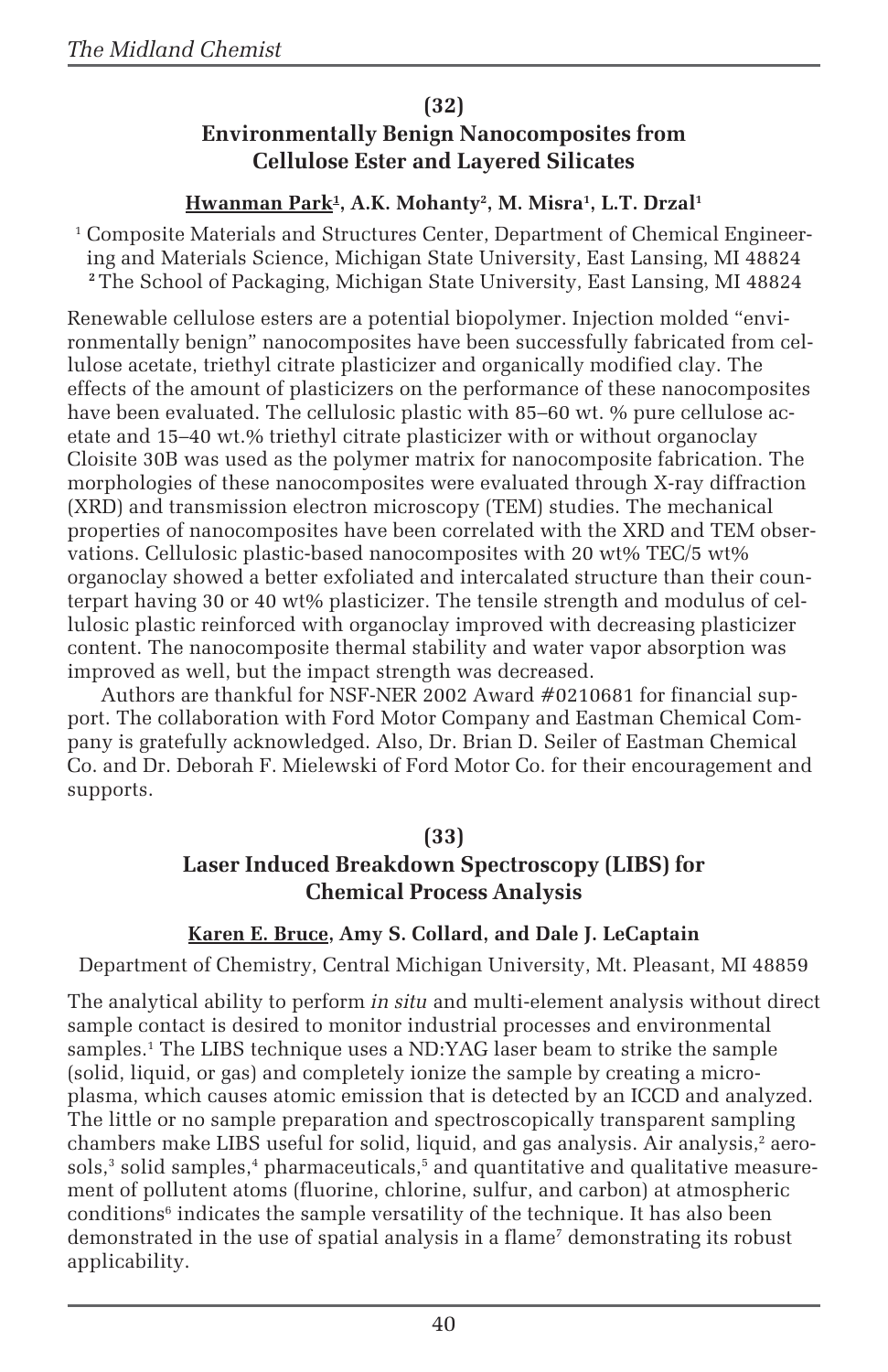**(32)**

## Environmentally Benign Nanocomposites from Cellulose Ester and Layered Silicates

**<u>Hwanman Park</u>[1], A.K. Mohanty[2], M. Misra[1], L.T. Drzal[1]**

[1] Composite Materials and Structures Center, Department of Chemical Engineering and Materials Science, Michigan State University, East Lansing, MI 48824
[2] The School of Packaging, Michigan State University, East Lansing, MI 48824

Renewable cellulose esters are a potential biopolymer. Injection molded "environmentally benign" nanocomposites have been successfully fabricated from cellulose acetate, triethyl citrate plasticizer and organically modified clay. The effects of the amount of plasticizers on the performance of these nanocomposites have been evaluated. The cellulosic plastic with 85–60 wt. % pure cellulose acetate and 15–40 wt.% triethyl citrate plasticizer with or without organoclay Cloisite 30B was used as the polymer matrix for nanocomposite fabrication. The morphologies of these nanocomposites were evaluated through X-ray diffraction (XRD) and transmission electron microscopy (TEM) studies. The mechanical properties of nanocomposites have been correlated with the XRD and TEM observations. Cellulosic plastic-based nanocomposites with 20 wt% TEC/5 wt% organoclay showed a better exfoliated and intercalated structure than their counterpart having 30 or 40 wt% plasticizer. The tensile strength and modulus of cellulosic plastic reinforced with organoclay improved with decreasing plasticizer content. The nanocomposite thermal stability and water vapor absorption was improved as well, but the impact strength was decreased.

Authors are thankful for NSF-NER 2002 Award #0210681 for financial support. The collaboration with Ford Motor Company and Eastman Chemical Company is gratefully acknowledged. Also, Dr. Brian D. Seiler of Eastman Chemical Co. and Dr. Deborah F. Mielewski of Ford Motor Co. for their encouragement and supports.

**(33)**

## Laser Induced Breakdown Spectroscopy (LIBS) for Chemical Process Analysis

**<u>Karen E. Bruce</u>, Amy S. Collard, and Dale J. LeCaptain**

Department of Chemistry, Central Michigan University, Mt. Pleasant, MI 48859

The analytical ability to perform *in situ* and multi-element analysis without direct sample contact is desired to monitor industrial processes and environmental samples.[1] The LIBS technique uses a ND:YAG laser beam to strike the sample (solid, liquid, or gas) and completely ionize the sample by creating a microplasma, which causes atomic emission that is detected by an ICCD and analyzed. The little or no sample preparation and spectroscopically transparent sampling chambers make LIBS useful for solid, liquid, and gas analysis. Air analysis,[2] aerosols,[3] solid samples,[4] pharmaceuticals,[5] and quantitative and qualitative measurement of pollutent atoms (fluorine, chlorine, sulfur, and carbon) at atmospheric conditions[6] indicates the sample versatility of the technique. It has also been demonstrated in the use of spatial analysis in a flame[7] demonstrating its robust applicability.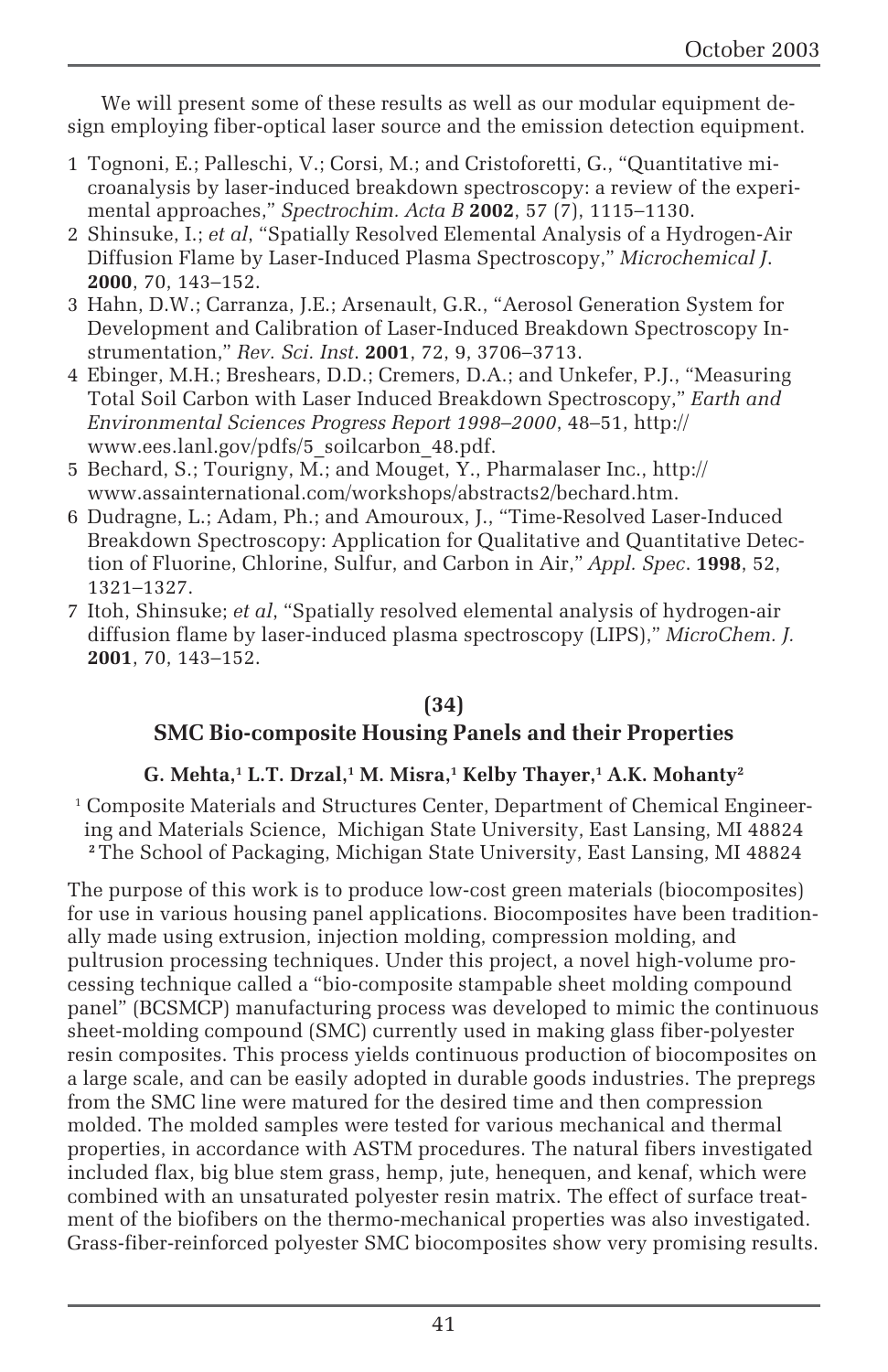We will present some of these results as well as our modular equipment design employing fiber-optical laser source and the emission detection equipment.

1. Tognoni, E.; Palleschi, V.; Corsi, M.; and Cristoforetti, G., "Quantitative microanalysis by laser-induced breakdown spectroscopy: a review of the experimental approaches," *Spectrochim. Acta B* **2002**, 57 (7), 1115–1130.
2. Shinsuke, I.; *et al*, "Spatially Resolved Elemental Analysis of a Hydrogen-Air Diffusion Flame by Laser-Induced Plasma Spectroscopy," *Microchemical J.* **2000**, 70, 143–152.
3. Hahn, D.W.; Carranza, J.E.; Arsenault, G.R., "Aerosol Generation System for Development and Calibration of Laser-Induced Breakdown Spectroscopy Instrumentation," *Rev. Sci. Inst.* **2001**, 72, 9, 3706–3713.
4. Ebinger, M.H.; Breshears, D.D.; Cremers, D.A.; and Unkefer, P.J., "Measuring Total Soil Carbon with Laser Induced Breakdown Spectroscopy," *Earth and Environmental Sciences Progress Report 1998–2000*, 48–51, http://www.ees.lanl.gov/pdfs/5_soilcarbon_48.pdf.
5. Bechard, S.; Tourigny, M.; and Mouget, Y., Pharmalaser Inc., http://www.assainternational.com/workshops/abstracts2/bechard.htm.
6. Dudragne, L.; Adam, Ph.; and Amouroux, J., "Time-Resolved Laser-Induced Breakdown Spectroscopy: Application for Qualitative and Quantitative Detection of Fluorine, Chlorine, Sulfur, and Carbon in Air," *Appl. Spec.* **1998**, 52, 1321–1327.
7. Itoh, Shinsuke; *et al*, "Spatially resolved elemental analysis of hydrogen-air diffusion flame by laser-induced plasma spectroscopy (LIPS)," *MicroChem. J.* **2001**, 70, 143–152.

## (34)

## SMC Bio-composite Housing Panels and their Properties

**G. Mehta,[1] L.T. Drzal,[1] M. Misra,[1] Kelby Thayer,[1] A.K. Mohanty[2]**

[1] Composite Materials and Structures Center, Department of Chemical Engineering and Materials Science, Michigan State University, East Lansing, MI 48824
[2] The School of Packaging, Michigan State University, East Lansing, MI 48824

The purpose of this work is to produce low-cost green materials (biocomposites) for use in various housing panel applications. Biocomposites have been traditionally made using extrusion, injection molding, compression molding, and pultrusion processing techniques. Under this project, a novel high-volume processing technique called a "bio-composite stampable sheet molding compound panel" (BCSMCP) manufacturing process was developed to mimic the continuous sheet-molding compound (SMC) currently used in making glass fiber-polyester resin composites. This process yields continuous production of biocomposites on a large scale, and can be easily adopted in durable goods industries. The prepregs from the SMC line were matured for the desired time and then compression molded. The molded samples were tested for various mechanical and thermal properties, in accordance with ASTM procedures. The natural fibers investigated included flax, big blue stem grass, hemp, jute, henequen, and kenaf, which were combined with an unsaturated polyester resin matrix. The effect of surface treatment of the biofibers on the thermo-mechanical properties was also investigated. Grass-fiber-reinforced polyester SMC biocomposites show very promising results.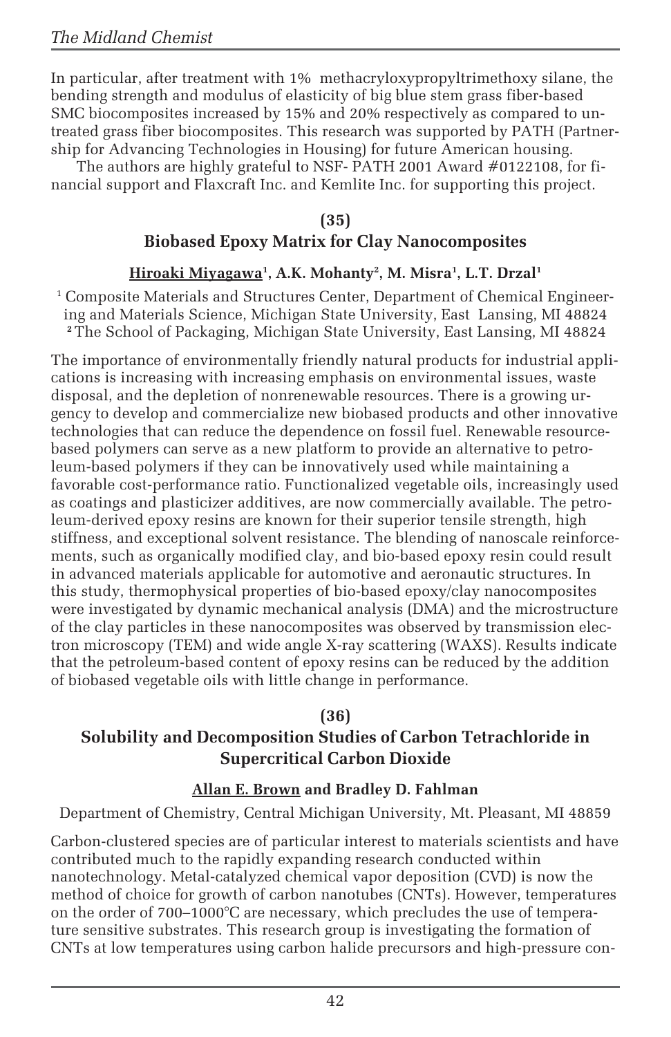In particular, after treatment with 1% methacryloxypropyltrimethoxy silane, the bending strength and modulus of elasticity of big blue stem grass fiber-based SMC biocomposites increased by 15% and 20% respectively as compared to untreated grass fiber biocomposites. This research was supported by PATH (Partnership for Advancing Technologies in Housing) for future American housing.

The authors are highly grateful to NSF- PATH 2001 Award #0122108, for financial support and Flaxcraft Inc. and Kemlite Inc. for supporting this project.

**(35)**

### Biobased Epoxy Matrix for Clay Nanocomposites

**Hiroaki Miyagawa[1], A.K. Mohanty[2], M. Misra[1], L.T. Drzal[1]**

[1] Composite Materials and Structures Center, Department of Chemical Engineering and Materials Science, Michigan State University, East Lansing, MI 48824
[2] The School of Packaging, Michigan State University, East Lansing, MI 48824

The importance of environmentally friendly natural products for industrial applications is increasing with increasing emphasis on environmental issues, waste disposal, and the depletion of nonrenewable resources. There is a growing urgency to develop and commercialize new biobased products and other innovative technologies that can reduce the dependence on fossil fuel. Renewable resource-based polymers can serve as a new platform to provide an alternative to petroleum-based polymers if they can be innovatively used while maintaining a favorable cost-performance ratio. Functionalized vegetable oils, increasingly used as coatings and plasticizer additives, are now commercially available. The petroleum-derived epoxy resins are known for their superior tensile strength, high stiffness, and exceptional solvent resistance. The blending of nanoscale reinforcements, such as organically modified clay, and bio-based epoxy resin could result in advanced materials applicable for automotive and aeronautic structures. In this study, thermophysical properties of bio-based epoxy/clay nanocomposites were investigated by dynamic mechanical analysis (DMA) and the microstructure of the clay particles in these nanocomposites was observed by transmission electron microscopy (TEM) and wide angle X-ray scattering (WAXS). Results indicate that the petroleum-based content of epoxy resins can be reduced by the addition of biobased vegetable oils with little change in performance.

**(36)**

### Solubility and Decomposition Studies of Carbon Tetrachloride in Supercritical Carbon Dioxide

**Allan E. Brown and Bradley D. Fahlman**

Department of Chemistry, Central Michigan University, Mt. Pleasant, MI 48859

Carbon-clustered species are of particular interest to materials scientists and have contributed much to the rapidly expanding research conducted within nanotechnology. Metal-catalyzed chemical vapor deposition (CVD) is now the method of choice for growth of carbon nanotubes (CNTs). However, temperatures on the order of 700–1000°C are necessary, which precludes the use of temperature sensitive substrates. This research group is investigating the formation of CNTs at low temperatures using carbon halide precursors and high-pressure con-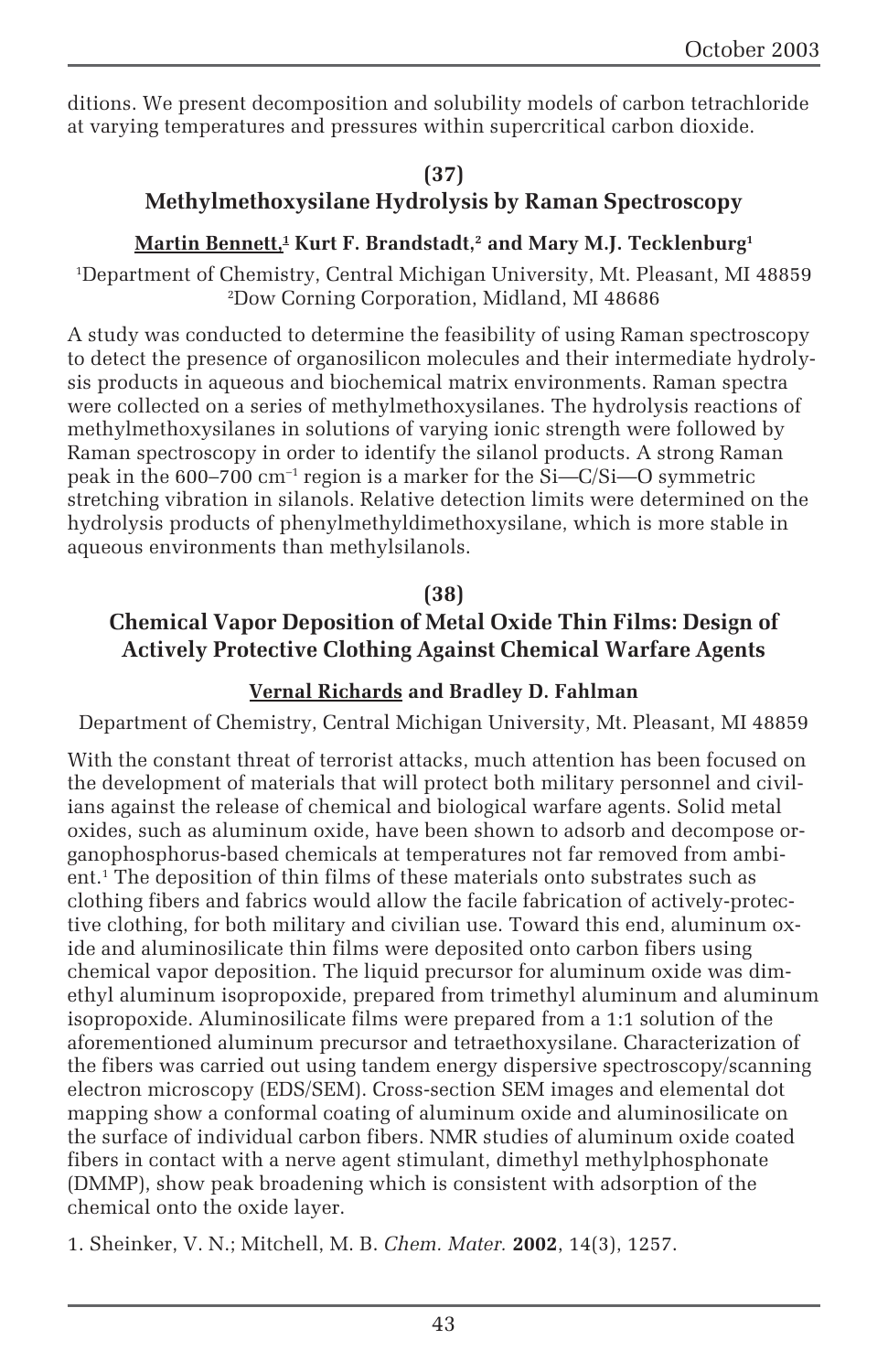ditions. We present decomposition and solubility models of carbon tetrachloride at varying temperatures and pressures within supercritical carbon dioxide.

### (37)

## Methylmethoxysilane Hydrolysis by Raman Spectroscopy

**Martin Bennett,[1] Kurt F. Brandstadt,[2] and Mary M.J. Tecklenburg[1]**

[1]Department of Chemistry, Central Michigan University, Mt. Pleasant, MI 48859
[2]Dow Corning Corporation, Midland, MI 48686

A study was conducted to determine the feasibility of using Raman spectroscopy to detect the presence of organosilicon molecules and their intermediate hydrolysis products in aqueous and biochemical matrix environments. Raman spectra were collected on a series of methylmethoxysilanes. The hydrolysis reactions of methylmethoxysilanes in solutions of varying ionic strength were followed by Raman spectroscopy in order to identify the silanol products. A strong Raman peak in the 600–700 $cm^{-1}$ region is a marker for the Si—C/Si—O symmetric stretching vibration in silanols. Relative detection limits were determined on the hydrolysis products of phenylmethyldimethoxysilane, which is more stable in aqueous environments than methylsilanols.

### (38)

## Chemical Vapor Deposition of Metal Oxide Thin Films: Design of Actively Protective Clothing Against Chemical Warfare Agents

**Vernal Richards and Bradley D. Fahlman**

Department of Chemistry, Central Michigan University, Mt. Pleasant, MI 48859

With the constant threat of terrorist attacks, much attention has been focused on the development of materials that will protect both military personnel and civilians against the release of chemical and biological warfare agents. Solid metal oxides, such as aluminum oxide, have been shown to adsorb and decompose organophosphorus-based chemicals at temperatures not far removed from ambient.[1] The deposition of thin films of these materials onto substrates such as clothing fibers and fabrics would allow the facile fabrication of actively-protective clothing, for both military and civilian use. Toward this end, aluminum oxide and aluminosilicate thin films were deposited onto carbon fibers using chemical vapor deposition. The liquid precursor for aluminum oxide was dimethyl aluminum isopropoxide, prepared from trimethyl aluminum and aluminum isopropoxide. Aluminosilicate films were prepared from a 1:1 solution of the aforementioned aluminum precursor and tetraethoxysilane. Characterization of the fibers was carried out using tandem energy dispersive spectroscopy/scanning electron microscopy (EDS/SEM). Cross-section SEM images and elemental dot mapping show a conformal coating of aluminum oxide and aluminosilicate on the surface of individual carbon fibers. NMR studies of aluminum oxide coated fibers in contact with a nerve agent stimulant, dimethyl methylphosphonate (DMMP), show peak broadening which is consistent with adsorption of the chemical onto the oxide layer.

1. Sheinker, V. N.; Mitchell, M. B. *Chem. Mater.* **2002**, 14(3), 1257.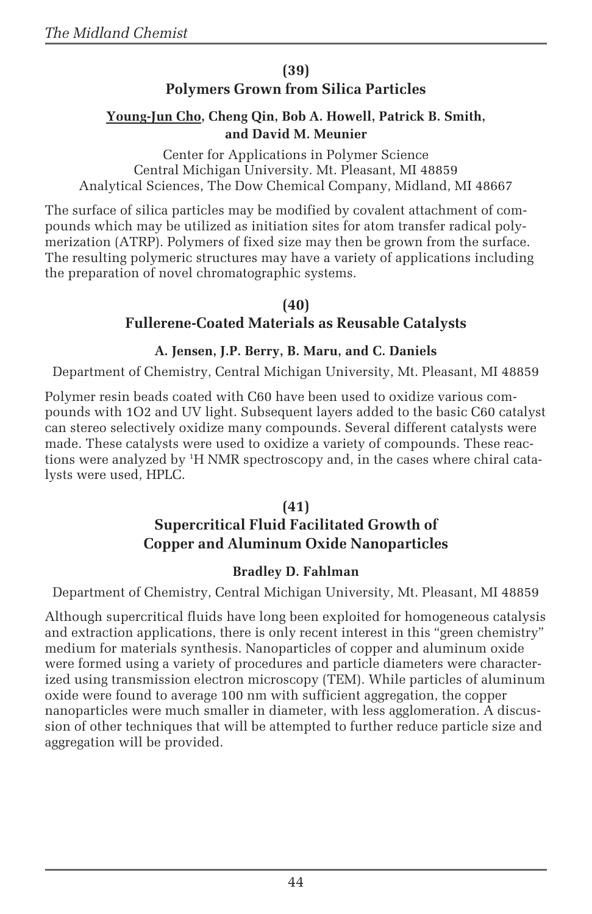## (39)

## Polymers Grown from Silica Particles

**Young-Jun Cho, Cheng Qin, Bob A. Howell, Patrick B. Smith, and David M. Meunier**

Center for Applications in Polymer Science
Central Michigan University. Mt. Pleasant, MI 48859
Analytical Sciences, The Dow Chemical Company, Midland, MI 48667

The surface of silica particles may be modified by covalent attachment of compounds which may be utilized as initiation sites for atom transfer radical polymerization (ATRP). Polymers of fixed size may then be grown from the surface. The resulting polymeric structures may have a variety of applications including the preparation of novel chromatographic systems.

## (40)

## Fullerene-Coated Materials as Reusable Catalysts

**A. Jensen, J.P. Berry, B. Maru, and C. Daniels**

Department of Chemistry, Central Michigan University, Mt. Pleasant, MI 48859

Polymer resin beads coated with C60 have been used to oxidize various compounds with 1O2 and UV light. Subsequent layers added to the basic C60 catalyst can stereo selectively oxidize many compounds. Several different catalysts were made. These catalysts were used to oxidize a variety of compounds. These reactions were analyzed by $^{1}$H NMR spectroscopy and, in the cases where chiral catalysts were used, HPLC.

## (41)

## Supercritical Fluid Facilitated Growth of Copper and Aluminum Oxide Nanoparticles

**Bradley D. Fahlman**

Department of Chemistry, Central Michigan University, Mt. Pleasant, MI 48859

Although supercritical fluids have long been exploited for homogeneous catalysis and extraction applications, there is only recent interest in this "green chemistry" medium for materials synthesis. Nanoparticles of copper and aluminum oxide were formed using a variety of procedures and particle diameters were characterized using transmission electron microscopy (TEM). While particles of aluminum oxide were found to average 100 nm with sufficient aggregation, the copper nanoparticles were much smaller in diameter, with less agglomeration. A discussion of other techniques that will be attempted to further reduce particle size and aggregation will be provided.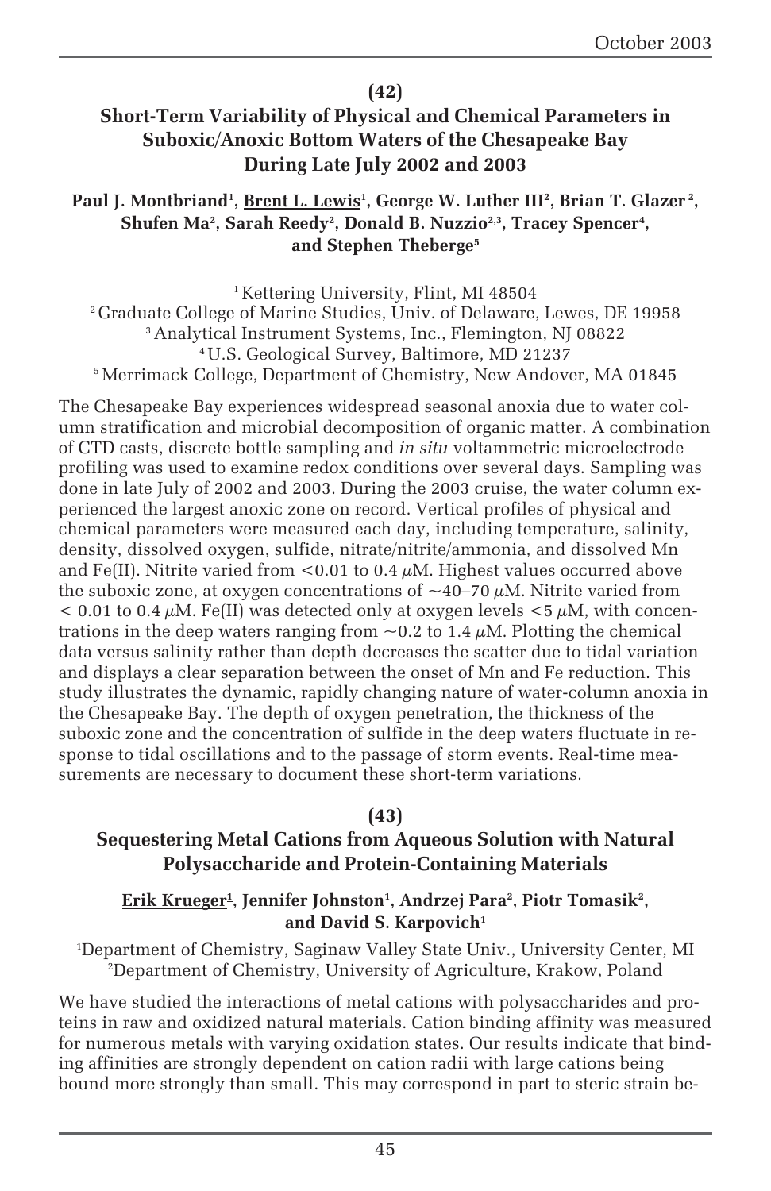**(42)**

## Short-Term Variability of Physical and Chemical Parameters in Suboxic/Anoxic Bottom Waters of the Chesapeake Bay During Late July 2002 and 2003

**Paul J. Montbriand[1], Brent L. Lewis[1], George W. Luther III[2], Brian T. Glazer[2], Shufen Ma[2], Sarah Reedy[2], Donald B. Nuzzio[2,3], Tracey Spencer[4], and Stephen Theberge[5]**

[1] Kettering University, Flint, MI 48504
[2] Graduate College of Marine Studies, Univ. of Delaware, Lewes, DE 19958
[3] Analytical Instrument Systems, Inc., Flemington, NJ 08822
[4] U.S. Geological Survey, Baltimore, MD 21237
[5] Merrimack College, Department of Chemistry, New Andover, MA 01845

The Chesapeake Bay experiences widespread seasonal anoxia due to water column stratification and microbial decomposition of organic matter. A combination of CTD casts, discrete bottle sampling and *in situ* voltammetric microelectrode profiling was used to examine redox conditions over several days. Sampling was done in late July of 2002 and 2003. During the 2003 cruise, the water column experienced the largest anoxic zone on record. Vertical profiles of physical and chemical parameters were measured each day, including temperature, salinity, density, dissolved oxygen, sulfide, nitrate/nitrite/ammonia, and dissolved Mn and Fe(II). Nitrite varied from $<0.01$ to 0.4 $\mu$M. Highest values occurred above the suboxic zone, at oxygen concentrations of $\sim$40–70 $\mu$M. Nitrite varied from $< 0.01$ to 0.4 $\mu$M. Fe(II) was detected only at oxygen levels $<5$ $\mu$M, with concentrations in the deep waters ranging from $\sim$0.2 to 1.4 $\mu$M. Plotting the chemical data versus salinity rather than depth decreases the scatter due to tidal variation and displays a clear separation between the onset of Mn and Fe reduction. This study illustrates the dynamic, rapidly changing nature of water-column anoxia in the Chesapeake Bay. The depth of oxygen penetration, the thickness of the suboxic zone and the concentration of sulfide in the deep waters fluctuate in response to tidal oscillations and to the passage of storm events. Real-time measurements are necessary to document these short-term variations.

**(43)**

## Sequestering Metal Cations from Aqueous Solution with Natural Polysaccharide and Protein-Containing Materials

**Erik Krueger[1], Jennifer Johnston[1], Andrzej Para[2], Piotr Tomasik[2], and David S. Karpovich[1]**

[1]Department of Chemistry, Saginaw Valley State Univ., University Center, MI
[2]Department of Chemistry, University of Agriculture, Krakow, Poland

We have studied the interactions of metal cations with polysaccharides and proteins in raw and oxidized natural materials. Cation binding affinity was measured for numerous metals with varying oxidation states. Our results indicate that binding affinities are strongly dependent on cation radii with large cations being bound more strongly than small. This may correspond in part to steric strain be-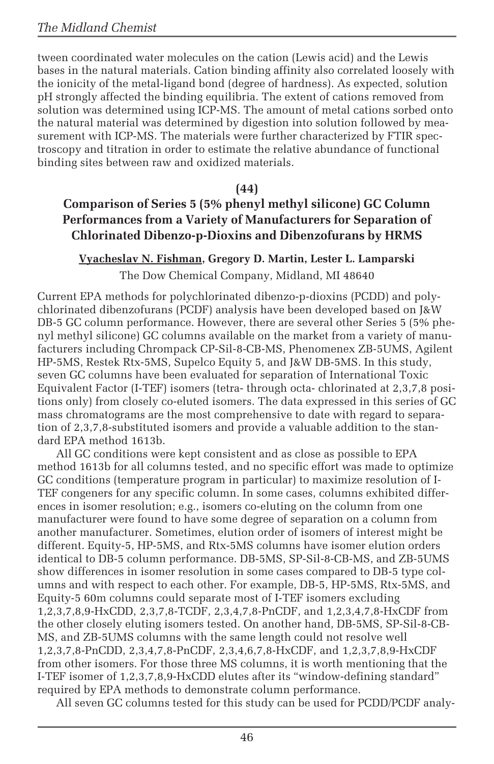tween coordinated water molecules on the cation (Lewis acid) and the Lewis bases in the natural materials. Cation binding affinity also correlated loosely with the ionicity of the metal-ligand bond (degree of hardness). As expected, solution pH strongly affected the binding equilibria. The extent of cations removed from solution was determined using ICP-MS. The amount of metal cations sorbed onto the natural material was determined by digestion into solution followed by measurement with ICP-MS. The materials were further characterized by FTIR spectroscopy and titration in order to estimate the relative abundance of functional binding sites between raw and oxidized materials.

**(44)**

### Comparison of Series 5 (5% phenyl methyl silicone) GC Column Performances from a Variety of Manufacturers for Separation of Chlorinated Dibenzo-p-Dioxins and Dibenzofurans by HRMS

**Vyacheslav N. Fishman, Gregory D. Martin, Lester L. Lamparski**

The Dow Chemical Company, Midland, MI 48640

Current EPA methods for polychlorinated dibenzo-p-dioxins (PCDD) and polychlorinated dibenzofurans (PCDF) analysis have been developed based on J&W DB-5 GC column performance. However, there are several other Series 5 (5% phenyl methyl silicone) GC columns available on the market from a variety of manufacturers including Chrompack CP-Sil-8-CB-MS, Phenomenex ZB-5UMS, Agilent HP-5MS, Restek Rtx-5MS, Supelco Equity 5, and J&W DB-5MS. In this study, seven GC columns have been evaluated for separation of International Toxic Equivalent Factor (I-TEF) isomers (tetra- through octa- chlorinated at 2,3,7,8 positions only) from closely co-eluted isomers. The data expressed in this series of GC mass chromatograms are the most comprehensive to date with regard to separation of 2,3,7,8-substituted isomers and provide a valuable addition to the standard EPA method 1613b.

All GC conditions were kept consistent and as close as possible to EPA method 1613b for all columns tested, and no specific effort was made to optimize GC conditions (temperature program in particular) to maximize resolution of I-TEF congeners for any specific column. In some cases, columns exhibited differences in isomer resolution; e.g., isomers co-eluting on the column from one manufacturer were found to have some degree of separation on a column from another manufacturer. Sometimes, elution order of isomers of interest might be different. Equity-5, HP-5MS, and Rtx-5MS columns have isomer elution orders identical to DB-5 column performance. DB-5MS, SP-Sil-8-CB-MS, and ZB-5UMS show differences in isomer resolution in some cases compared to DB-5 type columns and with respect to each other. For example, DB-5, HP-5MS, Rtx-5MS, and Equity-5 60m columns could separate most of I-TEF isomers excluding 1,2,3,7,8,9-HxCDD, 2,3,7,8-TCDF, 2,3,4,7,8-PnCDF, and 1,2,3,4,7,8-HxCDF from the other closely eluting isomers tested. On another hand, DB-5MS, SP-Sil-8-CB-MS, and ZB-5UMS columns with the same length could not resolve well 1,2,3,7,8-PnCDD, 2,3,4,7,8-PnCDF, 2,3,4,6,7,8-HxCDF, and 1,2,3,7,8,9-HxCDF from other isomers. For those three MS columns, it is worth mentioning that the I-TEF isomer of 1,2,3,7,8,9-HxCDD elutes after its "window-defining standard" required by EPA methods to demonstrate column performance.

All seven GC columns tested for this study can be used for PCDD/PCDF analy-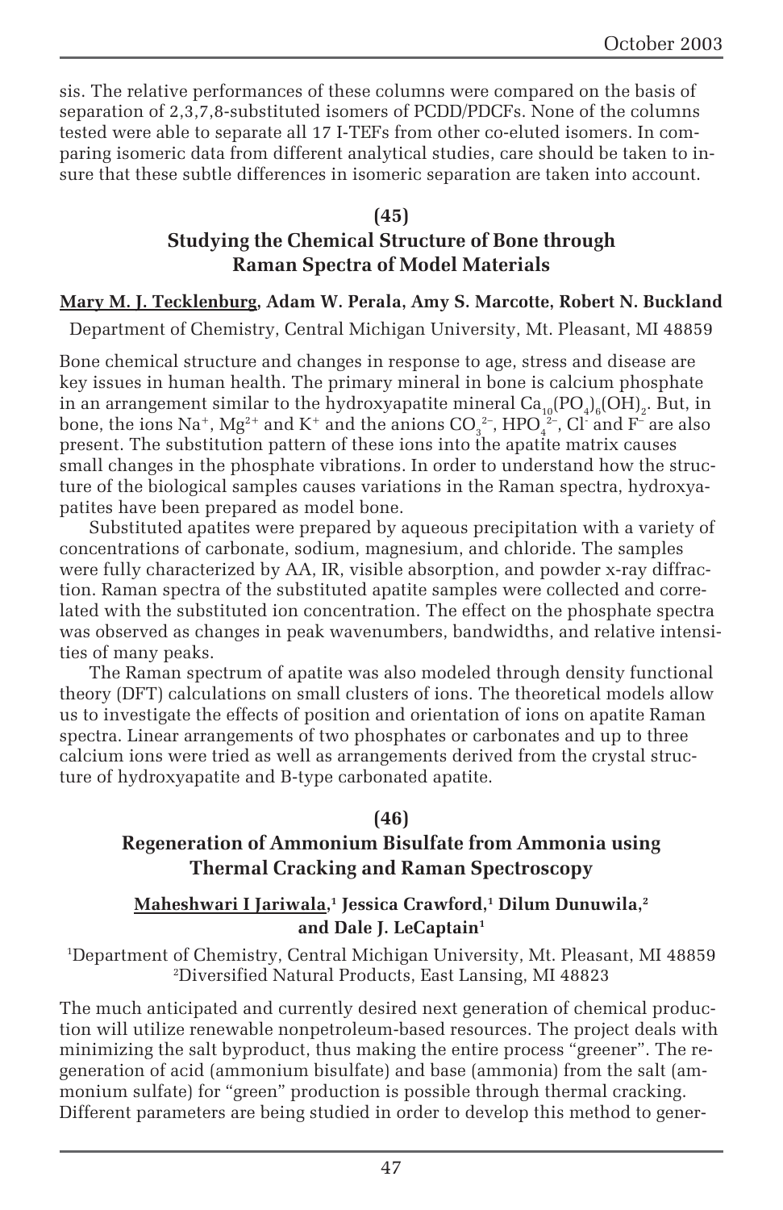sis. The relative performances of these columns were compared on the basis of separation of 2,3,7,8-substituted isomers of PCDD/PDCFs. None of the columns tested were able to separate all 17 I-TEFs from other co-eluted isomers. In comparing isomeric data from different analytical studies, care should be taken to insure that these subtle differences in isomeric separation are taken into account.

**(45)**

## Studying the Chemical Structure of Bone through Raman Spectra of Model Materials

**Mary M. J. Tecklenburg, Adam W. Perala, Amy S. Marcotte, Robert N. Buckland**

Department of Chemistry, Central Michigan University, Mt. Pleasant, MI 48859

Bone chemical structure and changes in response to age, stress and disease are key issues in human health. The primary mineral in bone is calcium phosphate in an arrangement similar to the hydroxyapatite mineral $Ca_{10}(PO_4)_6(OH)_2$. But, in bone, the ions $Na^+$, $Mg^{2+}$ and $K^+$ and the anions $CO_3^{2-}$, $HPO_4^{2-}$, $Cl^-$ and $F^-$ are also present. The substitution pattern of these ions into the apatite matrix causes small changes in the phosphate vibrations. In order to understand how the structure of the biological samples causes variations in the Raman spectra, hydroxyapatites have been prepared as model bone.

Substituted apatites were prepared by aqueous precipitation with a variety of concentrations of carbonate, sodium, magnesium, and chloride. The samples were fully characterized by AA, IR, visible absorption, and powder x-ray diffraction. Raman spectra of the substituted apatite samples were collected and correlated with the substituted ion concentration. The effect on the phosphate spectra was observed as changes in peak wavenumbers, bandwidths, and relative intensities of many peaks.

The Raman spectrum of apatite was also modeled through density functional theory (DFT) calculations on small clusters of ions. The theoretical models allow us to investigate the effects of position and orientation of ions on apatite Raman spectra. Linear arrangements of two phosphates or carbonates and up to three calcium ions were tried as well as arrangements derived from the crystal structure of hydroxyapatite and B-type carbonated apatite.

**(46)**

## Regeneration of Ammonium Bisulfate from Ammonia using Thermal Cracking and Raman Spectroscopy

**Maheshwari I Jariwala,[1] Jessica Crawford,[1] Dilum Dunuwila,[2] and Dale J. LeCaptain[1]**

[1]Department of Chemistry, Central Michigan University, Mt. Pleasant, MI 48859
[2]Diversified Natural Products, East Lansing, MI 48823

The much anticipated and currently desired next generation of chemical production will utilize renewable nonpetroleum-based resources. The project deals with minimizing the salt byproduct, thus making the entire process "greener". The regeneration of acid (ammonium bisulfate) and base (ammonia) from the salt (ammonium sulfate) for "green" production is possible through thermal cracking. Different parameters are being studied in order to develop this method to gener-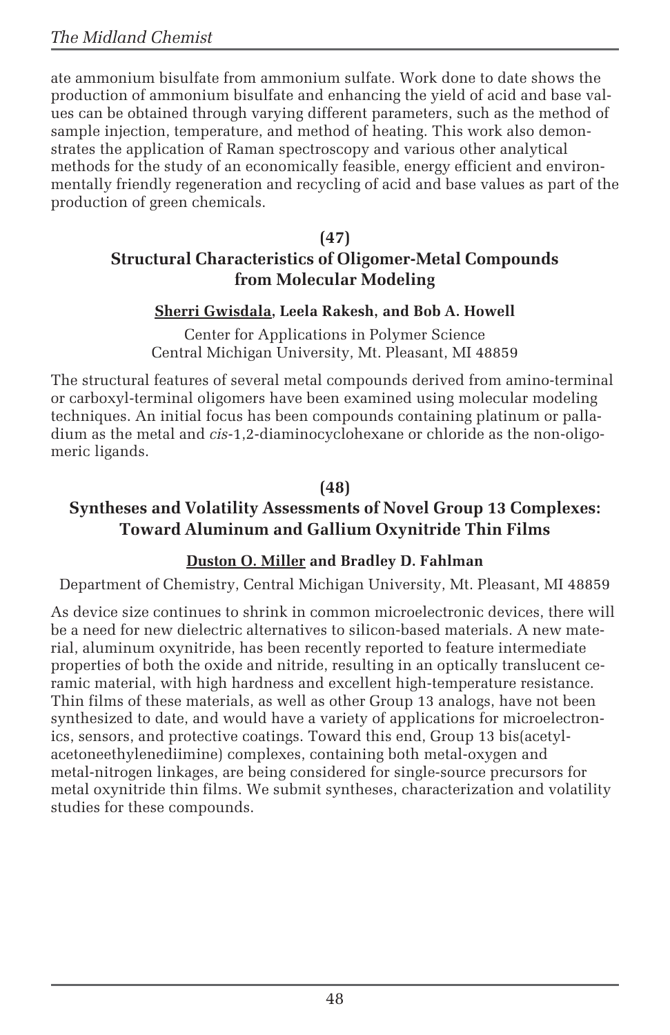ate ammonium bisulfate from ammonium sulfate. Work done to date shows the production of ammonium bisulfate and enhancing the yield of acid and base values can be obtained through varying different parameters, such as the method of sample injection, temperature, and method of heating. This work also demonstrates the application of Raman spectroscopy and various other analytical methods for the study of an economically feasible, energy efficient and environmentally friendly regeneration and recycling of acid and base values as part of the production of green chemicals.

**(47)**

## Structural Characteristics of Oligomer-Metal Compounds from Molecular Modeling

**Sherri Gwisdala, Leela Rakesh, and Bob A. Howell**

Center for Applications in Polymer Science
Central Michigan University, Mt. Pleasant, MI 48859

The structural features of several metal compounds derived from amino-terminal or carboxyl-terminal oligomers have been examined using molecular modeling techniques. An initial focus has been compounds containing platinum or palladium as the metal and *cis*-1,2-diaminocyclohexane or chloride as the non-oligomeric ligands.

**(48)**

## Syntheses and Volatility Assessments of Novel Group 13 Complexes: Toward Aluminum and Gallium Oxynitride Thin Films

**Duston O. Miller and Bradley D. Fahlman**

Department of Chemistry, Central Michigan University, Mt. Pleasant, MI 48859

As device size continues to shrink in common microelectronic devices, there will be a need for new dielectric alternatives to silicon-based materials. A new material, aluminum oxynitride, has been recently reported to feature intermediate properties of both the oxide and nitride, resulting in an optically translucent ceramic material, with high hardness and excellent high-temperature resistance. Thin films of these materials, as well as other Group 13 analogs, have not been synthesized to date, and would have a variety of applications for microelectronics, sensors, and protective coatings. Toward this end, Group 13 bis(acetylacetoneethylenediimine) complexes, containing both metal-oxygen and metal-nitrogen linkages, are being considered for single-source precursors for metal oxynitride thin films. We submit syntheses, characterization and volatility studies for these compounds.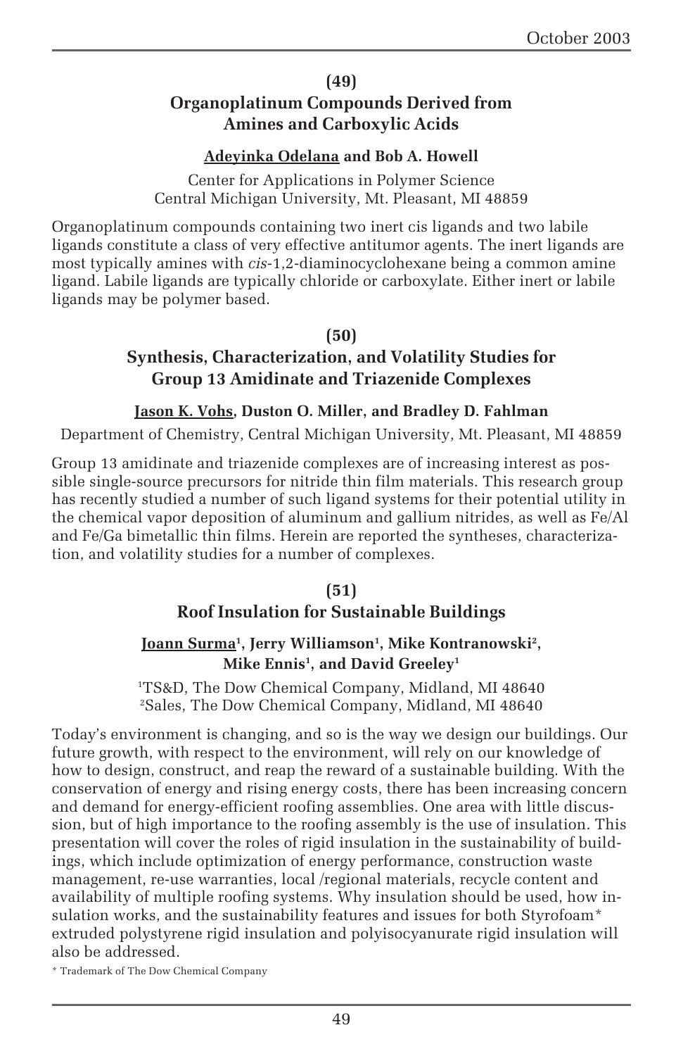**(49)**

## Organoplatinum Compounds Derived from Amines and Carboxylic Acids

**Adeyinka Odelana and Bob A. Howell**

Center for Applications in Polymer Science
Central Michigan University, Mt. Pleasant, MI 48859

Organoplatinum compounds containing two inert cis ligands and two labile ligands constitute a class of very effective antitumor agents. The inert ligands are most typically amines with *cis*-1,2-diaminocyclohexane being a common amine ligand. Labile ligands are typically chloride or carboxylate. Either inert or labile ligands may be polymer based.

**(50)**

## Synthesis, Characterization, and Volatility Studies for Group 13 Amidinate and Triazenide Complexes

**Jason K. Vohs, Duston O. Miller, and Bradley D. Fahlman**

Department of Chemistry, Central Michigan University, Mt. Pleasant, MI 48859

Group 13 amidinate and triazenide complexes are of increasing interest as possible single-source precursors for nitride thin film materials. This research group has recently studied a number of such ligand systems for their potential utility in the chemical vapor deposition of aluminum and gallium nitrides, as well as Fe/Al and Fe/Ga bimetallic thin films. Herein are reported the syntheses, characterization, and volatility studies for a number of complexes.

**(51)**

## Roof Insulation for Sustainable Buildings

**Joann Surma[1], Jerry Williamson[1], Mike Kontranowski[2], Mike Ennis[1], and David Greeley[1]**

[1]TS&D, The Dow Chemical Company, Midland, MI 48640
[2]Sales, The Dow Chemical Company, Midland, MI 48640

Today's environment is changing, and so is the way we design our buildings. Our future growth, with respect to the environment, will rely on our knowledge of how to design, construct, and reap the reward of a sustainable building. With the conservation of energy and rising energy costs, there has been increasing concern and demand for energy-efficient roofing assemblies. One area with little discussion, but of high importance to the roofing assembly is the use of insulation. This presentation will cover the roles of rigid insulation in the sustainability of buildings, which include optimization of energy performance, construction waste management, re-use warranties, local /regional materials, recycle content and availability of multiple roofing systems. Why insulation should be used, how insulation works, and the sustainability features and issues for both Styrofoam* extruded polystyrene rigid insulation and polyisocyanurate rigid insulation will also be addressed.

* Trademark of The Dow Chemical Company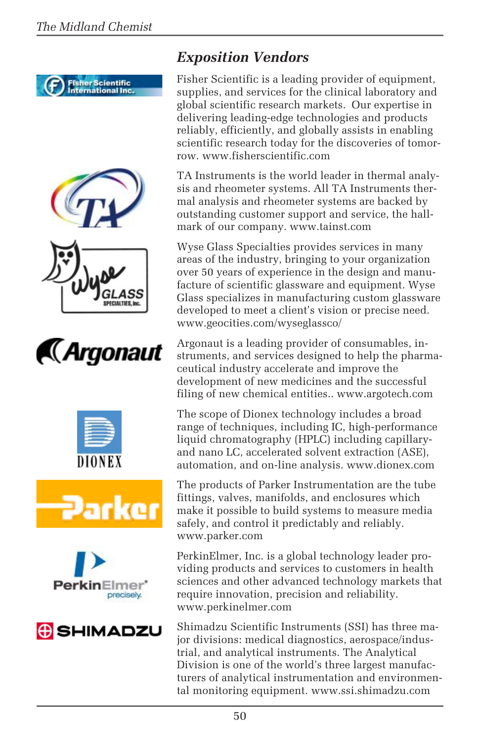## *Exposition Vendors*

Fisher Scientific is a leading provider of equipment, supplies, and services for the clinical laboratory and global scientific research markets. Our expertise in delivering leading-edge technologies and products reliably, efficiently, and globally assists in enabling scientific research today for the discoveries of tomorrow. www.fisherscientific.com

TA Instruments is the world leader in thermal analysis and rheometer systems. All TA Instruments thermal analysis and rheometer systems are backed by outstanding customer support and service, the hallmark of our company. www.tainst.com

Wyse Glass Specialties provides services in many areas of the industry, bringing to your organization over 50 years of experience in the design and manufacture of scientific glassware and equipment. Wyse Glass specializes in manufacturing custom glassware developed to meet a client's vision or precise need. www.geocities.com/wyseglassco/

Argonaut is a leading provider of consumables, instruments, and services designed to help the pharmaceutical industry accelerate and improve the development of new medicines and the successful filing of new chemical entities.. www.argotech.com

The scope of Dionex technology includes a broad range of techniques, including IC, high-performance liquid chromatography (HPLC) including capillary- and nano LC, accelerated solvent extraction (ASE), automation, and on-line analysis. www.dionex.com

The products of Parker Instrumentation are the tube fittings, valves, manifolds, and enclosures which make it possible to build systems to measure media safely, and control it predictably and reliably. www.parker.com

PerkinElmer, Inc. is a global technology leader providing products and services to customers in health sciences and other advanced technology markets that require innovation, precision and reliability. www.perkinelmer.com

Shimadzu Scientific Instruments (SSI) has three major divisions: medical diagnostics, aerospace/industrial, and analytical instruments. The Analytical Division is one of the world's three largest manufacturers of analytical instrumentation and environmental monitoring equipment. www.ssi.shimadzu.com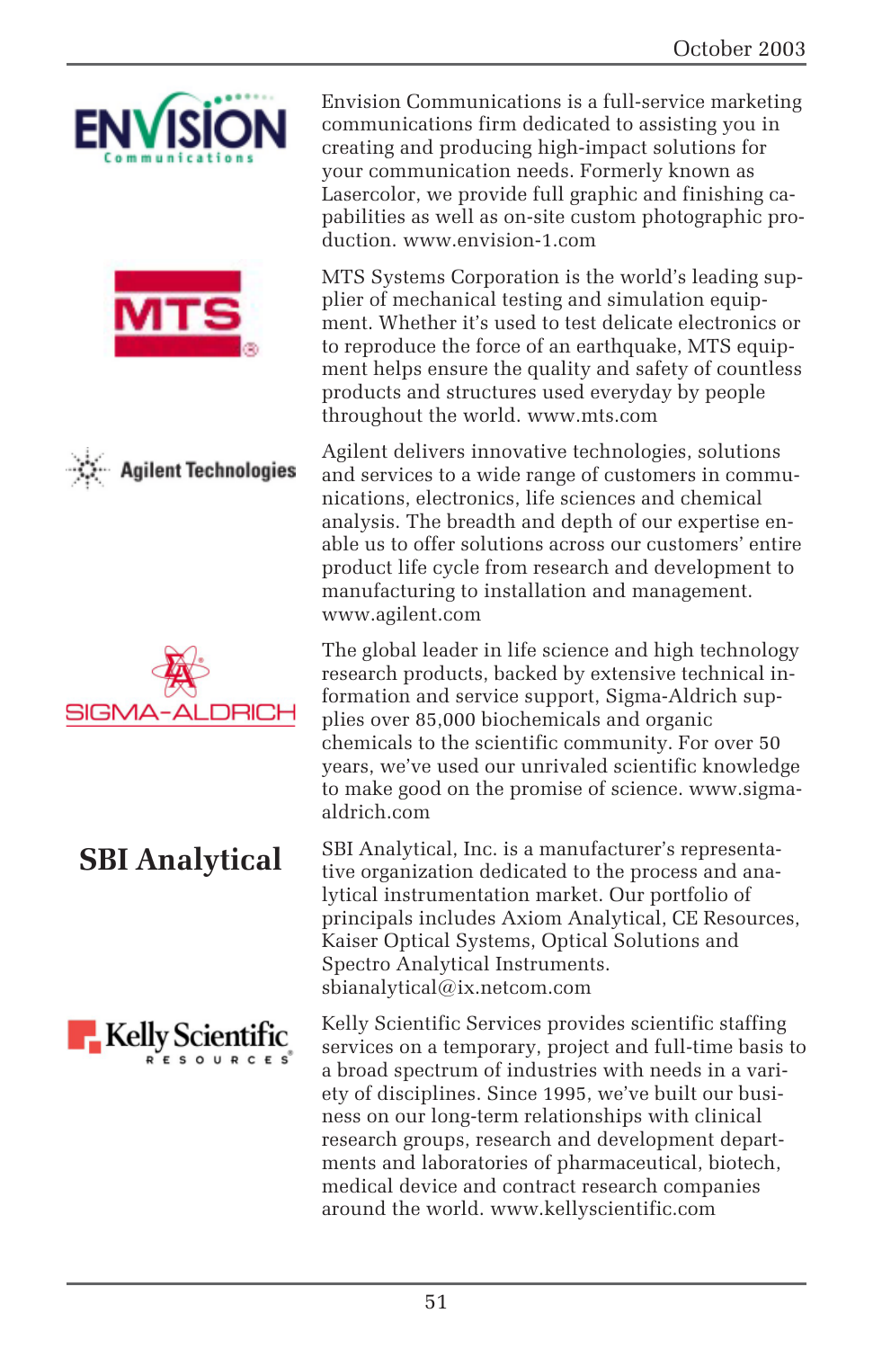Envision Communications is a full-service marketing communications firm dedicated to assisting you in creating and producing high-impact solutions for your communication needs. Formerly known as Lasercolor, we provide full graphic and finishing capabilities as well as on-site custom photographic production. www.envision-1.com

MTS Systems Corporation is the world's leading supplier of mechanical testing and simulation equipment. Whether it's used to test delicate electronics or to reproduce the force of an earthquake, MTS equipment helps ensure the quality and safety of countless products and structures used everyday by people throughout the world. www.mts.com

Agilent delivers innovative technologies, solutions and services to a wide range of customers in communications, electronics, life sciences and chemical analysis. The breadth and depth of our expertise enable us to offer solutions across our customers' entire product life cycle from research and development to manufacturing to installation and management. www.agilent.com

The global leader in life science and high technology research products, backed by extensive technical information and service support, Sigma-Aldrich supplies over 85,000 biochemicals and organic chemicals to the scientific community. For over 50 years, we've used our unrivaled scientific knowledge to make good on the promise of science. www.sigma-aldrich.com

**SBI Analytical**

SBI Analytical, Inc. is a manufacturer's representative organization dedicated to the process and analytical instrumentation market. Our portfolio of principals includes Axiom Analytical, CE Resources, Kaiser Optical Systems, Optical Solutions and Spectro Analytical Instruments. sbianalytical@ix.netcom.com

Kelly Scientific Services provides scientific staffing services on a temporary, project and full-time basis to a broad spectrum of industries with needs in a variety of disciplines. Since 1995, we've built our business on our long-term relationships with clinical research groups, research and development departments and laboratories of pharmaceutical, biotech, medical device and contract research companies around the world. www.kellyscientific.com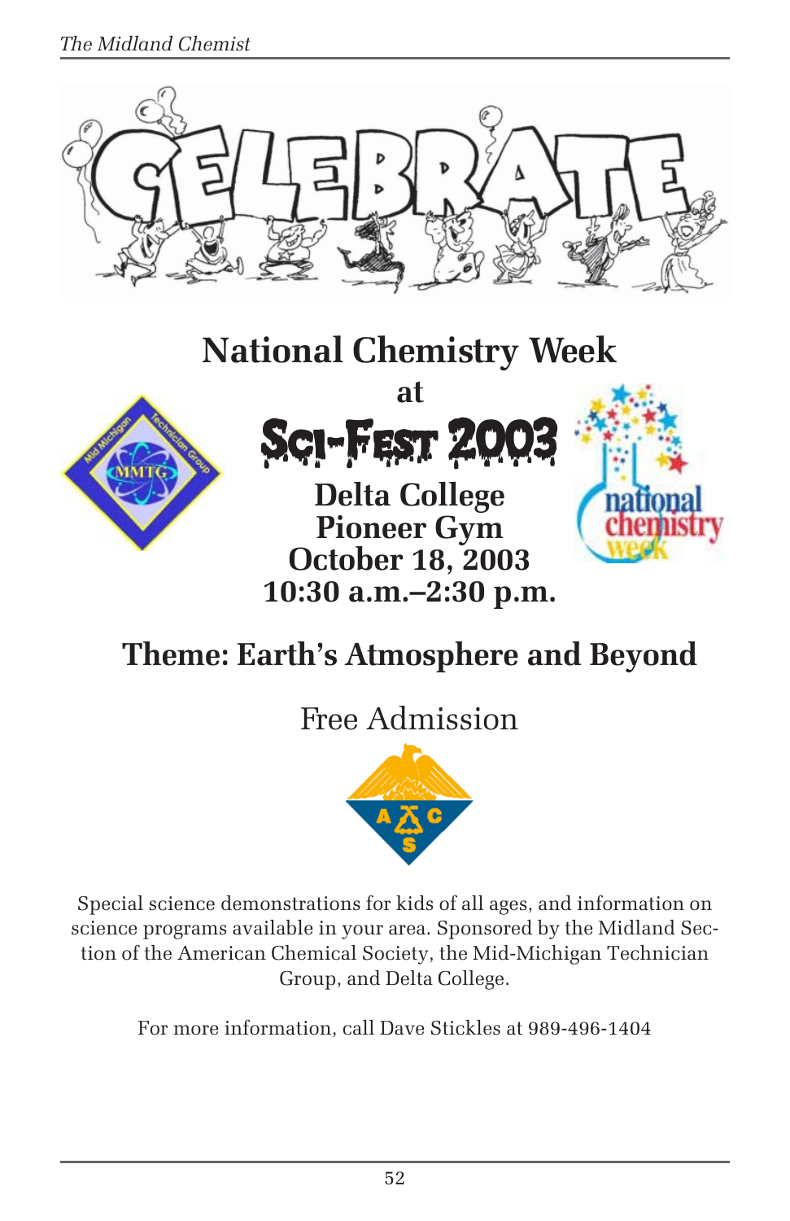CELEBRATE

# National Chemistry Week

## at

## Sci-Fest 2003

**Delta College**
**Pioneer Gym**
**October 18, 2003**
**10:30 a.m.–2:30 p.m.**

## Theme: Earth's Atmosphere and Beyond

Free Admission

Special science demonstrations for kids of all ages, and information on science programs available in your area. Sponsored by the Midland Section of the American Chemical Society, the Mid-Michigan Technician Group, and Delta College.

For more information, call Dave Stickles at 989-496-1404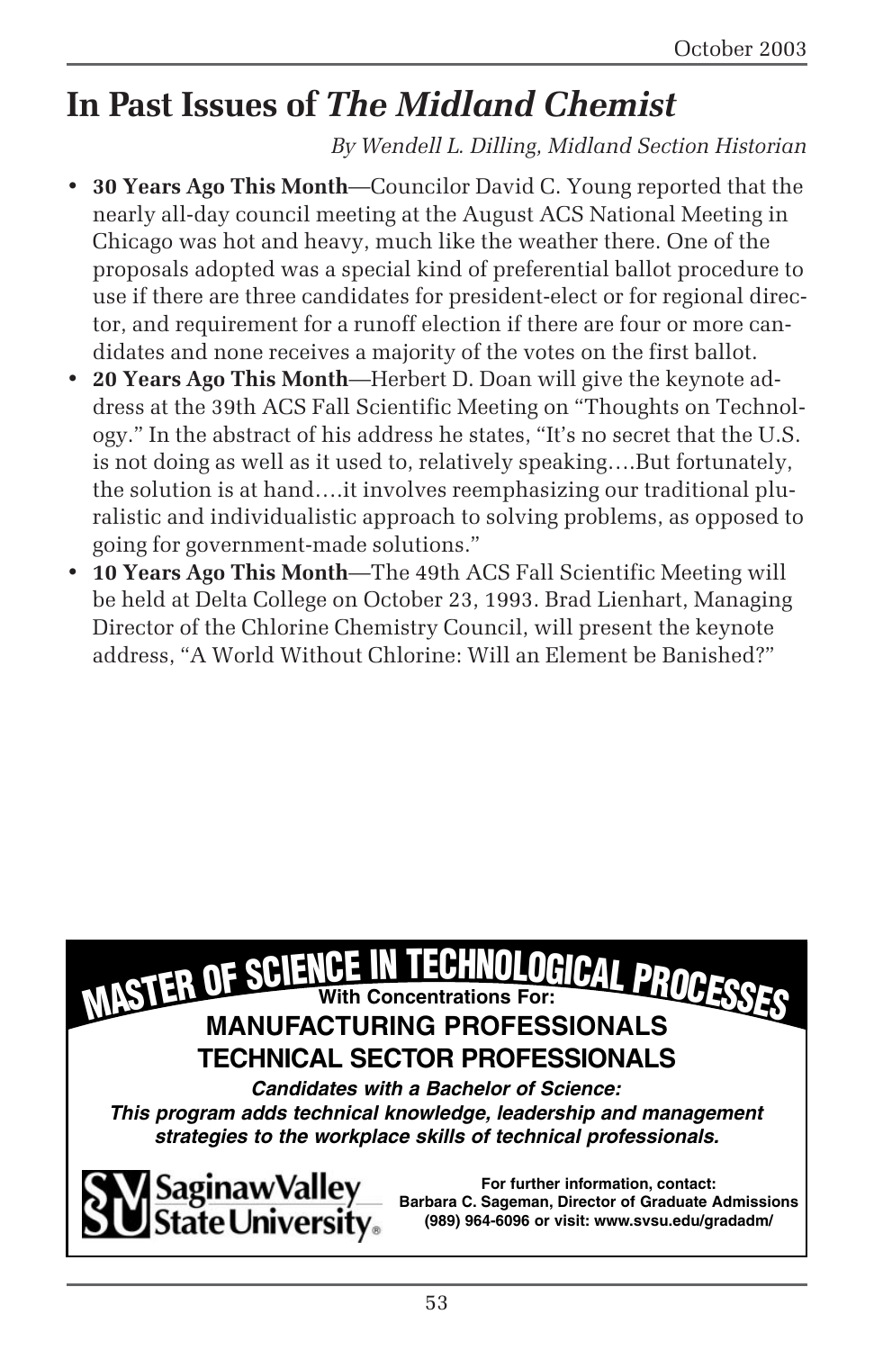# In Past Issues of *The Midland Chemist*

*By Wendell L. Dilling, Midland Section Historian*

- **30 Years Ago This Month—**Councilor David C. Young reported that the nearly all-day council meeting at the August ACS National Meeting in Chicago was hot and heavy, much like the weather there. One of the proposals adopted was a special kind of preferential ballot procedure to use if there are three candidates for president-elect or for regional director, and requirement for a runoff election if there are four or more candidates and none receives a majority of the votes on the first ballot.
- **20 Years Ago This Month**—Herbert D. Doan will give the keynote address at the 39th ACS Fall Scientific Meeting on "Thoughts on Technology." In the abstract of his address he states, "It's no secret that the U.S. is not doing as well as it used to, relatively speaking….But fortunately, the solution is at hand….it involves reemphasizing our traditional pluralistic and individualistic approach to solving problems, as opposed to going for government-made solutions."
- **10 Years Ago This Month—**The 49th ACS Fall Scientific Meeting will be held at Delta College on October 23, 1993. Brad Lienhart, Managing Director of the Chlorine Chemistry Council, will present the keynote address, "A World Without Chlorine: Will an Element be Banished?"

---

**MASTER OF SCIENCE IN TECHNOLOGICAL PROCESSES**

**With Concentrations For:**

**MANUFACTURING PROFESSIONALS**

**TECHNICAL SECTOR PROFESSIONALS**

***Candidates with a Bachelor of Science:***
***This program adds technical knowledge, leadership and management strategies to the workplace skills of technical professionals.***

Saginaw Valley State University

**For further information, contact:**
**Barbara C. Sageman, Director of Graduate Admissions**
**(989) 964-6096 or visit: www.svsu.edu/gradadm/**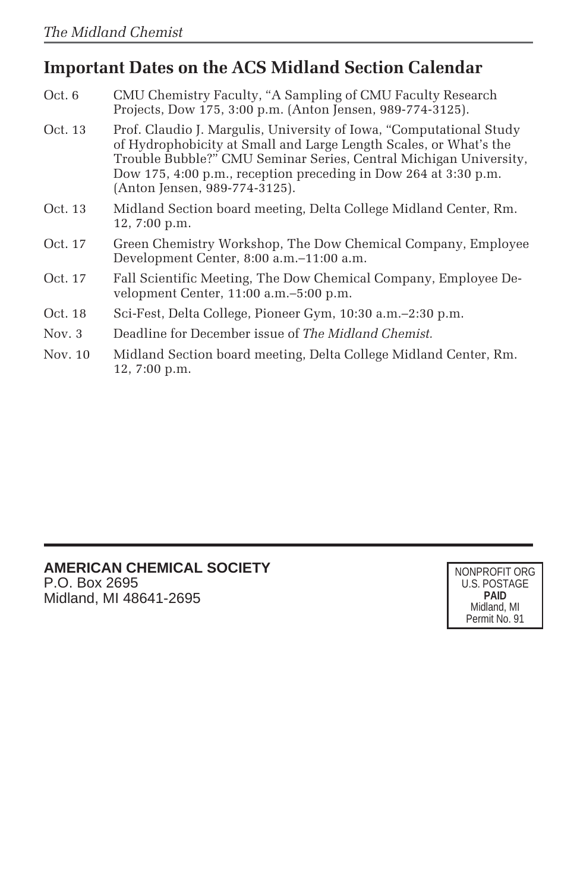## Important Dates on the ACS Midland Section Calendar

| | |
|---|---|
| Oct. 6 | CMU Chemistry Faculty, "A Sampling of CMU Faculty Research Projects, Dow 175, 3:00 p.m. (Anton Jensen, 989-774-3125). |
| Oct. 13 | Prof. Claudio J. Margulis, University of Iowa, "Computational Study of Hydrophobicity at Small and Large Length Scales, or What's the Trouble Bubble?" CMU Seminar Series, Central Michigan University, Dow 175, 4:00 p.m., reception preceding in Dow 264 at 3:30 p.m. (Anton Jensen, 989-774-3125). |
| Oct. 13 | Midland Section board meeting, Delta College Midland Center, Rm. 12, 7:00 p.m. |
| Oct. 17 | Green Chemistry Workshop, The Dow Chemical Company, Employee Development Center, 8:00 a.m.–11:00 a.m. |
| Oct. 17 | Fall Scientific Meeting, The Dow Chemical Company, Employee Development Center, 11:00 a.m.–5:00 p.m. |
| Oct. 18 | Sci-Fest, Delta College, Pioneer Gym, 10:30 a.m.–2:30 p.m. |
| Nov. 3 | Deadline for December issue of *The Midland Chemist*. |
| Nov. 10 | Midland Section board meeting, Delta College Midland Center, Rm. 12, 7:00 p.m. |

---

**AMERICAN CHEMICAL SOCIETY**
P.O. Box 2695
Midland, MI 48641-2695

NONPROFIT ORG
U.S. POSTAGE
**PAID**
Midland, MI
Permit No. 91